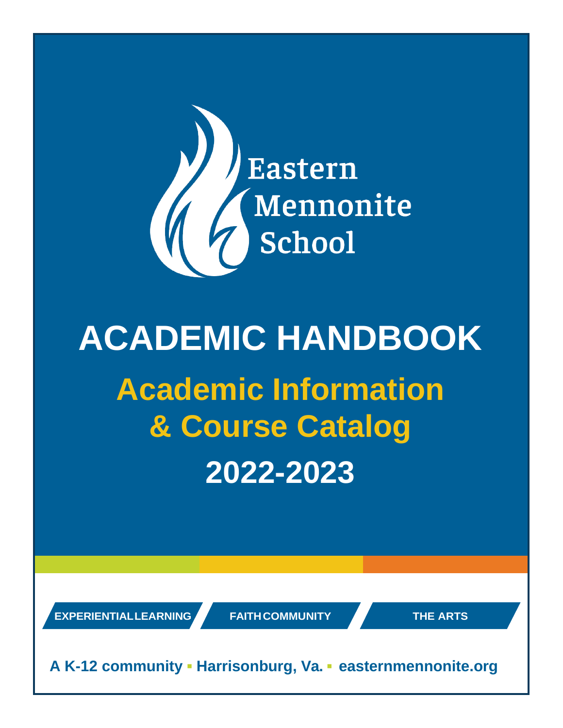Eastern Mennonite School

# ACADEMIC HANDBOOK

## Academic Information & Course Catalog

## 2022-2023

EXPERIENTIAL LEARNING | FAITH COMMUNITY | THE ARTS

**A K-12 community ▪ Harrisonburg, Va. ▪ easternmennonite.org**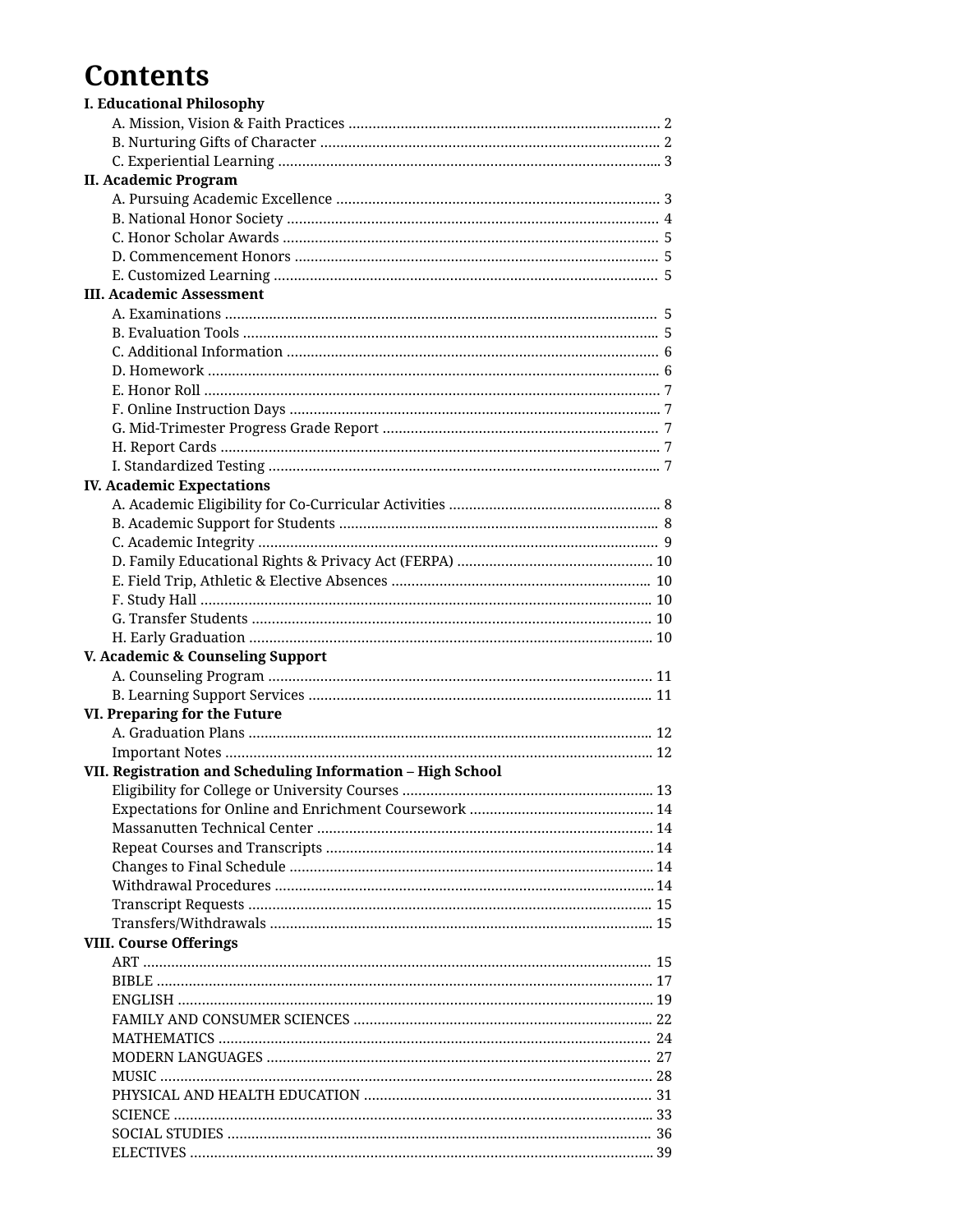# Contents

**I. Educational Philosophy**

- A. Mission, Vision & Faith Practices ........ 2
- B. Nurturing Gifts of Character ........ 2
- C. Experiential Learning ........ 3

**II. Academic Program**

- A. Pursuing Academic Excellence ........ 3
- B. National Honor Society ........ 4
- C. Honor Scholar Awards ........ 5
- D. Commencement Honors ........ 5
- E. Customized Learning ........ 5

**III. Academic Assessment**

- A. Examinations ........ 5
- B. Evaluation Tools ........ 5
- C. Additional Information ........ 6
- D. Homework ........ 6
- E. Honor Roll ........ 7
- F. Online Instruction Days ........ 7
- G. Mid-Trimester Progress Grade Report ........ 7
- H. Report Cards ........ 7
- I. Standardized Testing ........ 7

**IV. Academic Expectations**

- A. Academic Eligibility for Co-Curricular Activities ........ 8
- B. Academic Support for Students ........ 8
- C. Academic Integrity ........ 9
- D. Family Educational Rights & Privacy Act (FERPA) ........ 10
- E. Field Trip, Athletic & Elective Absences ........ 10
- F. Study Hall ........ 10
- G. Transfer Students ........ 10
- H. Early Graduation ........ 10

**V. Academic & Counseling Support**

- A. Counseling Program ........ 11
- B. Learning Support Services ........ 11

**VI. Preparing for the Future**

- A. Graduation Plans ........ 12
- Important Notes ........ 12

**VII. Registration and Scheduling Information – High School**

- Eligibility for College or University Courses ........ 13
- Expectations for Online and Enrichment Coursework ........ 14
- Massanutten Technical Center ........ 14
- Repeat Courses and Transcripts ........ 14
- Changes to Final Schedule ........ 14
- Withdrawal Procedures ........ 14
- Transcript Requests ........ 15
- Transfers/Withdrawals ........ 15

**VIII. Course Offerings**

- ART ........ 15
- BIBLE ........ 17
- ENGLISH ........ 19
- FAMILY AND CONSUMER SCIENCES ........ 22
- MATHEMATICS ........ 24
- MODERN LANGUAGES ........ 27
- MUSIC ........ 28
- PHYSICAL AND HEALTH EDUCATION ........ 31
- SCIENCE ........ 33
- SOCIAL STUDIES ........ 36
- ELECTIVES ........ 39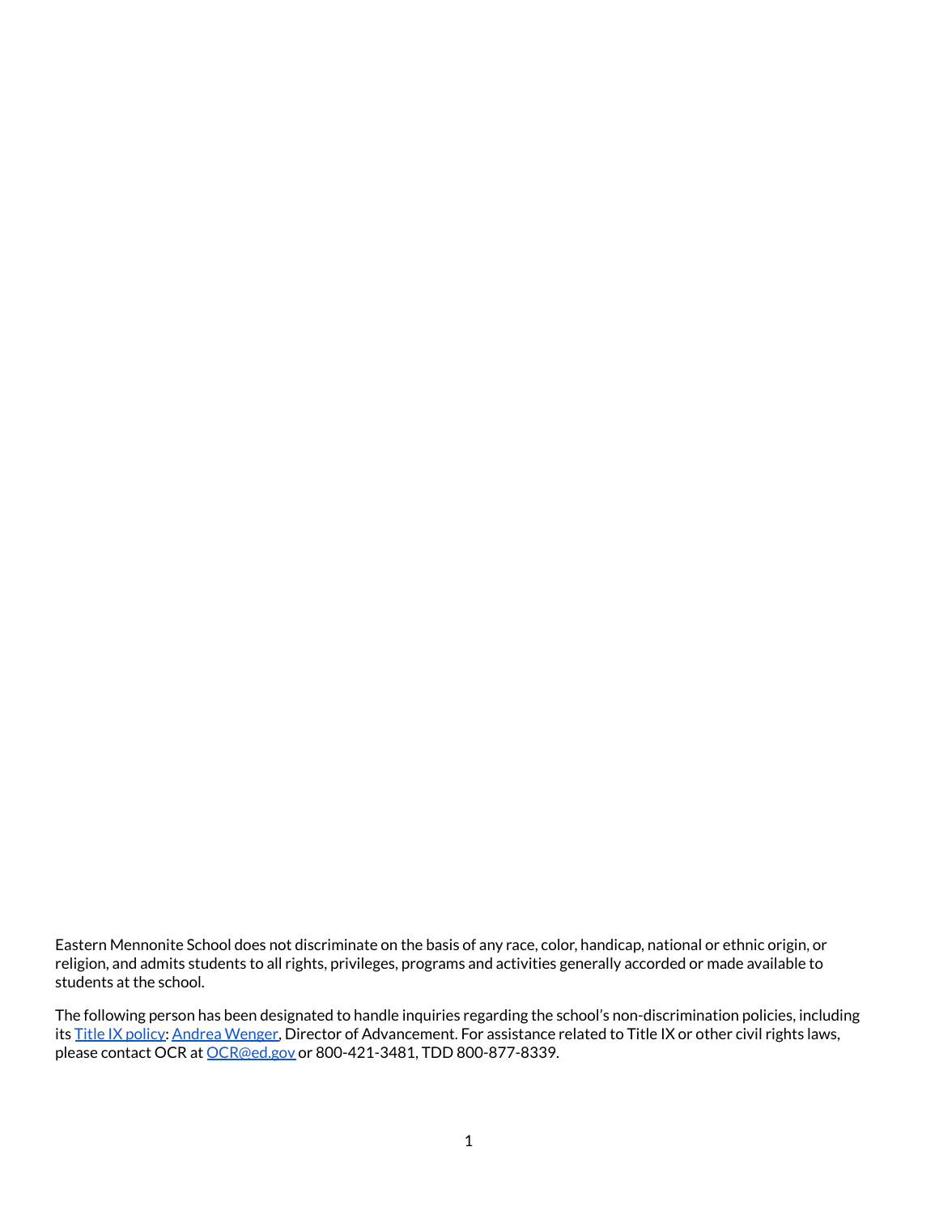Eastern Mennonite School does not discriminate on the basis of any race, color, handicap, national or ethnic origin, or religion, and admits students to all rights, privileges, programs and activities generally accorded or made available to students at the school.

The following person has been designated to handle inquiries regarding the school's non-discrimination policies, including its [Title IX policy](): [Andrea Wenger](), Director of Advancement. For assistance related to Title IX or other civil rights laws, please contact OCR at [OCR@ed.gov]() or 800-421-3481, TDD 800-877-8339.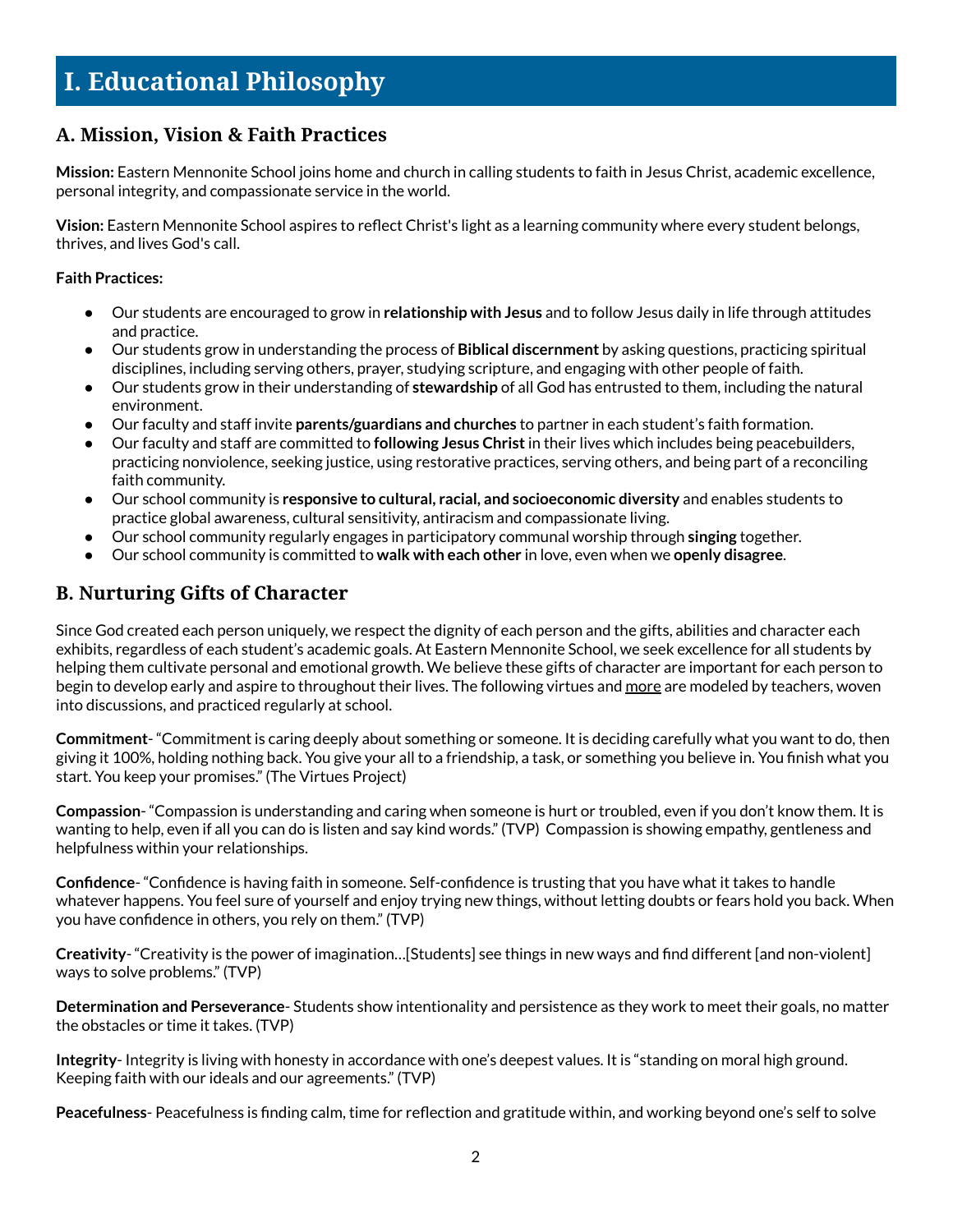# I. Educational Philosophy

## A. Mission, Vision & Faith Practices

**Mission:** Eastern Mennonite School joins home and church in calling students to faith in Jesus Christ, academic excellence, personal integrity, and compassionate service in the world.

**Vision:** Eastern Mennonite School aspires to reflect Christ's light as a learning community where every student belongs, thrives, and lives God's call.

**Faith Practices:**

- Our students are encouraged to grow in **relationship with Jesus** and to follow Jesus daily in life through attitudes and practice.
- Our students grow in understanding the process of **Biblical discernment** by asking questions, practicing spiritual disciplines, including serving others, prayer, studying scripture, and engaging with other people of faith.
- Our students grow in their understanding of **stewardship** of all God has entrusted to them, including the natural environment.
- Our faculty and staff invite **parents/guardians and churches** to partner in each student's faith formation.
- Our faculty and staff are committed to **following Jesus Christ** in their lives which includes being peacebuilders, practicing nonviolence, seeking justice, using restorative practices, serving others, and being part of a reconciling faith community.
- Our school community is **responsive to cultural, racial, and socioeconomic diversity** and enables students to practice global awareness, cultural sensitivity, antiracism and compassionate living.
- Our school community regularly engages in participatory communal worship through **singing** together.
- Our school community is committed to **walk with each other** in love, even when we **openly disagree**.

## B. Nurturing Gifts of Character

Since God created each person uniquely, we respect the dignity of each person and the gifts, abilities and character each exhibits, regardless of each student's academic goals. At Eastern Mennonite School, we seek excellence for all students by helping them cultivate personal and emotional growth. We believe these gifts of character are important for each person to begin to develop early and aspire to throughout their lives. The following virtues and more are modeled by teachers, woven into discussions, and practiced regularly at school.

**Commitment**- "Commitment is caring deeply about something or someone. It is deciding carefully what you want to do, then giving it 100%, holding nothing back. You give your all to a friendship, a task, or something you believe in. You finish what you start. You keep your promises." (The Virtues Project)

**Compassion**- "Compassion is understanding and caring when someone is hurt or troubled, even if you don't know them. It is wanting to help, even if all you can do is listen and say kind words." (TVP) Compassion is showing empathy, gentleness and helpfulness within your relationships.

**Confidence**- "Confidence is having faith in someone. Self-confidence is trusting that you have what it takes to handle whatever happens. You feel sure of yourself and enjoy trying new things, without letting doubts or fears hold you back. When you have confidence in others, you rely on them." (TVP)

**Creativity**- "Creativity is the power of imagination…[Students] see things in new ways and find different [and non-violent] ways to solve problems." (TVP)

**Determination and Perseverance**- Students show intentionality and persistence as they work to meet their goals, no matter the obstacles or time it takes. (TVP)

**Integrity**- Integrity is living with honesty in accordance with one's deepest values. It is "standing on moral high ground. Keeping faith with our ideals and our agreements." (TVP)

**Peacefulness**- Peacefulness is finding calm, time for reflection and gratitude within, and working beyond one's self to solve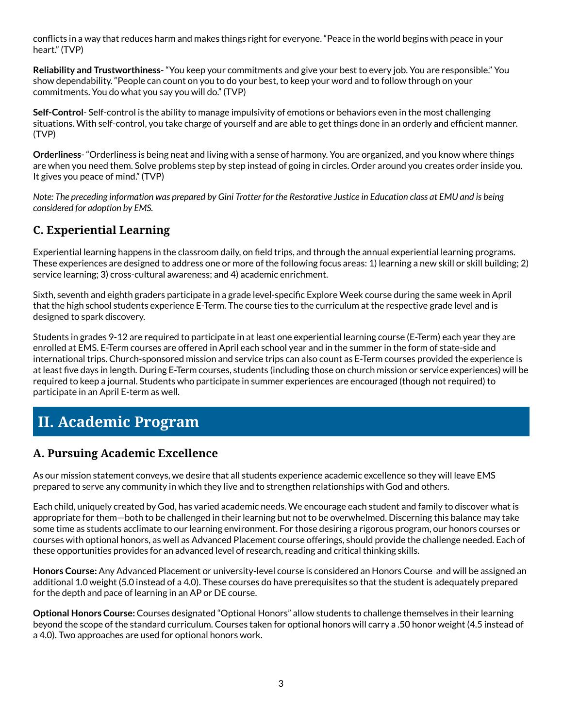conflicts in a way that reduces harm and makes things right for everyone. "Peace in the world begins with peace in your heart." (TVP)

**Reliability and Trustworthiness**- "You keep your commitments and give your best to every job. You are responsible." You show dependability. "People can count on you to do your best, to keep your word and to follow through on your commitments. You do what you say you will do." (TVP)

**Self-Control**- Self-control is the ability to manage impulsivity of emotions or behaviors even in the most challenging situations. With self-control, you take charge of yourself and are able to get things done in an orderly and efficient manner. (TVP)

**Orderliness**- "Orderliness is being neat and living with a sense of harmony. You are organized, and you know where things are when you need them. Solve problems step by step instead of going in circles. Order around you creates order inside you. It gives you peace of mind." (TVP)

*Note: The preceding information was prepared by Gini Trotter for the Restorative Justice in Education class at EMU and is being considered for adoption by EMS.*

### C. Experiential Learning

Experiential learning happens in the classroom daily, on field trips, and through the annual experiential learning programs. These experiences are designed to address one or more of the following focus areas: 1) learning a new skill or skill building; 2) service learning; 3) cross-cultural awareness; and 4) academic enrichment.

Sixth, seventh and eighth graders participate in a grade level-specific Explore Week course during the same week in April that the high school students experience E-Term. The course ties to the curriculum at the respective grade level and is designed to spark discovery.

Students in grades 9-12 are required to participate in at least one experiential learning course (E-Term) each year they are enrolled at EMS. E-Term courses are offered in April each school year and in the summer in the form of state-side and international trips. Church-sponsored mission and service trips can also count as E-Term courses provided the experience is at least five days in length. During E-Term courses, students (including those on church mission or service experiences) will be required to keep a journal. Students who participate in summer experiences are encouraged (though not required) to participate in an April E-term as well.

## II. Academic Program

### A. Pursuing Academic Excellence

As our mission statement conveys, we desire that all students experience academic excellence so they will leave EMS prepared to serve any community in which they live and to strengthen relationships with God and others.

Each child, uniquely created by God, has varied academic needs. We encourage each student and family to discover what is appropriate for them—both to be challenged in their learning but not to be overwhelmed. Discerning this balance may take some time as students acclimate to our learning environment. For those desiring a rigorous program, our honors courses or courses with optional honors, as well as Advanced Placement course offerings, should provide the challenge needed. Each of these opportunities provides for an advanced level of research, reading and critical thinking skills.

**Honors Course:** Any Advanced Placement or university-level course is considered an Honors Course and will be assigned an additional 1.0 weight (5.0 instead of a 4.0). These courses do have prerequisites so that the student is adequately prepared for the depth and pace of learning in an AP or DE course.

**Optional Honors Course:** Courses designated "Optional Honors" allow students to challenge themselves in their learning beyond the scope of the standard curriculum. Courses taken for optional honors will carry a .50 honor weight (4.5 instead of a 4.0). Two approaches are used for optional honors work.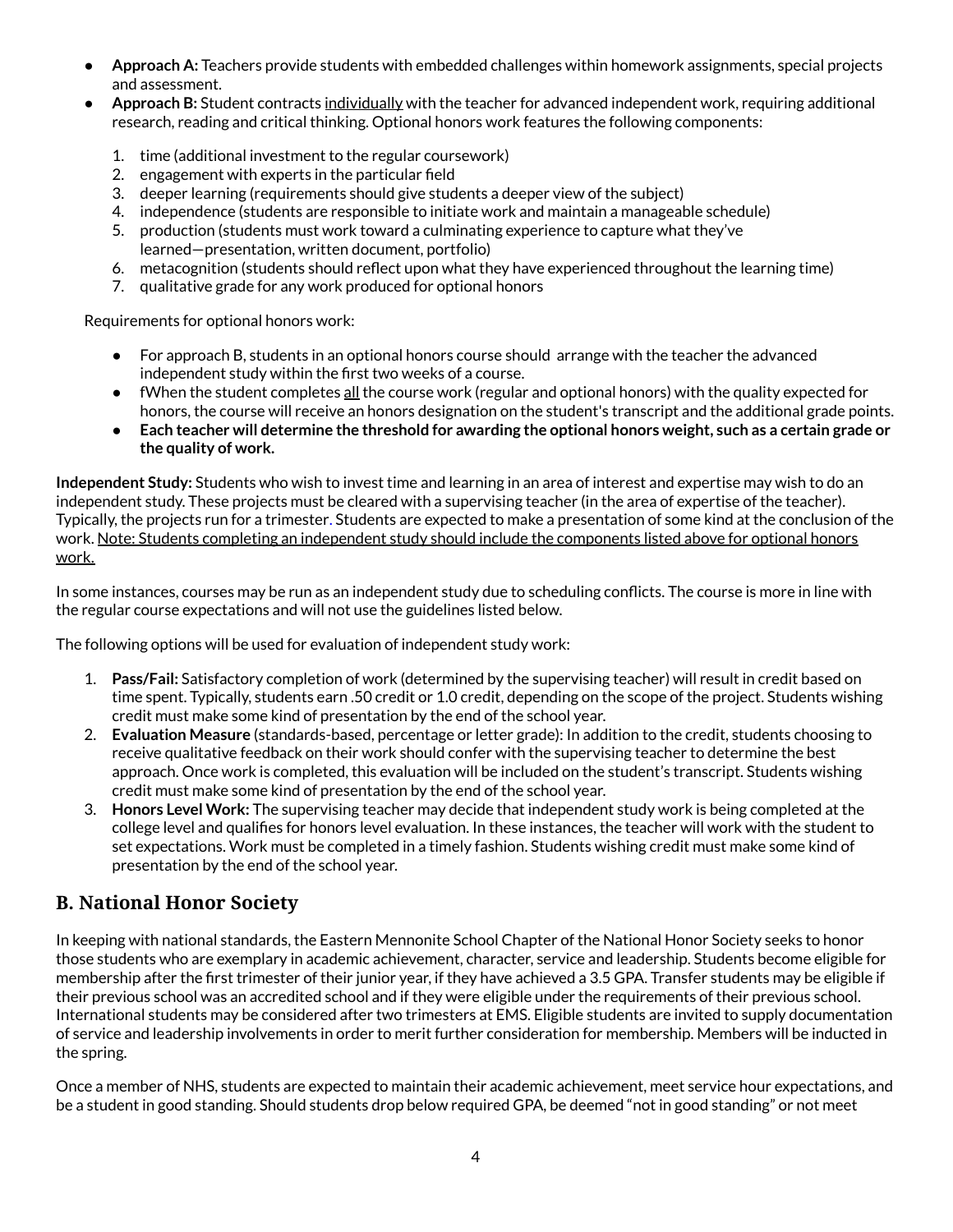- **Approach A:** Teachers provide students with embedded challenges within homework assignments, special projects and assessment.
- **Approach B:** Student contracts <u>individually</u> with the teacher for advanced independent work, requiring additional research, reading and critical thinking. Optional honors work features the following components:

  1. time (additional investment to the regular coursework)
  2. engagement with experts in the particular field
  3. deeper learning (requirements should give students a deeper view of the subject)
  4. independence (students are responsible to initiate work and maintain a manageable schedule)
  5. production (students must work toward a culminating experience to capture what they've learned—presentation, written document, portfolio)
  6. metacognition (students should reflect upon what they have experienced throughout the learning time)
  7. qualitative grade for any work produced for optional honors

Requirements for optional honors work:

- For approach B, students in an optional honors course should arrange with the teacher the advanced independent study within the first two weeks of a course.
- fWhen the student completes <u>all</u> the course work (regular and optional honors) with the quality expected for honors, the course will receive an honors designation on the student's transcript and the additional grade points.
- **Each teacher will determine the threshold for awarding the optional honors weight, such as a certain grade or the quality of work.**

**Independent Study:** Students who wish to invest time and learning in an area of interest and expertise may wish to do an independent study. These projects must be cleared with a supervising teacher (in the area of expertise of the teacher). Typically, the projects run for a trimester. Students are expected to make a presentation of some kind at the conclusion of the work. <u>Note: Students completing an independent study should include the components listed above for optional honors work.</u>

In some instances, courses may be run as an independent study due to scheduling conflicts. The course is more in line with the regular course expectations and will not use the guidelines listed below.

The following options will be used for evaluation of independent study work:

1. **Pass/Fail:** Satisfactory completion of work (determined by the supervising teacher) will result in credit based on time spent. Typically, students earn .50 credit or 1.0 credit, depending on the scope of the project. Students wishing credit must make some kind of presentation by the end of the school year.
2. **Evaluation Measure** (standards-based, percentage or letter grade): In addition to the credit, students choosing to receive qualitative feedback on their work should confer with the supervising teacher to determine the best approach. Once work is completed, this evaluation will be included on the student's transcript. Students wishing credit must make some kind of presentation by the end of the school year.
3. **Honors Level Work:** The supervising teacher may decide that independent study work is being completed at the college level and qualifies for honors level evaluation. In these instances, the teacher will work with the student to set expectations. Work must be completed in a timely fashion. Students wishing credit must make some kind of presentation by the end of the school year.

## B. National Honor Society

In keeping with national standards, the Eastern Mennonite School Chapter of the National Honor Society seeks to honor those students who are exemplary in academic achievement, character, service and leadership. Students become eligible for membership after the first trimester of their junior year, if they have achieved a 3.5 GPA. Transfer students may be eligible if their previous school was an accredited school and if they were eligible under the requirements of their previous school. International students may be considered after two trimesters at EMS. Eligible students are invited to supply documentation of service and leadership involvements in order to merit further consideration for membership. Members will be inducted in the spring.

Once a member of NHS, students are expected to maintain their academic achievement, meet service hour expectations, and be a student in good standing. Should students drop below required GPA, be deemed "not in good standing" or not meet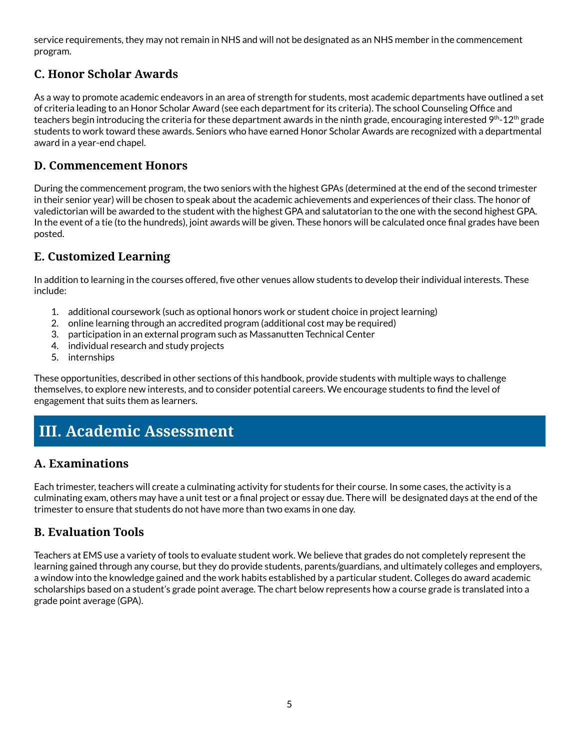service requirements, they may not remain in NHS and will not be designated as an NHS member in the commencement program.

### C. Honor Scholar Awards

As a way to promote academic endeavors in an area of strength for students, most academic departments have outlined a set of criteria leading to an Honor Scholar Award (see each department for its criteria). The school Counseling Office and teachers begin introducing the criteria for these department awards in the ninth grade, encouraging interested 9th-12th grade students to work toward these awards. Seniors who have earned Honor Scholar Awards are recognized with a departmental award in a year-end chapel.

### D. Commencement Honors

During the commencement program, the two seniors with the highest GPAs (determined at the end of the second trimester in their senior year) will be chosen to speak about the academic achievements and experiences of their class. The honor of valedictorian will be awarded to the student with the highest GPA and salutatorian to the one with the second highest GPA. In the event of a tie (to the hundreds), joint awards will be given. These honors will be calculated once final grades have been posted.

### E. Customized Learning

In addition to learning in the courses offered, five other venues allow students to develop their individual interests. These include:

1. additional coursework (such as optional honors work or student choice in project learning)
2. online learning through an accredited program (additional cost may be required)
3. participation in an external program such as Massanutten Technical Center
4. individual research and study projects
5. internships

These opportunities, described in other sections of this handbook, provide students with multiple ways to challenge themselves, to explore new interests, and to consider potential careers. We encourage students to find the level of engagement that suits them as learners.

## III. Academic Assessment

### A. Examinations

Each trimester, teachers will create a culminating activity for students for their course. In some cases, the activity is a culminating exam, others may have a unit test or a final project or essay due. There will be designated days at the end of the trimester to ensure that students do not have more than two exams in one day.

### B. Evaluation Tools

Teachers at EMS use a variety of tools to evaluate student work. We believe that grades do not completely represent the learning gained through any course, but they do provide students, parents/guardians, and ultimately colleges and employers, a window into the knowledge gained and the work habits established by a particular student. Colleges do award academic scholarships based on a student's grade point average. The chart below represents how a course grade is translated into a grade point average (GPA).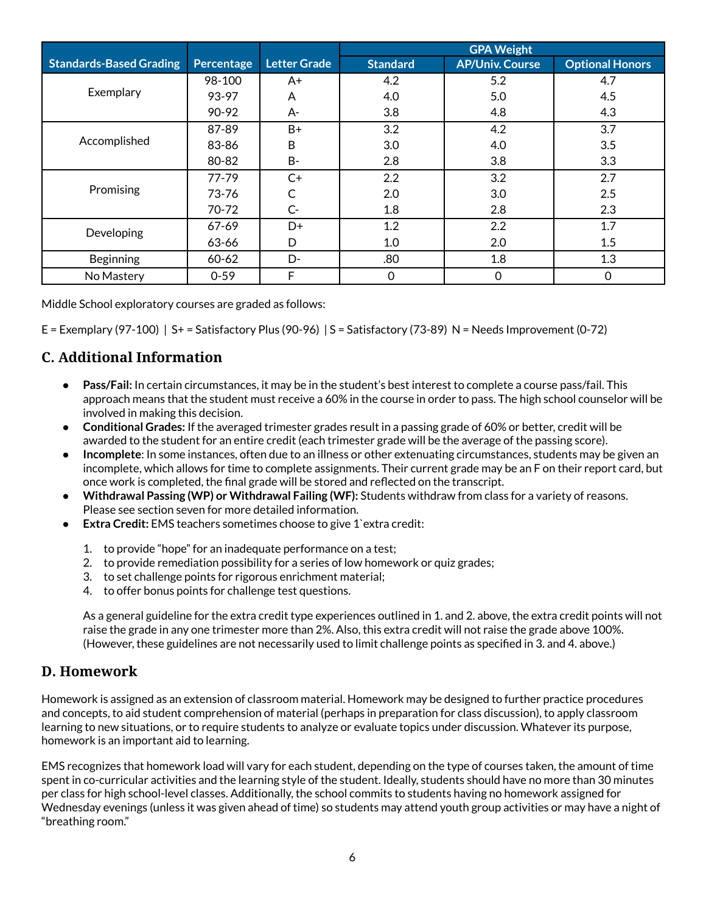| Standards-Based Grading | Percentage | Letter Grade | GPA Weight | | |
|---|---|---|---|---|---|
| | | | Standard | AP/Univ. Course | Optional Honors |
| Exemplary | 98-100 | A+ | 4.2 | 5.2 | 4.7 |
| | 93-97 | A | 4.0 | 5.0 | 4.5 |
| | 90-92 | A- | 3.8 | 4.8 | 4.3 |
| Accomplished | 87-89 | B+ | 3.2 | 4.2 | 3.7 |
| | 83-86 | B | 3.0 | 4.0 | 3.5 |
| | 80-82 | B- | 2.8 | 3.8 | 3.3 |
| Promising | 77-79 | C+ | 2.2 | 3.2 | 2.7 |
| | 73-76 | C | 2.0 | 3.0 | 2.5 |
| | 70-72 | C- | 1.8 | 2.8 | 2.3 |
| Developing | 67-69 | D+ | 1.2 | 2.2 | 1.7 |
| | 63-66 | D | 1.0 | 2.0 | 1.5 |
| Beginning | 60-62 | D- | .80 | 1.8 | 1.3 |
| No Mastery | 0-59 | F | 0 | 0 | 0 |

Middle School exploratory courses are graded as follows:

E = Exemplary (97-100) | S+ = Satisfactory Plus (90-96) | S = Satisfactory (73-89) N = Needs Improvement (0-72)

## C. Additional Information

- **Pass/Fail:** In certain circumstances, it may be in the student's best interest to complete a course pass/fail. This approach means that the student must receive a 60% in the course in order to pass. The high school counselor will be involved in making this decision.
- **Conditional Grades:** If the averaged trimester grades result in a passing grade of 60% or better, credit will be awarded to the student for an entire credit (each trimester grade will be the average of the passing score).
- **Incomplete**: In some instances, often due to an illness or other extenuating circumstances, students may be given an incomplete, which allows for time to complete assignments. Their current grade may be an F on their report card, but once work is completed, the final grade will be stored and reflected on the transcript.
- **Withdrawal Passing (WP) or Withdrawal Failing (WF):** Students withdraw from class for a variety of reasons. Please see section seven for more detailed information.
- **Extra Credit:** EMS teachers sometimes choose to give 1`extra credit:

  1. to provide "hope" for an inadequate performance on a test;
  2. to provide remediation possibility for a series of low homework or quiz grades;
  3. to set challenge points for rigorous enrichment material;
  4. to offer bonus points for challenge test questions.

  As a general guideline for the extra credit type experiences outlined in 1. and 2. above, the extra credit points will not raise the grade in any one trimester more than 2%. Also, this extra credit will not raise the grade above 100%. (However, these guidelines are not necessarily used to limit challenge points as specified in 3. and 4. above.)

## D. Homework

Homework is assigned as an extension of classroom material. Homework may be designed to further practice procedures and concepts, to aid student comprehension of material (perhaps in preparation for class discussion), to apply classroom learning to new situations, or to require students to analyze or evaluate topics under discussion. Whatever its purpose, homework is an important aid to learning.

EMS recognizes that homework load will vary for each student, depending on the type of courses taken, the amount of time spent in co-curricular activities and the learning style of the student. Ideally, students should have no more than 30 minutes per class for high school-level classes. Additionally, the school commits to students having no homework assigned for Wednesday evenings (unless it was given ahead of time) so students may attend youth group activities or may have a night of "breathing room."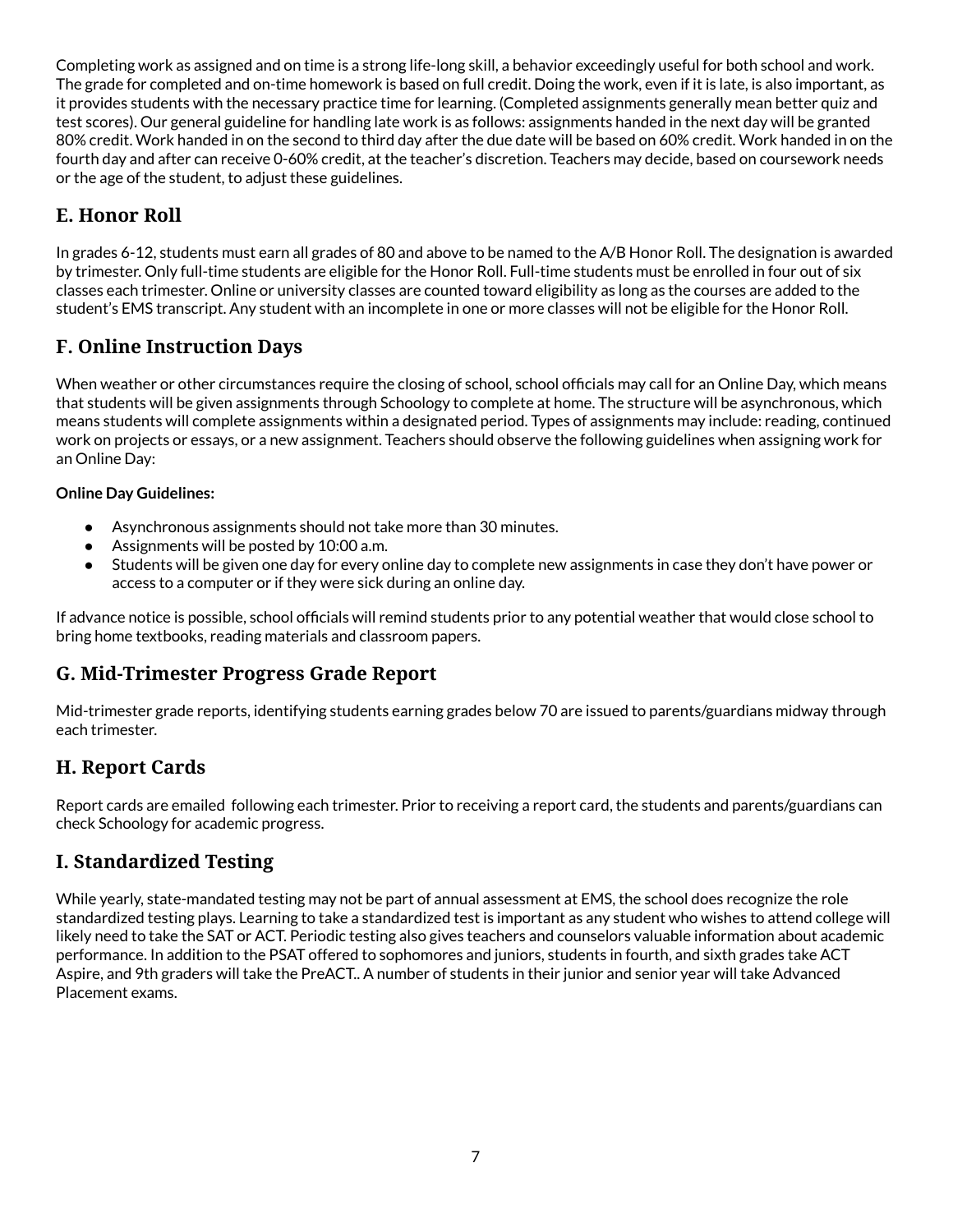Completing work as assigned and on time is a strong life-long skill, a behavior exceedingly useful for both school and work. The grade for completed and on-time homework is based on full credit. Doing the work, even if it is late, is also important, as it provides students with the necessary practice time for learning. (Completed assignments generally mean better quiz and test scores). Our general guideline for handling late work is as follows: assignments handed in the next day will be granted 80% credit. Work handed in on the second to third day after the due date will be based on 60% credit. Work handed in on the fourth day and after can receive 0-60% credit, at the teacher's discretion. Teachers may decide, based on coursework needs or the age of the student, to adjust these guidelines.

## E. Honor Roll

In grades 6-12, students must earn all grades of 80 and above to be named to the A/B Honor Roll. The designation is awarded by trimester. Only full-time students are eligible for the Honor Roll. Full-time students must be enrolled in four out of six classes each trimester. Online or university classes are counted toward eligibility as long as the courses are added to the student's EMS transcript. Any student with an incomplete in one or more classes will not be eligible for the Honor Roll.

## F. Online Instruction Days

When weather or other circumstances require the closing of school, school officials may call for an Online Day, which means that students will be given assignments through Schoology to complete at home. The structure will be asynchronous, which means students will complete assignments within a designated period. Types of assignments may include: reading, continued work on projects or essays, or a new assignment. Teachers should observe the following guidelines when assigning work for an Online Day:

**Online Day Guidelines:**

- Asynchronous assignments should not take more than 30 minutes.
- Assignments will be posted by 10:00 a.m.
- Students will be given one day for every online day to complete new assignments in case they don't have power or access to a computer or if they were sick during an online day.

If advance notice is possible, school officials will remind students prior to any potential weather that would close school to bring home textbooks, reading materials and classroom papers.

## G. Mid-Trimester Progress Grade Report

Mid-trimester grade reports, identifying students earning grades below 70 are issued to parents/guardians midway through each trimester.

## H. Report Cards

Report cards are emailed following each trimester. Prior to receiving a report card, the students and parents/guardians can check Schoology for academic progress.

## I. Standardized Testing

While yearly, state-mandated testing may not be part of annual assessment at EMS, the school does recognize the role standardized testing plays. Learning to take a standardized test is important as any student who wishes to attend college will likely need to take the SAT or ACT. Periodic testing also gives teachers and counselors valuable information about academic performance. In addition to the PSAT offered to sophomores and juniors, students in fourth, and sixth grades take ACT Aspire, and 9th graders will take the PreACT.. A number of students in their junior and senior year will take Advanced Placement exams.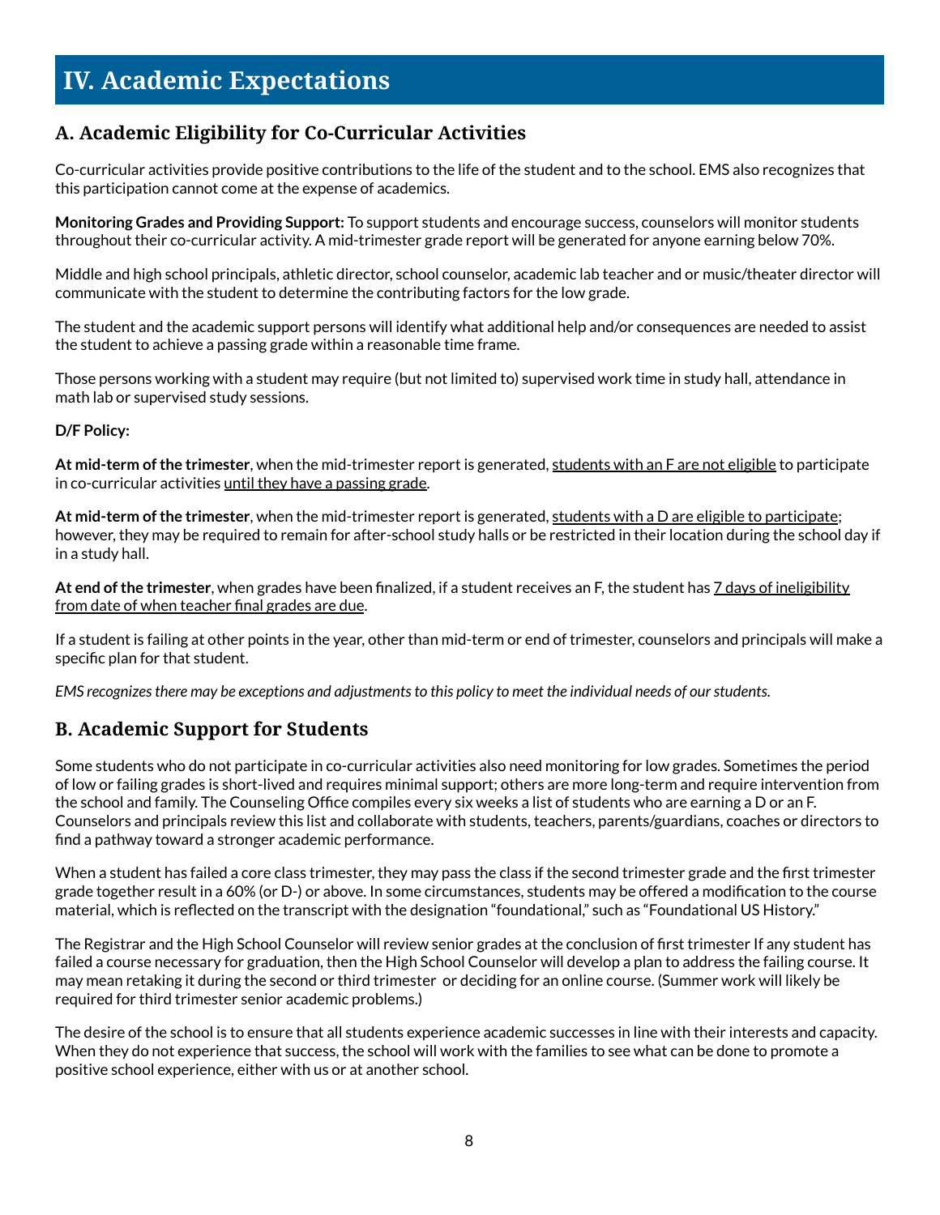# IV. Academic Expectations

## A. Academic Eligibility for Co-Curricular Activities

Co-curricular activities provide positive contributions to the life of the student and to the school. EMS also recognizes that this participation cannot come at the expense of academics.

**Monitoring Grades and Providing Support:** To support students and encourage success, counselors will monitor students throughout their co-curricular activity. A mid-trimester grade report will be generated for anyone earning below 70%.

Middle and high school principals, athletic director, school counselor, academic lab teacher and or music/theater director will communicate with the student to determine the contributing factors for the low grade.

The student and the academic support persons will identify what additional help and/or consequences are needed to assist the student to achieve a passing grade within a reasonable time frame.

Those persons working with a student may require (but not limited to) supervised work time in study hall, attendance in math lab or supervised study sessions.

**D/F Policy:**

**At mid-term of the trimester**, when the mid-trimester report is generated, students with an F are not eligible to participate in co-curricular activities until they have a passing grade.

**At mid-term of the trimester**, when the mid-trimester report is generated, students with a D are eligible to participate; however, they may be required to remain for after-school study halls or be restricted in their location during the school day if in a study hall.

**At end of the trimester**, when grades have been finalized, if a student receives an F, the student has 7 days of ineligibility from date of when teacher final grades are due.

If a student is failing at other points in the year, other than mid-term or end of trimester, counselors and principals will make a specific plan for that student.

*EMS recognizes there may be exceptions and adjustments to this policy to meet the individual needs of our students.*

## B. Academic Support for Students

Some students who do not participate in co-curricular activities also need monitoring for low grades. Sometimes the period of low or failing grades is short-lived and requires minimal support; others are more long-term and require intervention from the school and family. The Counseling Office compiles every six weeks a list of students who are earning a D or an F. Counselors and principals review this list and collaborate with students, teachers, parents/guardians, coaches or directors to find a pathway toward a stronger academic performance.

When a student has failed a core class trimester, they may pass the class if the second trimester grade and the first trimester grade together result in a 60% (or D-) or above. In some circumstances, students may be offered a modification to the course material, which is reflected on the transcript with the designation "foundational," such as "Foundational US History."

The Registrar and the High School Counselor will review senior grades at the conclusion of first trimester If any student has failed a course necessary for graduation, then the High School Counselor will develop a plan to address the failing course. It may mean retaking it during the second or third trimester or deciding for an online course. (Summer work will likely be required for third trimester senior academic problems.)

The desire of the school is to ensure that all students experience academic successes in line with their interests and capacity. When they do not experience that success, the school will work with the families to see what can be done to promote a positive school experience, either with us or at another school.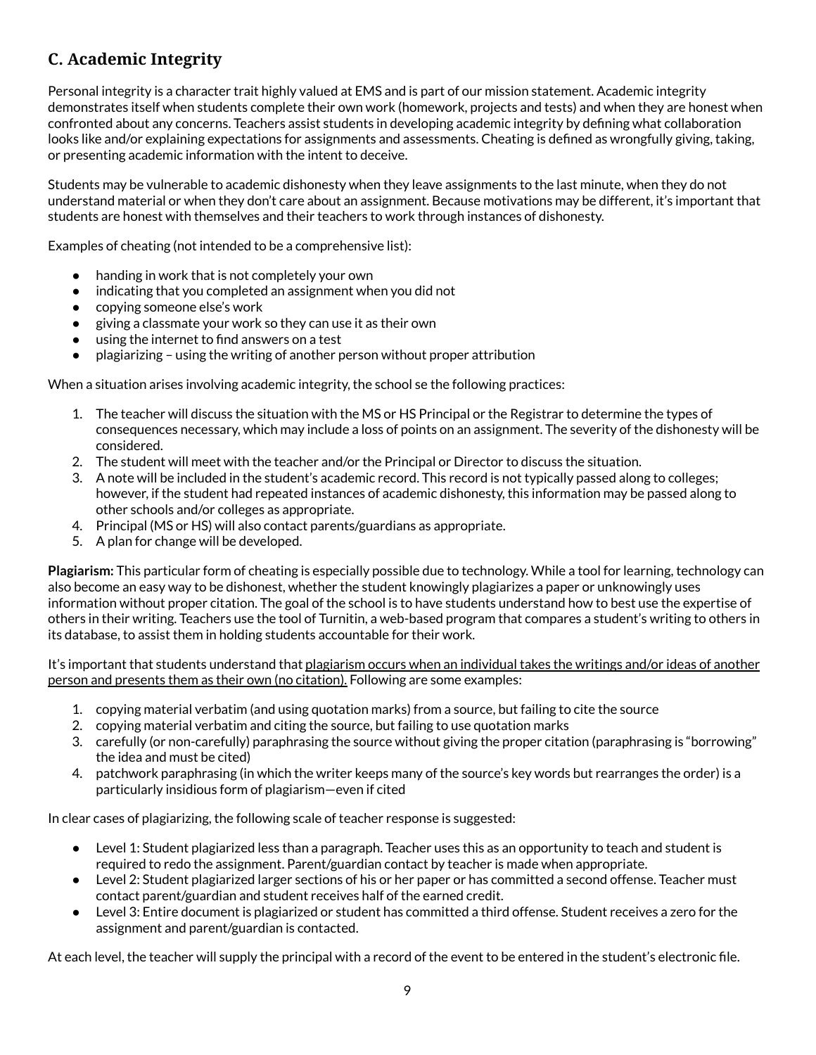## C. Academic Integrity

Personal integrity is a character trait highly valued at EMS and is part of our mission statement. Academic integrity demonstrates itself when students complete their own work (homework, projects and tests) and when they are honest when confronted about any concerns. Teachers assist students in developing academic integrity by defining what collaboration looks like and/or explaining expectations for assignments and assessments. Cheating is defined as wrongfully giving, taking, or presenting academic information with the intent to deceive.

Students may be vulnerable to academic dishonesty when they leave assignments to the last minute, when they do not understand material or when they don't care about an assignment. Because motivations may be different, it's important that students are honest with themselves and their teachers to work through instances of dishonesty.

Examples of cheating (not intended to be a comprehensive list):

- handing in work that is not completely your own
- indicating that you completed an assignment when you did not
- copying someone else's work
- giving a classmate your work so they can use it as their own
- using the internet to find answers on a test
- plagiarizing – using the writing of another person without proper attribution

When a situation arises involving academic integrity, the school se the following practices:

1. The teacher will discuss the situation with the MS or HS Principal or the Registrar to determine the types of consequences necessary, which may include a loss of points on an assignment. The severity of the dishonesty will be considered.
2. The student will meet with the teacher and/or the Principal or Director to discuss the situation.
3. A note will be included in the student's academic record. This record is not typically passed along to colleges; however, if the student had repeated instances of academic dishonesty, this information may be passed along to other schools and/or colleges as appropriate.
4. Principal (MS or HS) will also contact parents/guardians as appropriate.
5. A plan for change will be developed.

**Plagiarism:** This particular form of cheating is especially possible due to technology. While a tool for learning, technology can also become an easy way to be dishonest, whether the student knowingly plagiarizes a paper or unknowingly uses information without proper citation. The goal of the school is to have students understand how to best use the expertise of others in their writing. Teachers use the tool of Turnitin, a web-based program that compares a student's writing to others in its database, to assist them in holding students accountable for their work.

It's important that students understand that <u>plagiarism occurs when an individual takes the writings and/or ideas of another person and presents them as their own (no citation).</u> Following are some examples:

1. copying material verbatim (and using quotation marks) from a source, but failing to cite the source
2. copying material verbatim and citing the source, but failing to use quotation marks
3. carefully (or non-carefully) paraphrasing the source without giving the proper citation (paraphrasing is "borrowing" the idea and must be cited)
4. patchwork paraphrasing (in which the writer keeps many of the source's key words but rearranges the order) is a particularly insidious form of plagiarism—even if cited

In clear cases of plagiarizing, the following scale of teacher response is suggested:

- Level 1: Student plagiarized less than a paragraph. Teacher uses this as an opportunity to teach and student is required to redo the assignment. Parent/guardian contact by teacher is made when appropriate.
- Level 2: Student plagiarized larger sections of his or her paper or has committed a second offense. Teacher must contact parent/guardian and student receives half of the earned credit.
- Level 3: Entire document is plagiarized or student has committed a third offense. Student receives a zero for the assignment and parent/guardian is contacted.

At each level, the teacher will supply the principal with a record of the event to be entered in the student's electronic file.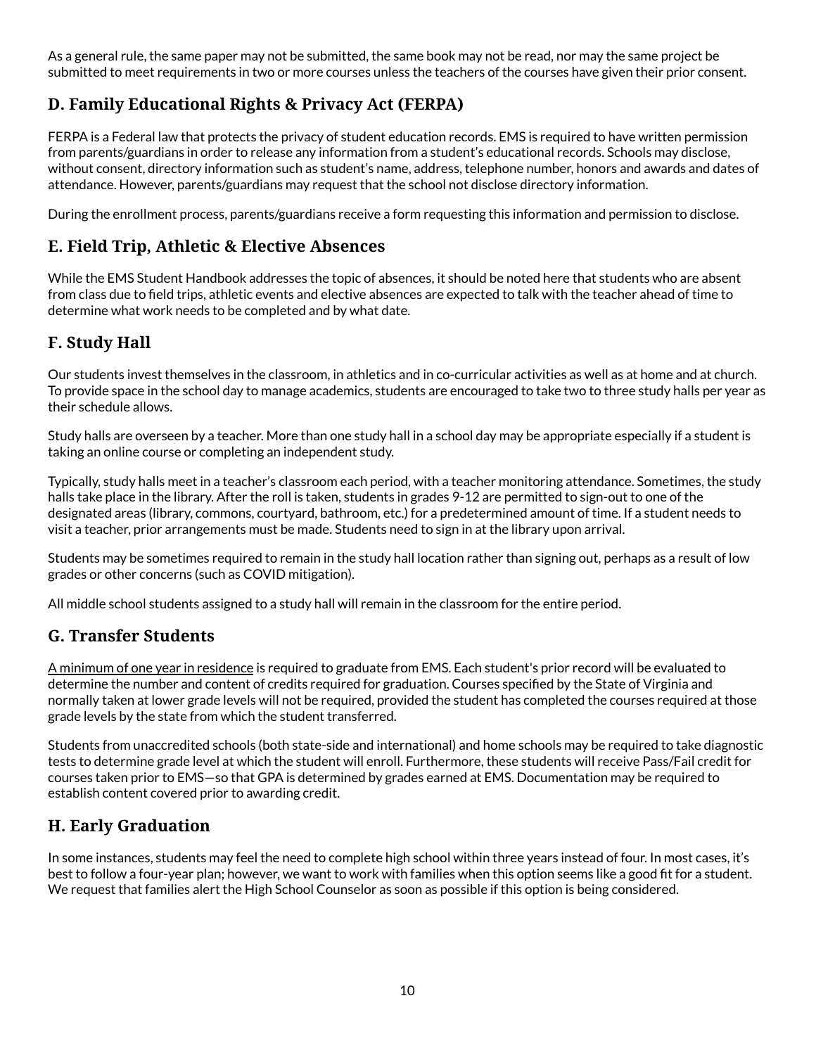As a general rule, the same paper may not be submitted, the same book may not be read, nor may the same project be submitted to meet requirements in two or more courses unless the teachers of the courses have given their prior consent.

## D. Family Educational Rights & Privacy Act (FERPA)

FERPA is a Federal law that protects the privacy of student education records. EMS is required to have written permission from parents/guardians in order to release any information from a student's educational records. Schools may disclose, without consent, directory information such as student's name, address, telephone number, honors and awards and dates of attendance. However, parents/guardians may request that the school not disclose directory information.

During the enrollment process, parents/guardians receive a form requesting this information and permission to disclose.

## E. Field Trip, Athletic & Elective Absences

While the EMS Student Handbook addresses the topic of absences, it should be noted here that students who are absent from class due to field trips, athletic events and elective absences are expected to talk with the teacher ahead of time to determine what work needs to be completed and by what date.

## F. Study Hall

Our students invest themselves in the classroom, in athletics and in co-curricular activities as well as at home and at church. To provide space in the school day to manage academics, students are encouraged to take two to three study halls per year as their schedule allows.

Study halls are overseen by a teacher. More than one study hall in a school day may be appropriate especially if a student is taking an online course or completing an independent study.

Typically, study halls meet in a teacher's classroom each period, with a teacher monitoring attendance. Sometimes, the study halls take place in the library. After the roll is taken, students in grades 9-12 are permitted to sign-out to one of the designated areas (library, commons, courtyard, bathroom, etc.) for a predetermined amount of time. If a student needs to visit a teacher, prior arrangements must be made. Students need to sign in at the library upon arrival.

Students may be sometimes required to remain in the study hall location rather than signing out, perhaps as a result of low grades or other concerns (such as COVID mitigation).

All middle school students assigned to a study hall will remain in the classroom for the entire period.

## G. Transfer Students

A minimum of one year in residence is required to graduate from EMS. Each student's prior record will be evaluated to determine the number and content of credits required for graduation. Courses specified by the State of Virginia and normally taken at lower grade levels will not be required, provided the student has completed the courses required at those grade levels by the state from which the student transferred.

Students from unaccredited schools (both state-side and international) and home schools may be required to take diagnostic tests to determine grade level at which the student will enroll. Furthermore, these students will receive Pass/Fail credit for courses taken prior to EMS—so that GPA is determined by grades earned at EMS. Documentation may be required to establish content covered prior to awarding credit.

## H. Early Graduation

In some instances, students may feel the need to complete high school within three years instead of four. In most cases, it's best to follow a four-year plan; however, we want to work with families when this option seems like a good fit for a student. We request that families alert the High School Counselor as soon as possible if this option is being considered.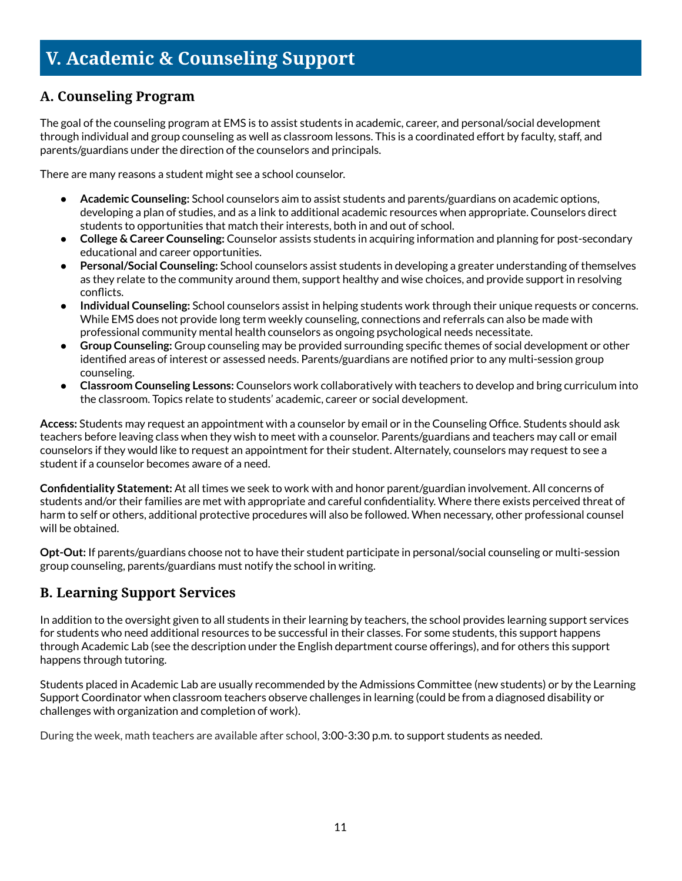# V. Academic & Counseling Support

## A. Counseling Program

The goal of the counseling program at EMS is to assist students in academic, career, and personal/social development through individual and group counseling as well as classroom lessons. This is a coordinated effort by faculty, staff, and parents/guardians under the direction of the counselors and principals.

There are many reasons a student might see a school counselor.

- **Academic Counseling:** School counselors aim to assist students and parents/guardians on academic options, developing a plan of studies, and as a link to additional academic resources when appropriate. Counselors direct students to opportunities that match their interests, both in and out of school.
- **College & Career Counseling:** Counselor assists students in acquiring information and planning for post-secondary educational and career opportunities.
- **Personal/Social Counseling:** School counselors assist students in developing a greater understanding of themselves as they relate to the community around them, support healthy and wise choices, and provide support in resolving conflicts.
- **Individual Counseling:** School counselors assist in helping students work through their unique requests or concerns. While EMS does not provide long term weekly counseling, connections and referrals can also be made with professional community mental health counselors as ongoing psychological needs necessitate.
- **Group Counseling:** Group counseling may be provided surrounding specific themes of social development or other identified areas of interest or assessed needs. Parents/guardians are notified prior to any multi-session group counseling.
- **Classroom Counseling Lessons:** Counselors work collaboratively with teachers to develop and bring curriculum into the classroom. Topics relate to students' academic, career or social development.

**Access:** Students may request an appointment with a counselor by email or in the Counseling Office. Students should ask teachers before leaving class when they wish to meet with a counselor. Parents/guardians and teachers may call or email counselors if they would like to request an appointment for their student. Alternately, counselors may request to see a student if a counselor becomes aware of a need.

**Confidentiality Statement:** At all times we seek to work with and honor parent/guardian involvement. All concerns of students and/or their families are met with appropriate and careful confidentiality. Where there exists perceived threat of harm to self or others, additional protective procedures will also be followed. When necessary, other professional counsel will be obtained.

**Opt-Out:** If parents/guardians choose not to have their student participate in personal/social counseling or multi-session group counseling, parents/guardians must notify the school in writing.

## B. Learning Support Services

In addition to the oversight given to all students in their learning by teachers, the school provides learning support services for students who need additional resources to be successful in their classes. For some students, this support happens through Academic Lab (see the description under the English department course offerings), and for others this support happens through tutoring.

Students placed in Academic Lab are usually recommended by the Admissions Committee (new students) or by the Learning Support Coordinator when classroom teachers observe challenges in learning (could be from a diagnosed disability or challenges with organization and completion of work).

During the week, math teachers are available after school, 3:00-3:30 p.m. to support students as needed.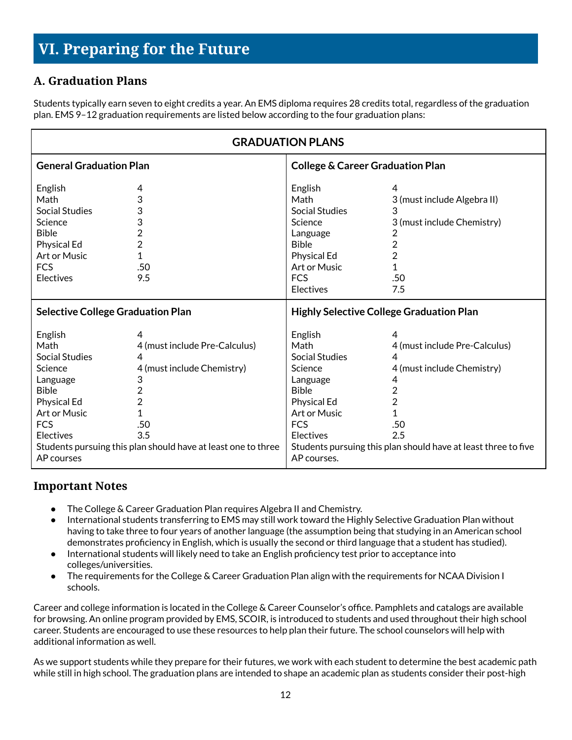# VI. Preparing for the Future

## A. Graduation Plans

Students typically earn seven to eight credits a year. An EMS diploma requires 28 credits total, regardless of the graduation plan. EMS 9–12 graduation requirements are listed below according to the four graduation plans:

**GRADUATION PLANS**

| **General Graduation Plan** | | **College & Career Graduation Plan** | |
|---|---|---|---|
| English | 4 | English | 4 |
| Math | 3 | Math | 3 (must include Algebra II) |
| Social Studies | 3 | Social Studies | 3 |
| Science | 3 | Science | 3 (must include Chemistry) |
| Bible | 2 | Language | 2 |
| Physical Ed | 2 | Bible | 2 |
| Art or Music | 1 | Physical Ed | 2 |
| FCS | .50 | Art or Music | 1 |
| Electives | 9.5 | FCS | .50 |
| | | Electives | 7.5 |

| **Selective College Graduation Plan** | | **Highly Selective College Graduation Plan** | |
|---|---|---|---|
| English | 4 | English | 4 |
| Math | 4 (must include Pre-Calculus) | Math | 4 (must include Pre-Calculus) |
| Social Studies | 4 | Social Studies | 4 |
| Science | 4 (must include Chemistry) | Science | 4 (must include Chemistry) |
| Language | 3 | Language | 4 |
| Bible | 2 | Bible | 2 |
| Physical Ed | 2 | Physical Ed | 2 |
| Art or Music | 1 | Art or Music | 1 |
| FCS | .50 | FCS | .50 |
| Electives | 3.5 | Electives | 2.5 |
| Students pursuing this plan should have at least one to three AP courses | | Students pursuing this plan should have at least three to five AP courses. | |

### Important Notes

- The College & Career Graduation Plan requires Algebra II and Chemistry.
- International students transferring to EMS may still work toward the Highly Selective Graduation Plan without having to take three to four years of another language (the assumption being that studying in an American school demonstrates proficiency in English, which is usually the second or third language that a student has studied).
- International students will likely need to take an English proficiency test prior to acceptance into colleges/universities.
- The requirements for the College & Career Graduation Plan align with the requirements for NCAA Division I schools.

Career and college information is located in the College & Career Counselor's office. Pamphlets and catalogs are available for browsing. An online program provided by EMS, SCOIR, is introduced to students and used throughout their high school career. Students are encouraged to use these resources to help plan their future. The school counselors will help with additional information as well.

As we support students while they prepare for their futures, we work with each student to determine the best academic path while still in high school. The graduation plans are intended to shape an academic plan as students consider their post-high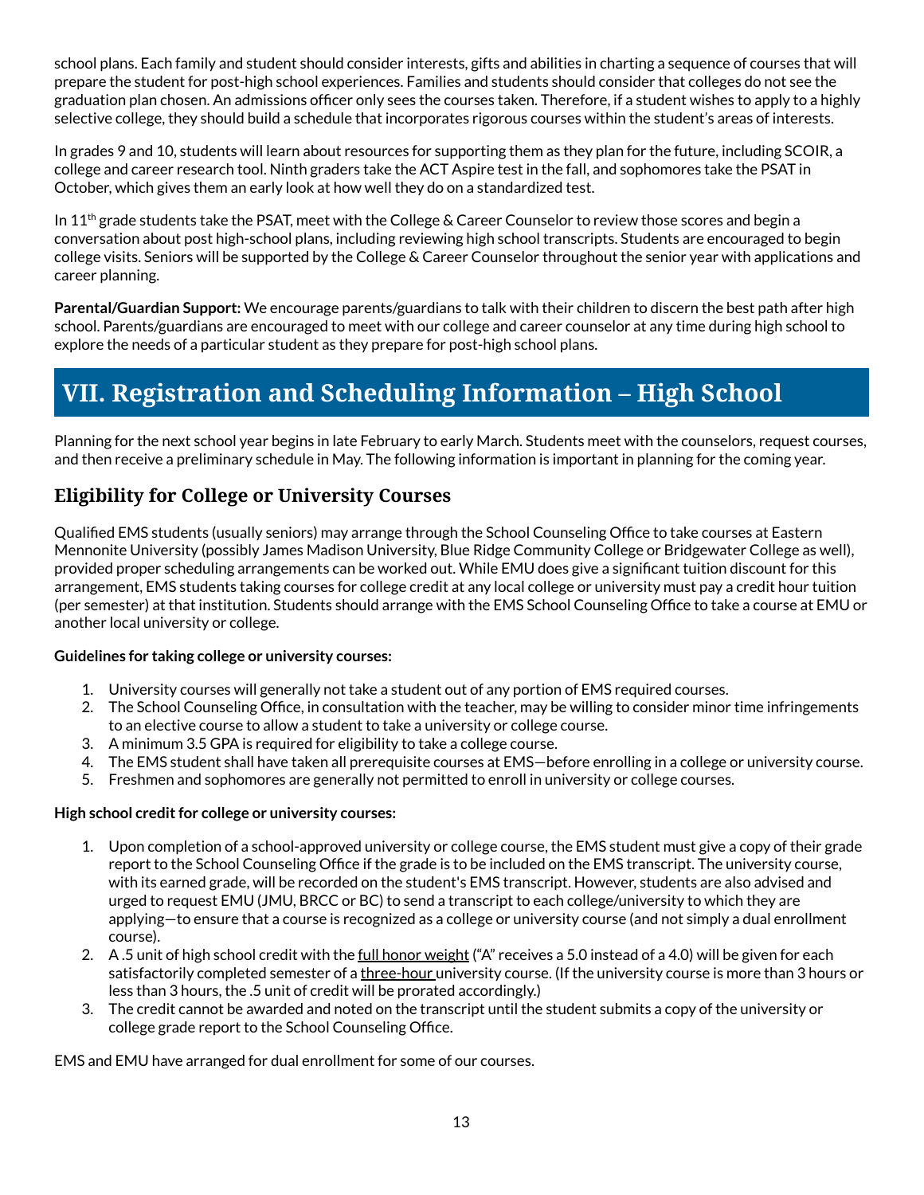school plans. Each family and student should consider interests, gifts and abilities in charting a sequence of courses that will prepare the student for post-high school experiences. Families and students should consider that colleges do not see the graduation plan chosen. An admissions officer only sees the courses taken. Therefore, if a student wishes to apply to a highly selective college, they should build a schedule that incorporates rigorous courses within the student's areas of interests.

In grades 9 and 10, students will learn about resources for supporting them as they plan for the future, including SCOIR, a college and career research tool. Ninth graders take the ACT Aspire test in the fall, and sophomores take the PSAT in October, which gives them an early look at how well they do on a standardized test.

In 11th grade students take the PSAT, meet with the College & Career Counselor to review those scores and begin a conversation about post high-school plans, including reviewing high school transcripts. Students are encouraged to begin college visits. Seniors will be supported by the College & Career Counselor throughout the senior year with applications and career planning.

**Parental/Guardian Support:** We encourage parents/guardians to talk with their children to discern the best path after high school. Parents/guardians are encouraged to meet with our college and career counselor at any time during high school to explore the needs of a particular student as they prepare for post-high school plans.

# VII. Registration and Scheduling Information – High School

Planning for the next school year begins in late February to early March. Students meet with the counselors, request courses, and then receive a preliminary schedule in May. The following information is important in planning for the coming year.

## Eligibility for College or University Courses

Qualified EMS students (usually seniors) may arrange through the School Counseling Office to take courses at Eastern Mennonite University (possibly James Madison University, Blue Ridge Community College or Bridgewater College as well), provided proper scheduling arrangements can be worked out. While EMU does give a significant tuition discount for this arrangement, EMS students taking courses for college credit at any local college or university must pay a credit hour tuition (per semester) at that institution. Students should arrange with the EMS School Counseling Office to take a course at EMU or another local university or college.

**Guidelines for taking college or university courses:**

1. University courses will generally not take a student out of any portion of EMS required courses.
2. The School Counseling Office, in consultation with the teacher, may be willing to consider minor time infringements to an elective course to allow a student to take a university or college course.
3. A minimum 3.5 GPA is required for eligibility to take a college course.
4. The EMS student shall have taken all prerequisite courses at EMS—before enrolling in a college or university course.
5. Freshmen and sophomores are generally not permitted to enroll in university or college courses.

**High school credit for college or university courses:**

1. Upon completion of a school-approved university or college course, the EMS student must give a copy of their grade report to the School Counseling Office if the grade is to be included on the EMS transcript. The university course, with its earned grade, will be recorded on the student's EMS transcript. However, students are also advised and urged to request EMU (JMU, BRCC or BC) to send a transcript to each college/university to which they are applying—to ensure that a course is recognized as a college or university course (and not simply a dual enrollment course).
2. A .5 unit of high school credit with the full honor weight ("A" receives a 5.0 instead of a 4.0) will be given for each satisfactorily completed semester of a three-hour university course. (If the university course is more than 3 hours or less than 3 hours, the .5 unit of credit will be prorated accordingly.)
3. The credit cannot be awarded and noted on the transcript until the student submits a copy of the university or college grade report to the School Counseling Office.

EMS and EMU have arranged for dual enrollment for some of our courses.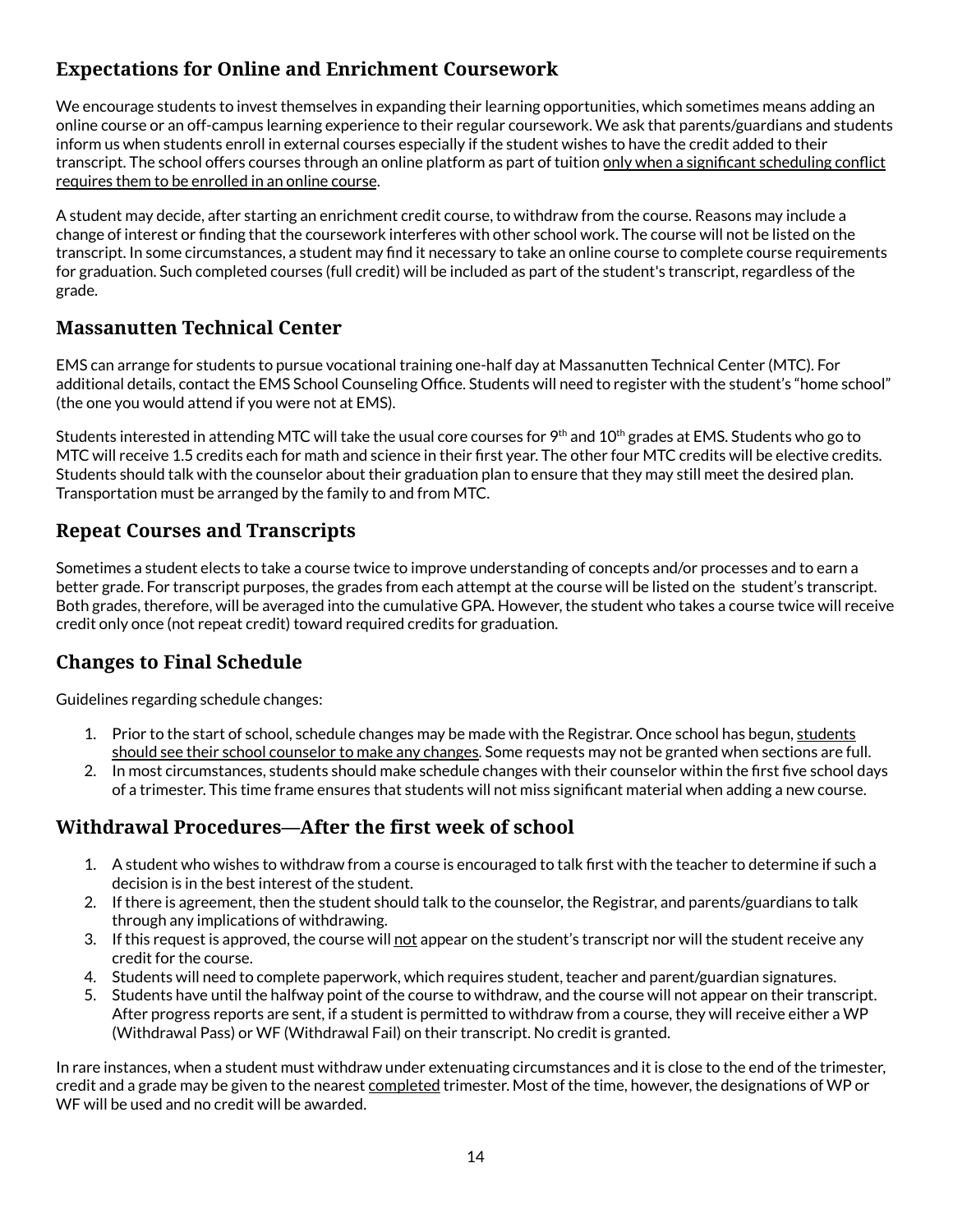## Expectations for Online and Enrichment Coursework

We encourage students to invest themselves in expanding their learning opportunities, which sometimes means adding an online course or an off-campus learning experience to their regular coursework. We ask that parents/guardians and students inform us when students enroll in external courses especially if the student wishes to have the credit added to their transcript. The school offers courses through an online platform as part of tuition only when a significant scheduling conflict requires them to be enrolled in an online course.

A student may decide, after starting an enrichment credit course, to withdraw from the course. Reasons may include a change of interest or finding that the coursework interferes with other school work. The course will not be listed on the transcript. In some circumstances, a student may find it necessary to take an online course to complete course requirements for graduation. Such completed courses (full credit) will be included as part of the student's transcript, regardless of the grade.

## Massanutten Technical Center

EMS can arrange for students to pursue vocational training one-half day at Massanutten Technical Center (MTC). For additional details, contact the EMS School Counseling Office. Students will need to register with the student's "home school" (the one you would attend if you were not at EMS).

Students interested in attending MTC will take the usual core courses for 9th and 10th grades at EMS. Students who go to MTC will receive 1.5 credits each for math and science in their first year. The other four MTC credits will be elective credits. Students should talk with the counselor about their graduation plan to ensure that they may still meet the desired plan. Transportation must be arranged by the family to and from MTC.

## Repeat Courses and Transcripts

Sometimes a student elects to take a course twice to improve understanding of concepts and/or processes and to earn a better grade. For transcript purposes, the grades from each attempt at the course will be listed on the student's transcript. Both grades, therefore, will be averaged into the cumulative GPA. However, the student who takes a course twice will receive credit only once (not repeat credit) toward required credits for graduation.

## Changes to Final Schedule

Guidelines regarding schedule changes:

1. Prior to the start of school, schedule changes may be made with the Registrar. Once school has begun, students should see their school counselor to make any changes. Some requests may not be granted when sections are full.
2. In most circumstances, students should make schedule changes with their counselor within the first five school days of a trimester. This time frame ensures that students will not miss significant material when adding a new course.

## Withdrawal Procedures—After the first week of school

1. A student who wishes to withdraw from a course is encouraged to talk first with the teacher to determine if such a decision is in the best interest of the student.
2. If there is agreement, then the student should talk to the counselor, the Registrar, and parents/guardians to talk through any implications of withdrawing.
3. If this request is approved, the course will not appear on the student's transcript nor will the student receive any credit for the course.
4. Students will need to complete paperwork, which requires student, teacher and parent/guardian signatures.
5. Students have until the halfway point of the course to withdraw, and the course will not appear on their transcript. After progress reports are sent, if a student is permitted to withdraw from a course, they will receive either a WP (Withdrawal Pass) or WF (Withdrawal Fail) on their transcript. No credit is granted.

In rare instances, when a student must withdraw under extenuating circumstances and it is close to the end of the trimester, credit and a grade may be given to the nearest completed trimester. Most of the time, however, the designations of WP or WF will be used and no credit will be awarded.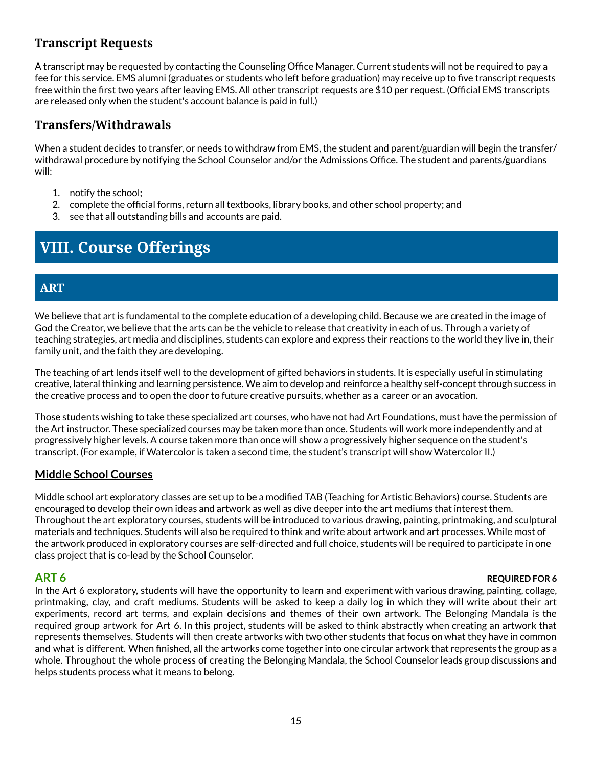### Transcript Requests

A transcript may be requested by contacting the Counseling Office Manager. Current students will not be required to pay a fee for this service. EMS alumni (graduates or students who left before graduation) may receive up to five transcript requests free within the first two years after leaving EMS. All other transcript requests are $10 per request. (Official EMS transcripts are released only when the student's account balance is paid in full.)

### Transfers/Withdrawals

When a student decides to transfer, or needs to withdraw from EMS, the student and parent/guardian will begin the transfer/withdrawal procedure by notifying the School Counselor and/or the Admissions Office. The student and parents/guardians will:

1. notify the school;
2. complete the official forms, return all textbooks, library books, and other school property; and
3. see that all outstanding bills and accounts are paid.

# VIII. Course Offerings

## ART

We believe that art is fundamental to the complete education of a developing child. Because we are created in the image of God the Creator, we believe that the arts can be the vehicle to release that creativity in each of us. Through a variety of teaching strategies, art media and disciplines, students can explore and express their reactions to the world they live in, their family unit, and the faith they are developing.

The teaching of art lends itself well to the development of gifted behaviors in students. It is especially useful in stimulating creative, lateral thinking and learning persistence. We aim to develop and reinforce a healthy self-concept through success in the creative process and to open the door to future creative pursuits, whether as a career or an avocation.

Those students wishing to take these specialized art courses, who have not had Art Foundations, must have the permission of the Art instructor. These specialized courses may be taken more than once. Students will work more independently and at progressively higher levels. A course taken more than once will show a progressively higher sequence on the student's transcript. (For example, if Watercolor is taken a second time, the student's transcript will show Watercolor II.)

### Middle School Courses

Middle school art exploratory classes are set up to be a modified TAB (Teaching for Artistic Behaviors) course. Students are encouraged to develop their own ideas and artwork as well as dive deeper into the art mediums that interest them. Throughout the art exploratory courses, students will be introduced to various drawing, painting, printmaking, and sculptural materials and techniques. Students will also be required to think and write about artwork and art processes. While most of the artwork produced in exploratory courses are self-directed and full choice, students will be required to participate in one class project that is co-lead by the School Counselor.

#### ART 6 — REQUIRED FOR 6

In the Art 6 exploratory, students will have the opportunity to learn and experiment with various drawing, painting, collage, printmaking, clay, and craft mediums. Students will be asked to keep a daily log in which they will write about their art experiments, record art terms, and explain decisions and themes of their own artwork. The Belonging Mandala is the required group artwork for Art 6. In this project, students will be asked to think abstractly when creating an artwork that represents themselves. Students will then create artworks with two other students that focus on what they have in common and what is different. When finished, all the artworks come together into one circular artwork that represents the group as a whole. Throughout the whole process of creating the Belonging Mandala, the School Counselor leads group discussions and helps students process what it means to belong.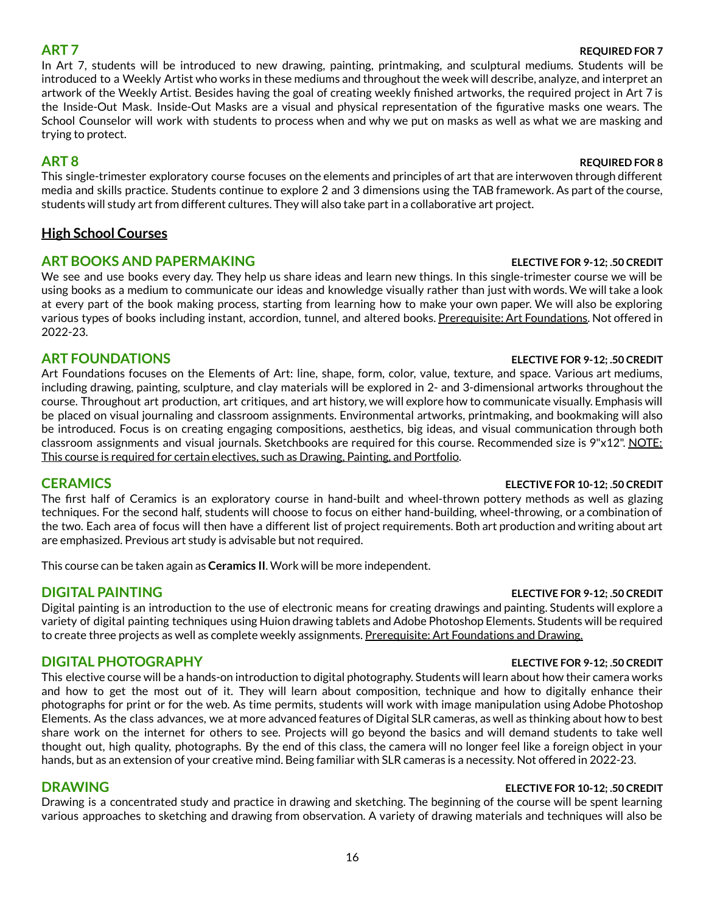### ART 7

**REQUIRED FOR 7**

In Art 7, students will be introduced to new drawing, painting, printmaking, and sculptural mediums. Students will be introduced to a Weekly Artist who works in these mediums and throughout the week will describe, analyze, and interpret an artwork of the Weekly Artist. Besides having the goal of creating weekly finished artworks, the required project in Art 7 is the Inside-Out Mask. Inside-Out Masks are a visual and physical representation of the figurative masks one wears. The School Counselor will work with students to process when and why we put on masks as well as what we are masking and trying to protect.

### ART 8

**REQUIRED FOR 8**

This single-trimester exploratory course focuses on the elements and principles of art that are interwoven through different media and skills practice. Students continue to explore 2 and 3 dimensions using the TAB framework. As part of the course, students will study art from different cultures. They will also take part in a collaborative art project.

## High School Courses

### ART BOOKS AND PAPERMAKING

**ELECTIVE FOR 9-12; .50 CREDIT**

We see and use books every day. They help us share ideas and learn new things. In this single-trimester course we will be using books as a medium to communicate our ideas and knowledge visually rather than just with words. We will take a look at every part of the book making process, starting from learning how to make your own paper. We will also be exploring various types of books including instant, accordion, tunnel, and altered books. Prerequisite: Art Foundations. Not offered in 2022-23.

### ART FOUNDATIONS

**ELECTIVE FOR 9-12; .50 CREDIT**

Art Foundations focuses on the Elements of Art: line, shape, form, color, value, texture, and space. Various art mediums, including drawing, painting, sculpture, and clay materials will be explored in 2- and 3-dimensional artworks throughout the course. Throughout art production, art critiques, and art history, we will explore how to communicate visually. Emphasis will be placed on visual journaling and classroom assignments. Environmental artworks, printmaking, and bookmaking will also be introduced. Focus is on creating engaging compositions, aesthetics, big ideas, and visual communication through both classroom assignments and visual journals. Sketchbooks are required for this course. Recommended size is 9"x12". NOTE: This course is required for certain electives, such as Drawing, Painting, and Portfolio.

### CERAMICS

**ELECTIVE FOR 10-12; .50 CREDIT**

The first half of Ceramics is an exploratory course in hand-built and wheel-thrown pottery methods as well as glazing techniques. For the second half, students will choose to focus on either hand-building, wheel-throwing, or a combination of the two. Each area of focus will then have a different list of project requirements. Both art production and writing about art are emphasized. Previous art study is advisable but not required.

This course can be taken again as **Ceramics II**. Work will be more independent.

### DIGITAL PAINTING

**ELECTIVE FOR 9-12; .50 CREDIT**

Digital painting is an introduction to the use of electronic means for creating drawings and painting. Students will explore a variety of digital painting techniques using Huion drawing tablets and Adobe Photoshop Elements. Students will be required to create three projects as well as complete weekly assignments. Prerequisite: Art Foundations and Drawing.

### DIGITAL PHOTOGRAPHY

**ELECTIVE FOR 9-12; .50 CREDIT**

This elective course will be a hands-on introduction to digital photography. Students will learn about how their camera works and how to get the most out of it. They will learn about composition, technique and how to digitally enhance their photographs for print or for the web. As time permits, students will work with image manipulation using Adobe Photoshop Elements. As the class advances, we at more advanced features of Digital SLR cameras, as well as thinking about how to best share work on the internet for others to see. Projects will go beyond the basics and will demand students to take well thought out, high quality, photographs. By the end of this class, the camera will no longer feel like a foreign object in your hands, but as an extension of your creative mind. Being familiar with SLR cameras is a necessity. Not offered in 2022-23.

### DRAWING

**ELECTIVE FOR 10-12; .50 CREDIT**

Drawing is a concentrated study and practice in drawing and sketching. The beginning of the course will be spent learning various approaches to sketching and drawing from observation. A variety of drawing materials and techniques will also be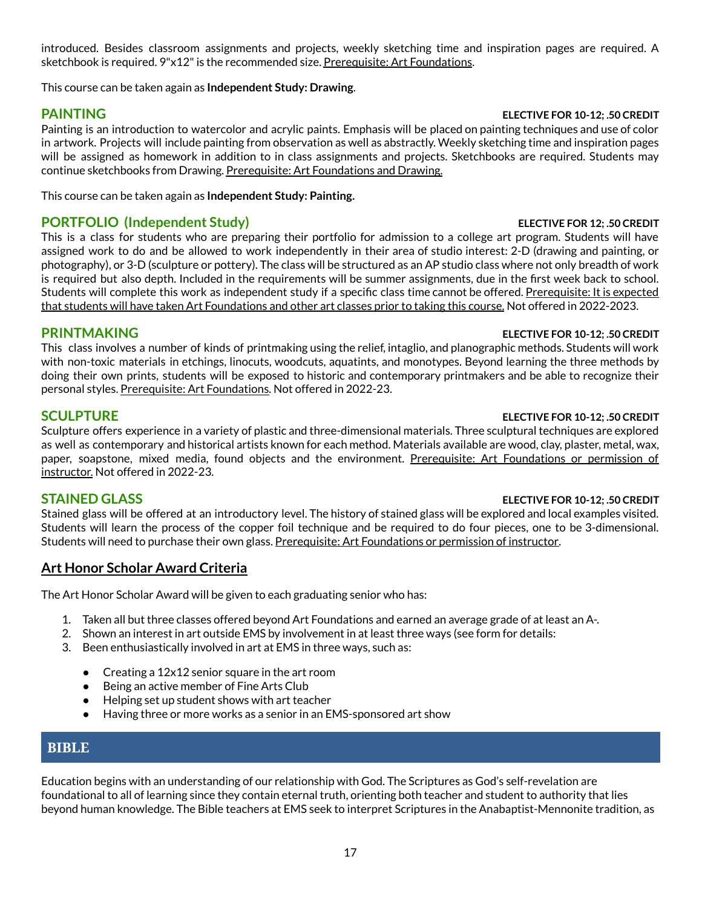introduced. Besides classroom assignments and projects, weekly sketching time and inspiration pages are required. A sketchbook is required. 9"x12" is the recommended size. Prerequisite: Art Foundations.

This course can be taken again as **Independent Study: Drawing**.

## PAINTING

**ELECTIVE FOR 10-12; .50 CREDIT**

Painting is an introduction to watercolor and acrylic paints. Emphasis will be placed on painting techniques and use of color in artwork. Projects will include painting from observation as well as abstractly. Weekly sketching time and inspiration pages will be assigned as homework in addition to in class assignments and projects. Sketchbooks are required. Students may continue sketchbooks from Drawing. Prerequisite: Art Foundations and Drawing.

This course can be taken again as **Independent Study: Painting.**

## PORTFOLIO (Independent Study)

**ELECTIVE FOR 12; .50 CREDIT**

This is a class for students who are preparing their portfolio for admission to a college art program. Students will have assigned work to do and be allowed to work independently in their area of studio interest: 2-D (drawing and painting, or photography), or 3-D (sculpture or pottery). The class will be structured as an AP studio class where not only breadth of work is required but also depth. Included in the requirements will be summer assignments, due in the first week back to school. Students will complete this work as independent study if a specific class time cannot be offered. Prerequisite: It is expected that students will have taken Art Foundations and other art classes prior to taking this course. Not offered in 2022-2023.

## PRINTMAKING

**ELECTIVE FOR 10-12; .50 CREDIT**

This class involves a number of kinds of printmaking using the relief, intaglio, and planographic methods. Students will work with non-toxic materials in etchings, linocuts, woodcuts, aquatints, and monotypes. Beyond learning the three methods by doing their own prints, students will be exposed to historic and contemporary printmakers and be able to recognize their personal styles. Prerequisite: Art Foundations. Not offered in 2022-23.

## SCULPTURE

**ELECTIVE FOR 10-12; .50 CREDIT**

Sculpture offers experience in a variety of plastic and three-dimensional materials. Three sculptural techniques are explored as well as contemporary and historical artists known for each method. Materials available are wood, clay, plaster, metal, wax, paper, soapstone, mixed media, found objects and the environment. Prerequisite: Art Foundations or permission of instructor. Not offered in 2022-23.

## STAINED GLASS

**ELECTIVE FOR 10-12; .50 CREDIT**

Stained glass will be offered at an introductory level. The history of stained glass will be explored and local examples visited. Students will learn the process of the copper foil technique and be required to do four pieces, one to be 3-dimensional. Students will need to purchase their own glass. Prerequisite: Art Foundations or permission of instructor.

## Art Honor Scholar Award Criteria

The Art Honor Scholar Award will be given to each graduating senior who has:

1. Taken all but three classes offered beyond Art Foundations and earned an average grade of at least an A-.
2. Shown an interest in art outside EMS by involvement in at least three ways (see form for details:
3. Been enthusiastically involved in art at EMS in three ways, such as:
   - Creating a 12x12 senior square in the art room
   - Being an active member of Fine Arts Club
   - Helping set up student shows with art teacher
   - Having three or more works as a senior in an EMS-sponsored art show

# BIBLE

Education begins with an understanding of our relationship with God. The Scriptures as God's self-revelation are foundational to all of learning since they contain eternal truth, orienting both teacher and student to authority that lies beyond human knowledge. The Bible teachers at EMS seek to interpret Scriptures in the Anabaptist-Mennonite tradition, as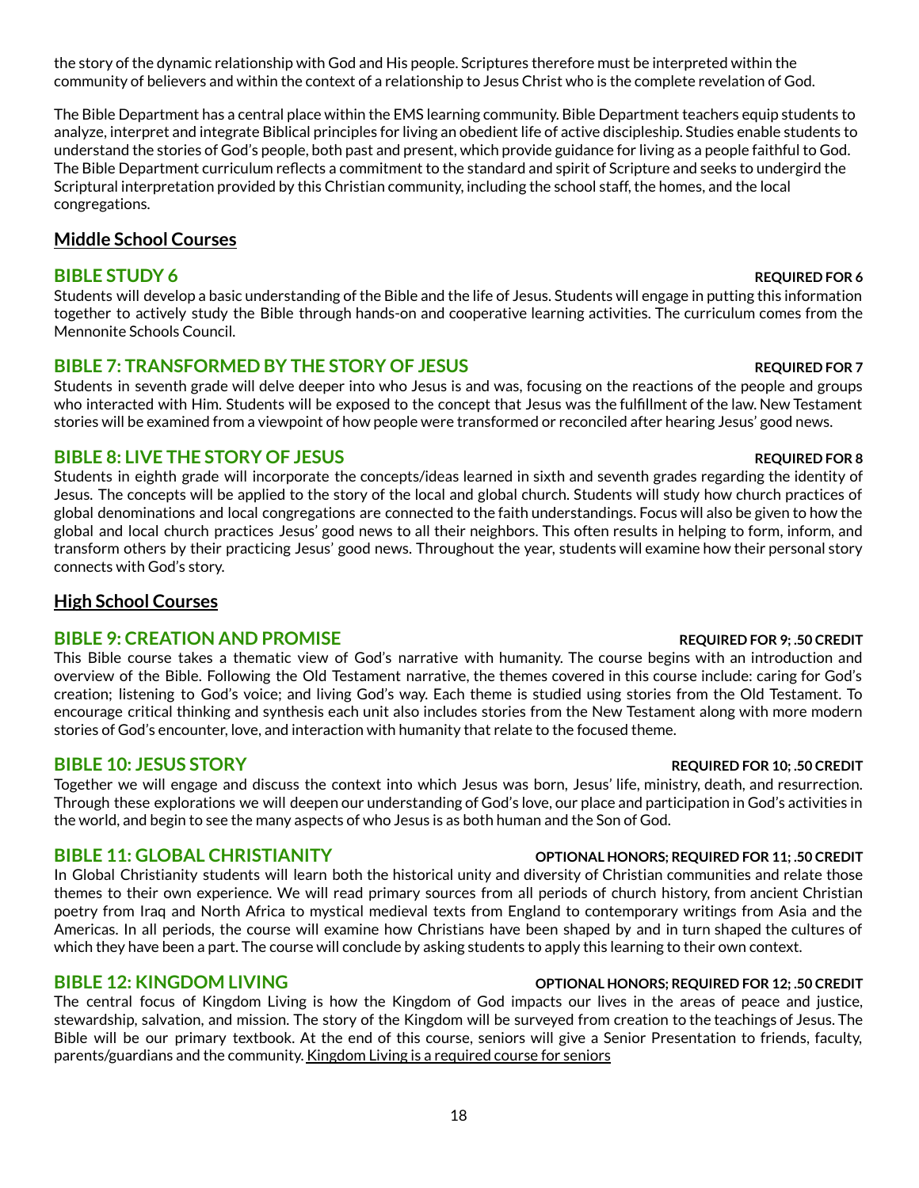the story of the dynamic relationship with God and His people. Scriptures therefore must be interpreted within the community of believers and within the context of a relationship to Jesus Christ who is the complete revelation of God.

The Bible Department has a central place within the EMS learning community. Bible Department teachers equip students to analyze, interpret and integrate Biblical principles for living an obedient life of active discipleship. Studies enable students to understand the stories of God's people, both past and present, which provide guidance for living as a people faithful to God. The Bible Department curriculum reflects a commitment to the standard and spirit of Scripture and seeks to undergird the Scriptural interpretation provided by this Christian community, including the school staff, the homes, and the local congregations.

## Middle School Courses

### BIBLE STUDY 6 — REQUIRED FOR 6

Students will develop a basic understanding of the Bible and the life of Jesus. Students will engage in putting this information together to actively study the Bible through hands-on and cooperative learning activities. The curriculum comes from the Mennonite Schools Council.

### BIBLE 7: TRANSFORMED BY THE STORY OF JESUS — REQUIRED FOR 7

Students in seventh grade will delve deeper into who Jesus is and was, focusing on the reactions of the people and groups who interacted with Him. Students will be exposed to the concept that Jesus was the fulfillment of the law. New Testament stories will be examined from a viewpoint of how people were transformed or reconciled after hearing Jesus' good news.

### BIBLE 8: LIVE THE STORY OF JESUS — REQUIRED FOR 8

Students in eighth grade will incorporate the concepts/ideas learned in sixth and seventh grades regarding the identity of Jesus. The concepts will be applied to the story of the local and global church. Students will study how church practices of global denominations and local congregations are connected to the faith understandings. Focus will also be given to how the global and local church practices Jesus' good news to all their neighbors. This often results in helping to form, inform, and transform others by their practicing Jesus' good news. Throughout the year, students will examine how their personal story connects with God's story.

## High School Courses

### BIBLE 9: CREATION AND PROMISE — REQUIRED FOR 9; .50 CREDIT

This Bible course takes a thematic view of God's narrative with humanity. The course begins with an introduction and overview of the Bible. Following the Old Testament narrative, the themes covered in this course include: caring for God's creation; listening to God's voice; and living God's way. Each theme is studied using stories from the Old Testament. To encourage critical thinking and synthesis each unit also includes stories from the New Testament along with more modern stories of God's encounter, love, and interaction with humanity that relate to the focused theme.

### BIBLE 10: JESUS STORY — REQUIRED FOR 10; .50 CREDIT

Together we will engage and discuss the context into which Jesus was born, Jesus' life, ministry, death, and resurrection. Through these explorations we will deepen our understanding of God's love, our place and participation in God's activities in the world, and begin to see the many aspects of who Jesus is as both human and the Son of God.

### BIBLE 11: GLOBAL CHRISTIANITY — OPTIONAL HONORS; REQUIRED FOR 11; .50 CREDIT

In Global Christianity students will learn both the historical unity and diversity of Christian communities and relate those themes to their own experience. We will read primary sources from all periods of church history, from ancient Christian poetry from Iraq and North Africa to mystical medieval texts from England to contemporary writings from Asia and the Americas. In all periods, the course will examine how Christians have been shaped by and in turn shaped the cultures of which they have been a part. The course will conclude by asking students to apply this learning to their own context.

### BIBLE 12: KINGDOM LIVING — OPTIONAL HONORS; REQUIRED FOR 12; .50 CREDIT

The central focus of Kingdom Living is how the Kingdom of God impacts our lives in the areas of peace and justice, stewardship, salvation, and mission. The story of the Kingdom will be surveyed from creation to the teachings of Jesus. The Bible will be our primary textbook. At the end of this course, seniors will give a Senior Presentation to friends, faculty, parents/guardians and the community. Kingdom Living is a required course for seniors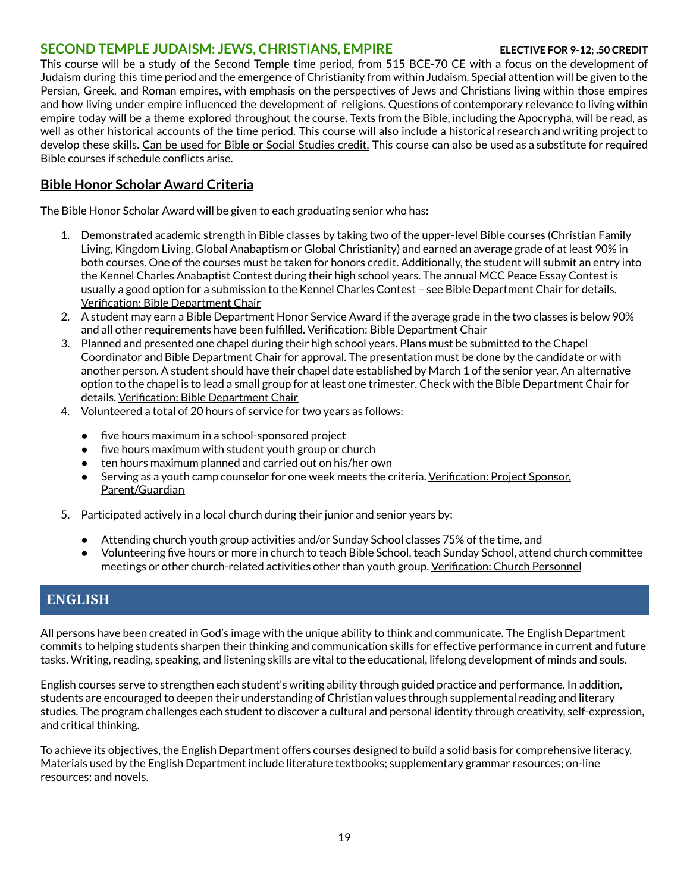## SECOND TEMPLE JUDAISM: JEWS, CHRISTIANS, EMPIRE

**ELECTIVE FOR 9-12; .50 CREDIT**

This course will be a study of the Second Temple time period, from 515 BCE-70 CE with a focus on the development of Judaism during this time period and the emergence of Christianity from within Judaism. Special attention will be given to the Persian, Greek, and Roman empires, with emphasis on the perspectives of Jews and Christians living within those empires and how living under empire influenced the development of religions. Questions of contemporary relevance to living within empire today will be a theme explored throughout the course. Texts from the Bible, including the Apocrypha, will be read, as well as other historical accounts of the time period. This course will also include a historical research and writing project to develop these skills. Can be used for Bible or Social Studies credit. This course can also be used as a substitute for required Bible courses if schedule conflicts arise.

## Bible Honor Scholar Award Criteria

The Bible Honor Scholar Award will be given to each graduating senior who has:

1. Demonstrated academic strength in Bible classes by taking two of the upper-level Bible courses (Christian Family Living, Kingdom Living, Global Anabaptism or Global Christianity) and earned an average grade of at least 90% in both courses. One of the courses must be taken for honors credit. Additionally, the student will submit an entry into the Kennel Charles Anabaptist Contest during their high school years. The annual MCC Peace Essay Contest is usually a good option for a submission to the Kennel Charles Contest – see Bible Department Chair for details. Verification: Bible Department Chair
2. A student may earn a Bible Department Honor Service Award if the average grade in the two classes is below 90% and all other requirements have been fulfilled. Verification: Bible Department Chair
3. Planned and presented one chapel during their high school years. Plans must be submitted to the Chapel Coordinator and Bible Department Chair for approval. The presentation must be done by the candidate or with another person. A student should have their chapel date established by March 1 of the senior year. An alternative option to the chapel is to lead a small group for at least one trimester. Check with the Bible Department Chair for details. Verification: Bible Department Chair
4. Volunteered a total of 20 hours of service for two years as follows:
   - five hours maximum in a school-sponsored project
   - five hours maximum with student youth group or church
   - ten hours maximum planned and carried out on his/her own
   - Serving as a youth camp counselor for one week meets the criteria. Verification: Project Sponsor, Parent/Guardian
5. Participated actively in a local church during their junior and senior years by:
   - Attending church youth group activities and/or Sunday School classes 75% of the time, and
   - Volunteering five hours or more in church to teach Bible School, teach Sunday School, attend church committee meetings or other church-related activities other than youth group. Verification: Church Personnel

# ENGLISH

All persons have been created in God's image with the unique ability to think and communicate. The English Department commits to helping students sharpen their thinking and communication skills for effective performance in current and future tasks. Writing, reading, speaking, and listening skills are vital to the educational, lifelong development of minds and souls.

English courses serve to strengthen each student's writing ability through guided practice and performance. In addition, students are encouraged to deepen their understanding of Christian values through supplemental reading and literary studies. The program challenges each student to discover a cultural and personal identity through creativity, self-expression, and critical thinking.

To achieve its objectives, the English Department offers courses designed to build a solid basis for comprehensive literacy. Materials used by the English Department include literature textbooks; supplementary grammar resources; on-line resources; and novels.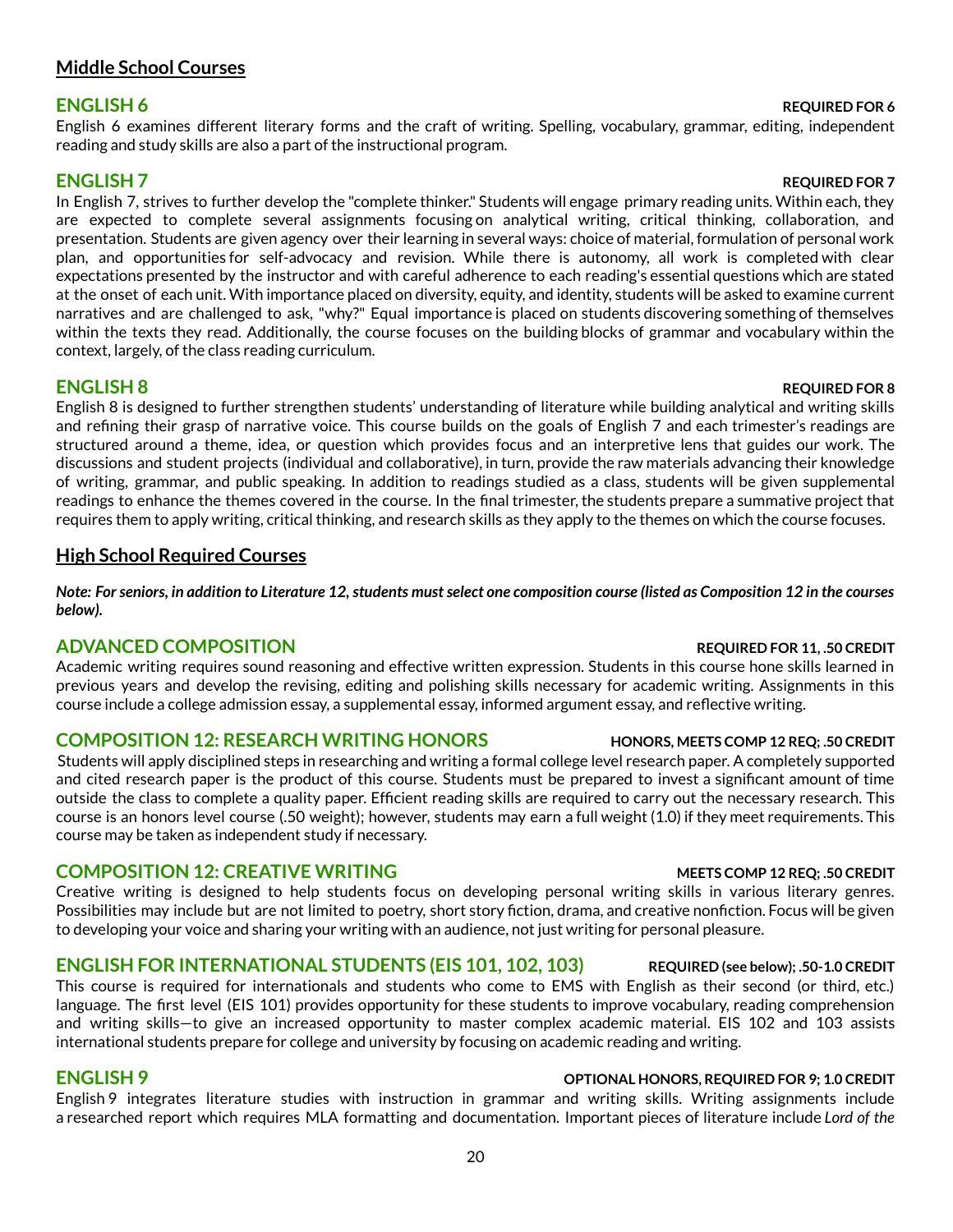## Middle School Courses

### ENGLISH 6 — REQUIRED FOR 6

English 6 examines different literary forms and the craft of writing. Spelling, vocabulary, grammar, editing, independent reading and study skills are also a part of the instructional program.

### ENGLISH 7 — REQUIRED FOR 7

In English 7, strives to further develop the "complete thinker." Students will engage primary reading units. Within each, they are expected to complete several assignments focusing on analytical writing, critical thinking, collaboration, and presentation. Students are given agency over their learning in several ways: choice of material, formulation of personal work plan, and opportunities for self-advocacy and revision. While there is autonomy, all work is completed with clear expectations presented by the instructor and with careful adherence to each reading's essential questions which are stated at the onset of each unit. With importance placed on diversity, equity, and identity, students will be asked to examine current narratives and are challenged to ask, "why?" Equal importance is placed on students discovering something of themselves within the texts they read. Additionally, the course focuses on the building blocks of grammar and vocabulary within the context, largely, of the class reading curriculum.

### ENGLISH 8 — REQUIRED FOR 8

English 8 is designed to further strengthen students' understanding of literature while building analytical and writing skills and refining their grasp of narrative voice. This course builds on the goals of English 7 and each trimester's readings are structured around a theme, idea, or question which provides focus and an interpretive lens that guides our work. The discussions and student projects (individual and collaborative), in turn, provide the raw materials advancing their knowledge of writing, grammar, and public speaking. In addition to readings studied as a class, students will be given supplemental readings to enhance the themes covered in the course. In the final trimester, the students prepare a summative project that requires them to apply writing, critical thinking, and research skills as they apply to the themes on which the course focuses.

## High School Required Courses

***Note: For seniors, in addition to Literature 12, students must select one composition course (listed as Composition 12 in the courses below).***

### ADVANCED COMPOSITION — REQUIRED FOR 11, .50 CREDIT

Academic writing requires sound reasoning and effective written expression. Students in this course hone skills learned in previous years and develop the revising, editing and polishing skills necessary for academic writing. Assignments in this course include a college admission essay, a supplemental essay, informed argument essay, and reflective writing.

### COMPOSITION 12: RESEARCH WRITING HONORS — HONORS, MEETS COMP 12 REQ; .50 CREDIT

Students will apply disciplined steps in researching and writing a formal college level research paper. A completely supported and cited research paper is the product of this course. Students must be prepared to invest a significant amount of time outside the class to complete a quality paper. Efficient reading skills are required to carry out the necessary research. This course is an honors level course (.50 weight); however, students may earn a full weight (1.0) if they meet requirements. This course may be taken as independent study if necessary.

### COMPOSITION 12: CREATIVE WRITING — MEETS COMP 12 REQ; .50 CREDIT

Creative writing is designed to help students focus on developing personal writing skills in various literary genres. Possibilities may include but are not limited to poetry, short story fiction, drama, and creative nonfiction. Focus will be given to developing your voice and sharing your writing with an audience, not just writing for personal pleasure.

### ENGLISH FOR INTERNATIONAL STUDENTS (EIS 101, 102, 103) — REQUIRED (see below); .50-1.0 CREDIT

This course is required for internationals and students who come to EMS with English as their second (or third, etc.) language. The first level (EIS 101) provides opportunity for these students to improve vocabulary, reading comprehension and writing skills—to give an increased opportunity to master complex academic material. EIS 102 and 103 assists international students prepare for college and university by focusing on academic reading and writing.

### ENGLISH 9 — OPTIONAL HONORS, REQUIRED FOR 9; 1.0 CREDIT

English 9 integrates literature studies with instruction in grammar and writing skills. Writing assignments include a researched report which requires MLA formatting and documentation. Important pieces of literature include *Lord of the*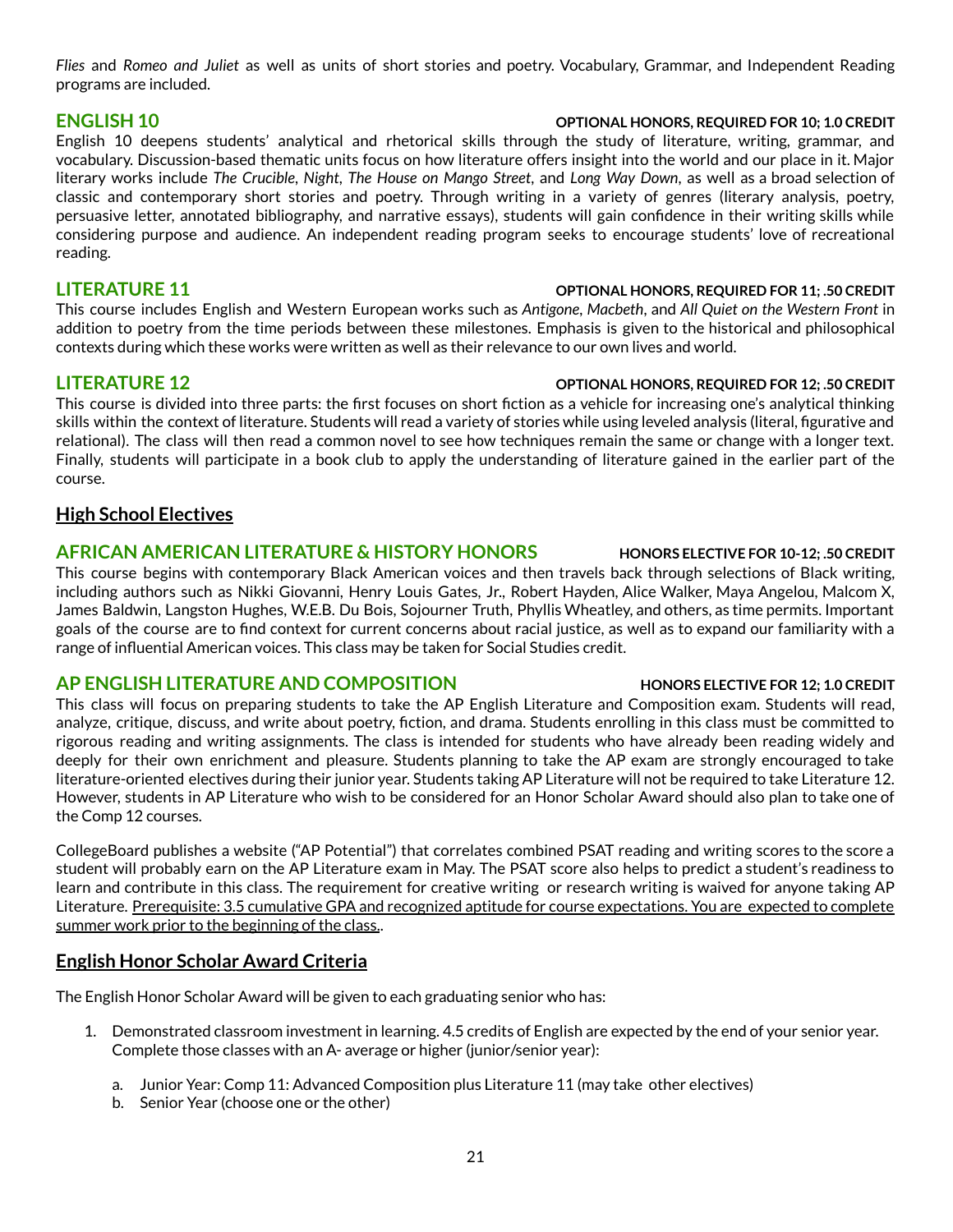*Flies* and *Romeo and Juliet* as well as units of short stories and poetry. Vocabulary, Grammar, and Independent Reading programs are included.

### ENGLISH 10

**OPTIONAL HONORS, REQUIRED FOR 10; 1.0 CREDIT**

English 10 deepens students' analytical and rhetorical skills through the study of literature, writing, grammar, and vocabulary. Discussion-based thematic units focus on how literature offers insight into the world and our place in it. Major literary works include *The Crucible*, *Night*, *The House on Mango Street*, and *Long Way Down*, as well as a broad selection of classic and contemporary short stories and poetry. Through writing in a variety of genres (literary analysis, poetry, persuasive letter, annotated bibliography, and narrative essays), students will gain confidence in their writing skills while considering purpose and audience. An independent reading program seeks to encourage students' love of recreational reading.

### LITERATURE 11

**OPTIONAL HONORS, REQUIRED FOR 11; .50 CREDIT**

This course includes English and Western European works such as *Antigone*, *Macbeth*, and *All Quiet on the Western Front* in addition to poetry from the time periods between these milestones. Emphasis is given to the historical and philosophical contexts during which these works were written as well as their relevance to our own lives and world.

### LITERATURE 12

**OPTIONAL HONORS, REQUIRED FOR 12; .50 CREDIT**

This course is divided into three parts: the first focuses on short fiction as a vehicle for increasing one's analytical thinking skills within the context of literature. Students will read a variety of stories while using leveled analysis (literal, figurative and relational). The class will then read a common novel to see how techniques remain the same or change with a longer text. Finally, students will participate in a book club to apply the understanding of literature gained in the earlier part of the course.

## High School Electives

### AFRICAN AMERICAN LITERATURE & HISTORY HONORS

**HONORS ELECTIVE FOR 10-12; .50 CREDIT**

This course begins with contemporary Black American voices and then travels back through selections of Black writing, including authors such as Nikki Giovanni, Henry Louis Gates, Jr., Robert Hayden, Alice Walker, Maya Angelou, Malcom X, James Baldwin, Langston Hughes, W.E.B. Du Bois, Sojourner Truth, Phyllis Wheatley, and others, as time permits. Important goals of the course are to find context for current concerns about racial justice, as well as to expand our familiarity with a range of influential American voices. This class may be taken for Social Studies credit.

### AP ENGLISH LITERATURE AND COMPOSITION

**HONORS ELECTIVE FOR 12; 1.0 CREDIT**

This class will focus on preparing students to take the AP English Literature and Composition exam. Students will read, analyze, critique, discuss, and write about poetry, fiction, and drama. Students enrolling in this class must be committed to rigorous reading and writing assignments. The class is intended for students who have already been reading widely and deeply for their own enrichment and pleasure. Students planning to take the AP exam are strongly encouraged to take literature-oriented electives during their junior year. Students taking AP Literature will not be required to take Literature 12. However, students in AP Literature who wish to be considered for an Honor Scholar Award should also plan to take one of the Comp 12 courses.

CollegeBoard publishes a website ("AP Potential") that correlates combined PSAT reading and writing scores to the score a student will probably earn on the AP Literature exam in May. The PSAT score also helps to predict a student's readiness to learn and contribute in this class. The requirement for creative writing or research writing is waived for anyone taking AP Literature. Prerequisite: 3.5 cumulative GPA and recognized aptitude for course expectations. You are expected to complete summer work prior to the beginning of the class..

## English Honor Scholar Award Criteria

The English Honor Scholar Award will be given to each graduating senior who has:

1. Demonstrated classroom investment in learning. 4.5 credits of English are expected by the end of your senior year. Complete those classes with an A- average or higher (junior/senior year):
   a. Junior Year: Comp 11: Advanced Composition plus Literature 11 (may take other electives)
   b. Senior Year (choose one or the other)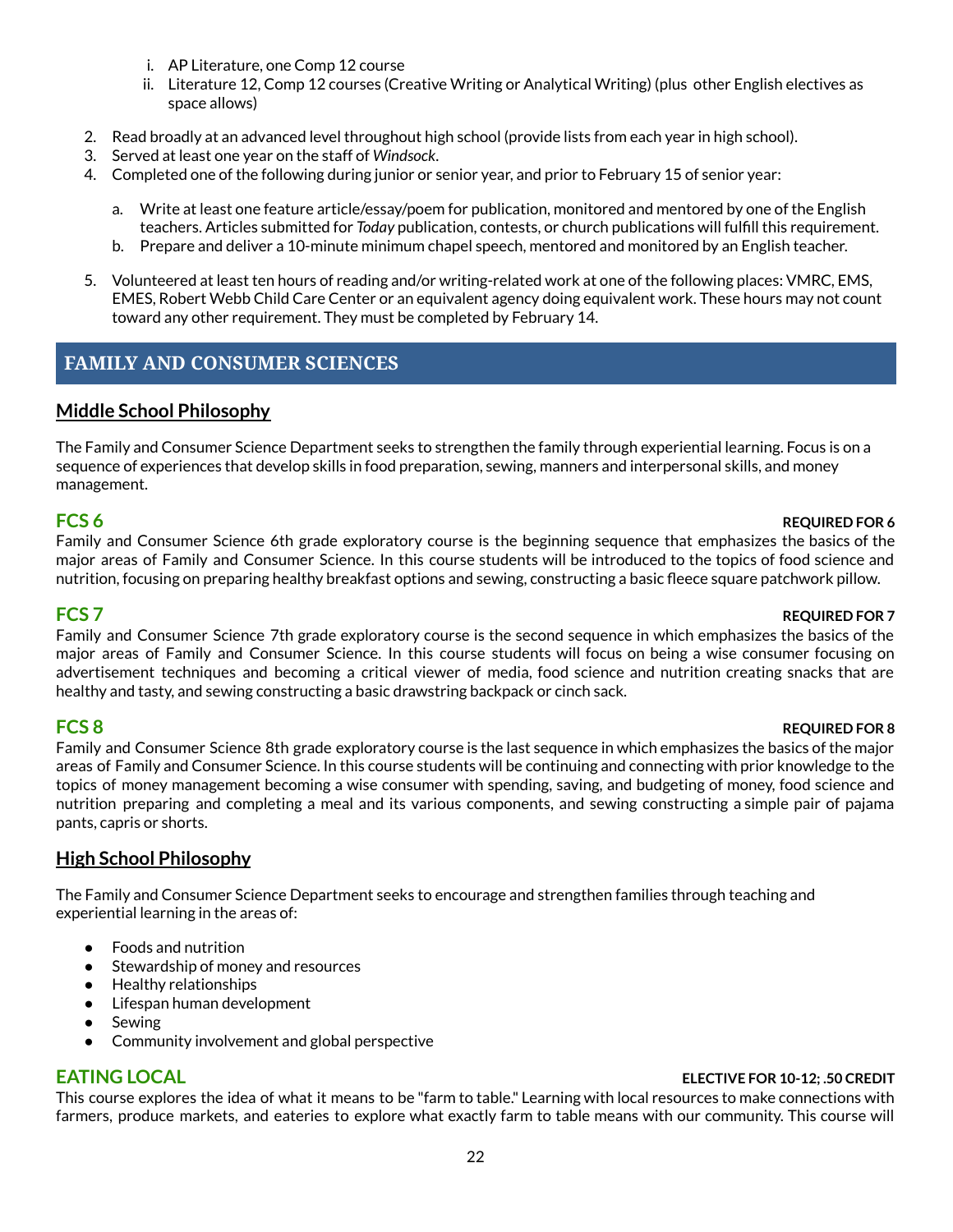i. AP Literature, one Comp 12 course
   ii. Literature 12, Comp 12 courses (Creative Writing or Analytical Writing) (plus other English electives as space allows)

2. Read broadly at an advanced level throughout high school (provide lists from each year in high school).
3. Served at least one year on the staff of *Windsock*.
4. Completed one of the following during junior or senior year, and prior to February 15 of senior year:
   a. Write at least one feature article/essay/poem for publication, monitored and mentored by one of the English teachers. Articles submitted for *Today* publication, contests, or church publications will fulfill this requirement.
   b. Prepare and deliver a 10-minute minimum chapel speech, mentored and monitored by an English teacher.
5. Volunteered at least ten hours of reading and/or writing-related work at one of the following places: VMRC, EMS, EMES, Robert Webb Child Care Center or an equivalent agency doing equivalent work. These hours may not count toward any other requirement. They must be completed by February 14.

## FAMILY AND CONSUMER SCIENCES

### Middle School Philosophy

The Family and Consumer Science Department seeks to strengthen the family through experiential learning. Focus is on a sequence of experiences that develop skills in food preparation, sewing, manners and interpersonal skills, and money management.

**FCS 6** — **REQUIRED FOR 6**

Family and Consumer Science 6th grade exploratory course is the beginning sequence that emphasizes the basics of the major areas of Family and Consumer Science. In this course students will be introduced to the topics of food science and nutrition, focusing on preparing healthy breakfast options and sewing, constructing a basic fleece square patchwork pillow.

**FCS 7** — **REQUIRED FOR 7**

Family and Consumer Science 7th grade exploratory course is the second sequence in which emphasizes the basics of the major areas of Family and Consumer Science. In this course students will focus on being a wise consumer focusing on advertisement techniques and becoming a critical viewer of media, food science and nutrition creating snacks that are healthy and tasty, and sewing constructing a basic drawstring backpack or cinch sack.

**FCS 8** — **REQUIRED FOR 8**

Family and Consumer Science 8th grade exploratory course is the last sequence in which emphasizes the basics of the major areas of Family and Consumer Science. In this course students will be continuing and connecting with prior knowledge to the topics of money management becoming a wise consumer with spending, saving, and budgeting of money, food science and nutrition preparing and completing a meal and its various components, and sewing constructing a simple pair of pajama pants, capris or shorts.

### High School Philosophy

The Family and Consumer Science Department seeks to encourage and strengthen families through teaching and experiential learning in the areas of:

- Foods and nutrition
- Stewardship of money and resources
- Healthy relationships
- Lifespan human development
- Sewing
- Community involvement and global perspective

**EATING LOCAL** — **ELECTIVE FOR 10-12; .50 CREDIT**

This course explores the idea of what it means to be "farm to table." Learning with local resources to make connections with farmers, produce markets, and eateries to explore what exactly farm to table means with our community. This course will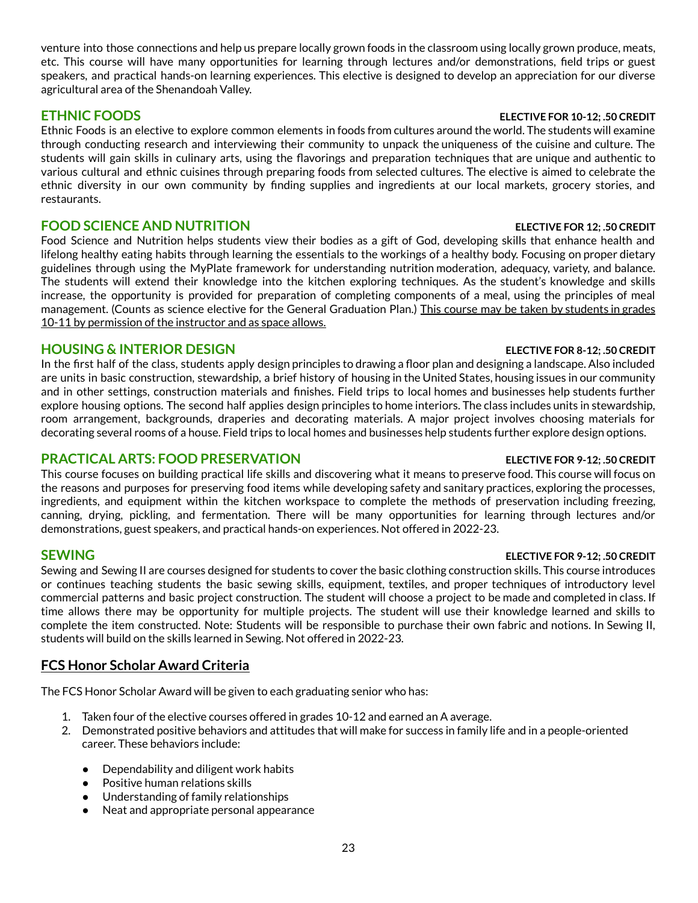venture into those connections and help us prepare locally grown foods in the classroom using locally grown produce, meats, etc. This course will have many opportunities for learning through lectures and/or demonstrations, field trips or guest speakers, and practical hands-on learning experiences. This elective is designed to develop an appreciation for our diverse agricultural area of the Shenandoah Valley.

## ETHNIC FOODS

**ELECTIVE FOR 10-12; .50 CREDIT**

Ethnic Foods is an elective to explore common elements in foods from cultures around the world. The students will examine through conducting research and interviewing their community to unpack the uniqueness of the cuisine and culture. The students will gain skills in culinary arts, using the flavorings and preparation techniques that are unique and authentic to various cultural and ethnic cuisines through preparing foods from selected cultures. The elective is aimed to celebrate the ethnic diversity in our own community by finding supplies and ingredients at our local markets, grocery stories, and restaurants.

## FOOD SCIENCE AND NUTRITION

**ELECTIVE FOR 12; .50 CREDIT**

Food Science and Nutrition helps students view their bodies as a gift of God, developing skills that enhance health and lifelong healthy eating habits through learning the essentials to the workings of a healthy body. Focusing on proper dietary guidelines through using the MyPlate framework for understanding nutrition moderation, adequacy, variety, and balance. The students will extend their knowledge into the kitchen exploring techniques. As the student's knowledge and skills increase, the opportunity is provided for preparation of completing components of a meal, using the principles of meal management. (Counts as science elective for the General Graduation Plan.) <u>This course may be taken by students in grades 10-11 by permission of the instructor and as space allows.</u>

## HOUSING & INTERIOR DESIGN

**ELECTIVE FOR 8-12; .50 CREDIT**

In the first half of the class, students apply design principles to drawing a floor plan and designing a landscape. Also included are units in basic construction, stewardship, a brief history of housing in the United States, housing issues in our community and in other settings, construction materials and finishes. Field trips to local homes and businesses help students further explore housing options. The second half applies design principles to home interiors. The class includes units in stewardship, room arrangement, backgrounds, draperies and decorating materials. A major project involves choosing materials for decorating several rooms of a house. Field trips to local homes and businesses help students further explore design options.

## PRACTICAL ARTS: FOOD PRESERVATION

**ELECTIVE FOR 9-12; .50 CREDIT**

This course focuses on building practical life skills and discovering what it means to preserve food. This course will focus on the reasons and purposes for preserving food items while developing safety and sanitary practices, exploring the processes, ingredients, and equipment within the kitchen workspace to complete the methods of preservation including freezing, canning, drying, pickling, and fermentation. There will be many opportunities for learning through lectures and/or demonstrations, guest speakers, and practical hands-on experiences. Not offered in 2022-23.

## SEWING

**ELECTIVE FOR 9-12; .50 CREDIT**

Sewing and Sewing II are courses designed for students to cover the basic clothing construction skills. This course introduces or continues teaching students the basic sewing skills, equipment, textiles, and proper techniques of introductory level commercial patterns and basic project construction. The student will choose a project to be made and completed in class. If time allows there may be opportunity for multiple projects. The student will use their knowledge learned and skills to complete the item constructed. Note: Students will be responsible to purchase their own fabric and notions. In Sewing II, students will build on the skills learned in Sewing. Not offered in 2022-23.

## <u>FCS Honor Scholar Award Criteria</u>

The FCS Honor Scholar Award will be given to each graduating senior who has:

1. Taken four of the elective courses offered in grades 10-12 and earned an A average.
2. Demonstrated positive behaviors and attitudes that will make for success in family life and in a people-oriented career. These behaviors include:
   - Dependability and diligent work habits
   - Positive human relations skills
   - Understanding of family relationships
   - Neat and appropriate personal appearance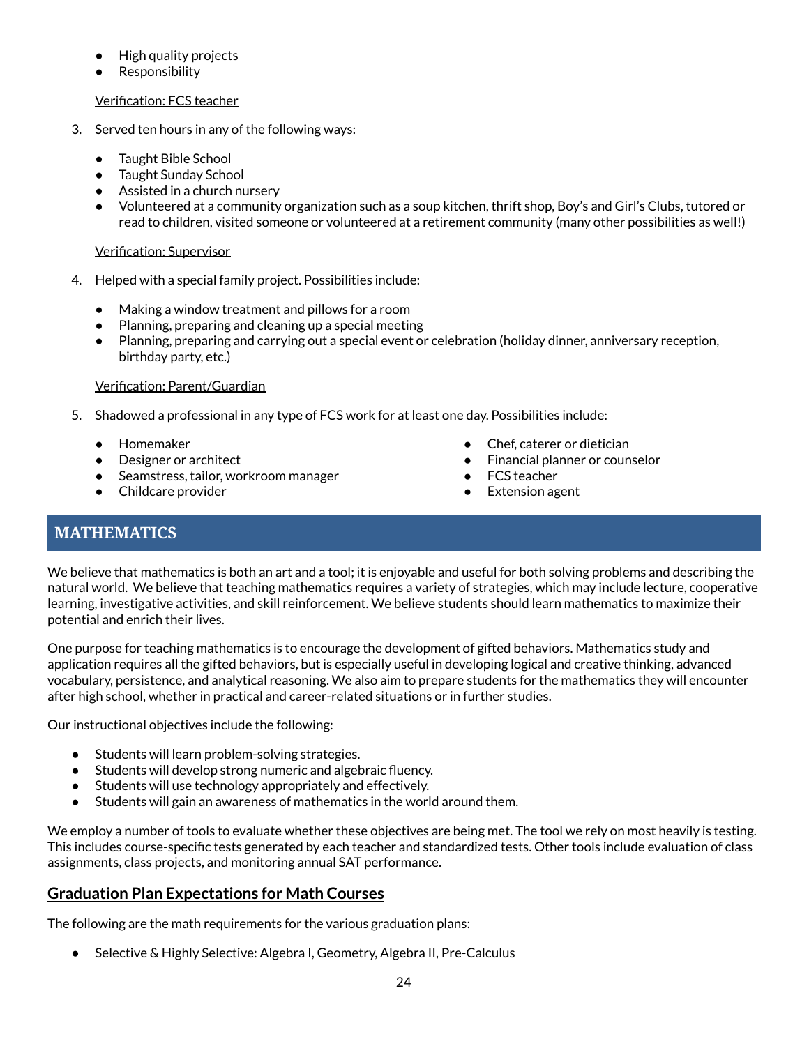- High quality projects
- Responsibility

Verification: FCS teacher

3. Served ten hours in any of the following ways:

   - Taught Bible School
   - Taught Sunday School
   - Assisted in a church nursery
   - Volunteered at a community organization such as a soup kitchen, thrift shop, Boy's and Girl's Clubs, tutored or read to children, visited someone or volunteered at a retirement community (many other possibilities as well!)

   Verification: Supervisor

4. Helped with a special family project. Possibilities include:

   - Making a window treatment and pillows for a room
   - Planning, preparing and cleaning up a special meeting
   - Planning, preparing and carrying out a special event or celebration (holiday dinner, anniversary reception, birthday party, etc.)

   Verification: Parent/Guardian

5. Shadowed a professional in any type of FCS work for at least one day. Possibilities include:

   - Homemaker
   - Designer or architect
   - Seamstress, tailor, workroom manager
   - Childcare provider
   - Chef, caterer or dietician
   - Financial planner or counselor
   - FCS teacher
   - Extension agent

## MATHEMATICS

We believe that mathematics is both an art and a tool; it is enjoyable and useful for both solving problems and describing the natural world. We believe that teaching mathematics requires a variety of strategies, which may include lecture, cooperative learning, investigative activities, and skill reinforcement. We believe students should learn mathematics to maximize their potential and enrich their lives.

One purpose for teaching mathematics is to encourage the development of gifted behaviors. Mathematics study and application requires all the gifted behaviors, but is especially useful in developing logical and creative thinking, advanced vocabulary, persistence, and analytical reasoning. We also aim to prepare students for the mathematics they will encounter after high school, whether in practical and career-related situations or in further studies.

Our instructional objectives include the following:

- Students will learn problem-solving strategies.
- Students will develop strong numeric and algebraic fluency.
- Students will use technology appropriately and effectively.
- Students will gain an awareness of mathematics in the world around them.

We employ a number of tools to evaluate whether these objectives are being met. The tool we rely on most heavily is testing. This includes course-specific tests generated by each teacher and standardized tests. Other tools include evaluation of class assignments, class projects, and monitoring annual SAT performance.

### Graduation Plan Expectations for Math Courses

The following are the math requirements for the various graduation plans:

- Selective & Highly Selective: Algebra I, Geometry, Algebra II, Pre-Calculus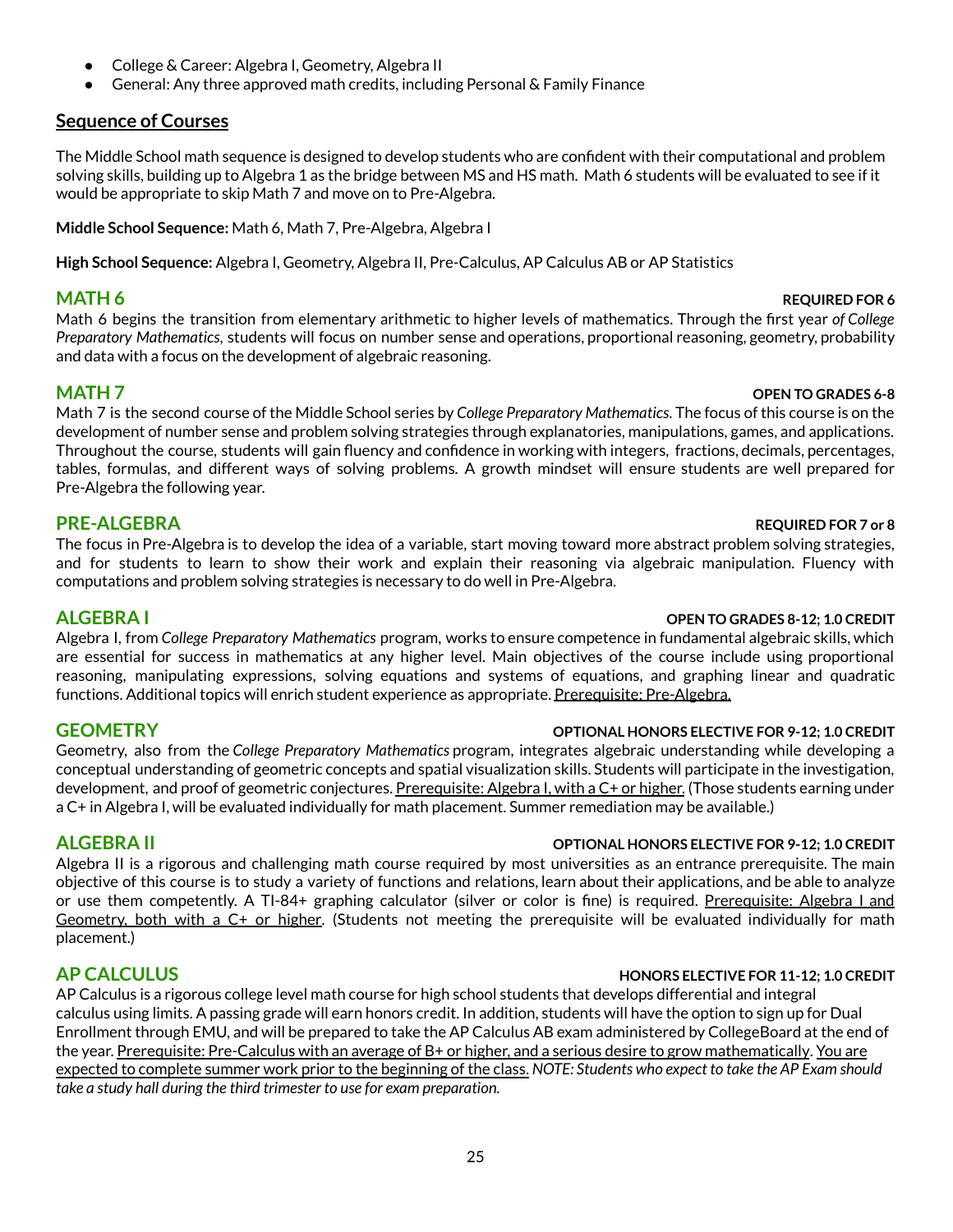- College & Career: Algebra I, Geometry, Algebra II
- General: Any three approved math credits, including Personal & Family Finance

## Sequence of Courses

The Middle School math sequence is designed to develop students who are confident with their computational and problem solving skills, building up to Algebra 1 as the bridge between MS and HS math. Math 6 students will be evaluated to see if it would be appropriate to skip Math 7 and move on to Pre-Algebra.

**Middle School Sequence:** Math 6, Math 7, Pre-Algebra, Algebra I

**High School Sequence:** Algebra I, Geometry, Algebra II, Pre-Calculus, AP Calculus AB or AP Statistics

### MATH 6 — **REQUIRED FOR 6**

Math 6 begins the transition from elementary arithmetic to higher levels of mathematics. Through the first year *of College Preparatory Mathematics*, students will focus on number sense and operations, proportional reasoning, geometry, probability and data with a focus on the development of algebraic reasoning.

### MATH 7 — **OPEN TO GRADES 6-8**

Math 7 is the second course of the Middle School series by *College Preparatory Mathematics*. The focus of this course is on the development of number sense and problem solving strategies through explanatories, manipulations, games, and applications. Throughout the course, students will gain fluency and confidence in working with integers, fractions, decimals, percentages, tables, formulas, and different ways of solving problems. A growth mindset will ensure students are well prepared for Pre-Algebra the following year.

### PRE-ALGEBRA — **REQUIRED FOR 7 or 8**

The focus in Pre-Algebra is to develop the idea of a variable, start moving toward more abstract problem solving strategies, and for students to learn to show their work and explain their reasoning via algebraic manipulation. Fluency with computations and problem solving strategies is necessary to do well in Pre-Algebra.

### ALGEBRA I — **OPEN TO GRADES 8-12; 1.0 CREDIT**

Algebra I, from *College Preparatory Mathematics* program, works to ensure competence in fundamental algebraic skills, which are essential for success in mathematics at any higher level. Main objectives of the course include using proportional reasoning, manipulating expressions, solving equations and systems of equations, and graphing linear and quadratic functions. Additional topics will enrich student experience as appropriate. Prerequisite: Pre-Algebra.

### GEOMETRY — **OPTIONAL HONORS ELECTIVE FOR 9-12; 1.0 CREDIT**

Geometry, also from the *College Preparatory Mathematics* program, integrates algebraic understanding while developing a conceptual understanding of geometric concepts and spatial visualization skills. Students will participate in the investigation, development, and proof of geometric conjectures. Prerequisite: Algebra I, with a C+ or higher. (Those students earning under a C+ in Algebra I, will be evaluated individually for math placement. Summer remediation may be available.)

### ALGEBRA II — **OPTIONAL HONORS ELECTIVE FOR 9-12; 1.0 CREDIT**

Algebra II is a rigorous and challenging math course required by most universities as an entrance prerequisite. The main objective of this course is to study a variety of functions and relations, learn about their applications, and be able to analyze or use them competently. A TI-84+ graphing calculator (silver or color is fine) is required. Prerequisite: Algebra I and Geometry, both with a C+ or higher. (Students not meeting the prerequisite will be evaluated individually for math placement.)

### AP CALCULUS — **HONORS ELECTIVE FOR 11-12; 1.0 CREDIT**

AP Calculus is a rigorous college level math course for high school students that develops differential and integral calculus using limits. A passing grade will earn honors credit. In addition, students will have the option to sign up for Dual Enrollment through EMU, and will be prepared to take the AP Calculus AB exam administered by CollegeBoard at the end of the year. Prerequisite: Pre-Calculus with an average of B+ or higher, and a serious desire to grow mathematically. You are expected to complete summer work prior to the beginning of the class. *NOTE: Students who expect to take the AP Exam should take a study hall during the third trimester to use for exam preparation.*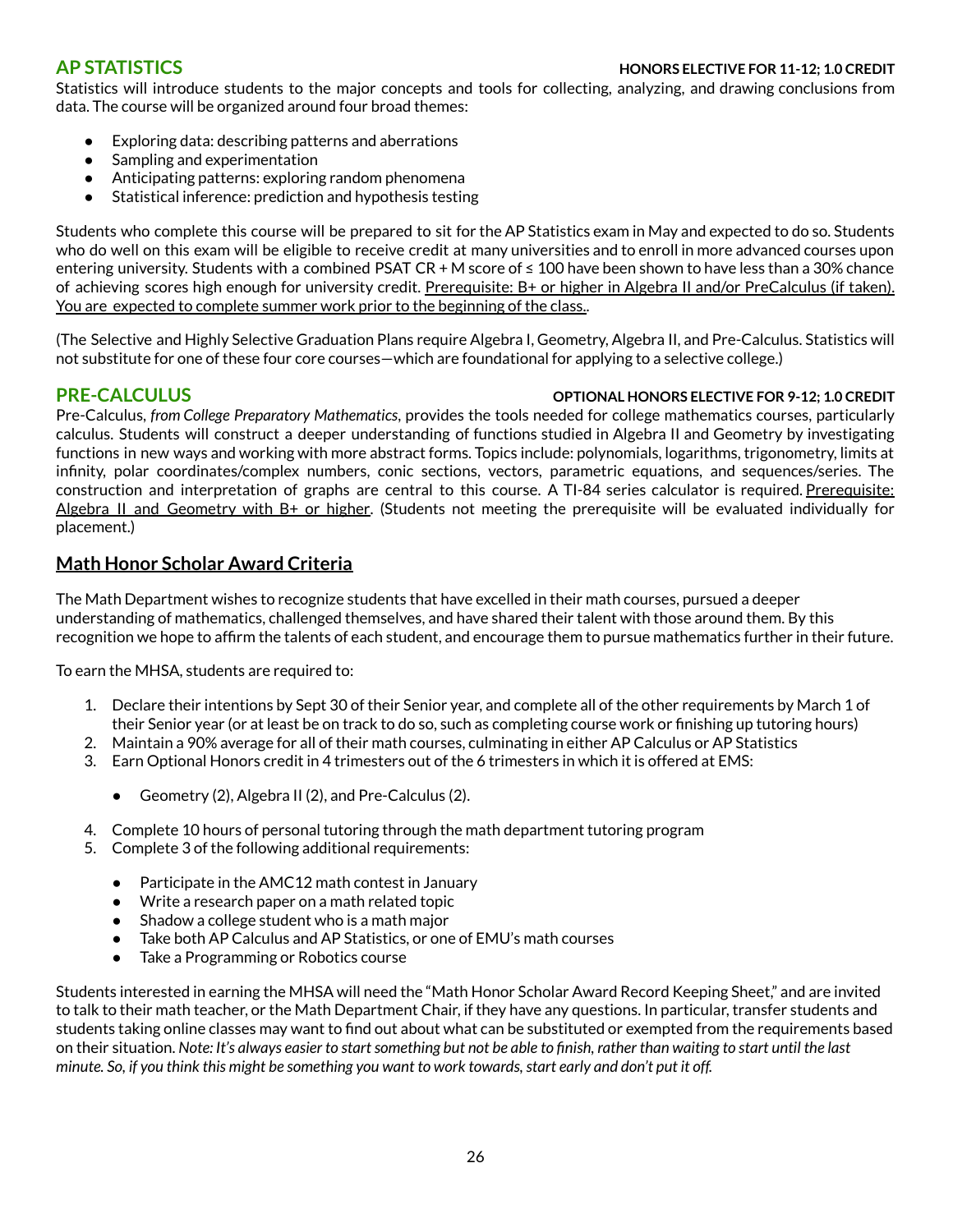## AP STATISTICS

**HONORS ELECTIVE FOR 11-12; 1.0 CREDIT**

Statistics will introduce students to the major concepts and tools for collecting, analyzing, and drawing conclusions from data. The course will be organized around four broad themes:

- Exploring data: describing patterns and aberrations
- Sampling and experimentation
- Anticipating patterns: exploring random phenomena
- Statistical inference: prediction and hypothesis testing

Students who complete this course will be prepared to sit for the AP Statistics exam in May and expected to do so. Students who do well on this exam will be eligible to receive credit at many universities and to enroll in more advanced courses upon entering university. Students with a combined PSAT CR + M score of ≤ 100 have been shown to have less than a 30% chance of achieving scores high enough for university credit. Prerequisite: B+ or higher in Algebra II and/or PreCalculus (if taken). You are expected to complete summer work prior to the beginning of the class..

(The Selective and Highly Selective Graduation Plans require Algebra I, Geometry, Algebra II, and Pre-Calculus. Statistics will not substitute for one of these four core courses—which are foundational for applying to a selective college.)

## PRE-CALCULUS

**OPTIONAL HONORS ELECTIVE FOR 9-12; 1.0 CREDIT**

Pre-Calculus, *from College Preparatory Mathematics*, provides the tools needed for college mathematics courses, particularly calculus. Students will construct a deeper understanding of functions studied in Algebra II and Geometry by investigating functions in new ways and working with more abstract forms. Topics include: polynomials, logarithms, trigonometry, limits at infinity, polar coordinates/complex numbers, conic sections, vectors, parametric equations, and sequences/series. The construction and interpretation of graphs are central to this course. A TI-84 series calculator is required. Prerequisite: Algebra II and Geometry with B+ or higher. (Students not meeting the prerequisite will be evaluated individually for placement.)

## Math Honor Scholar Award Criteria

The Math Department wishes to recognize students that have excelled in their math courses, pursued a deeper understanding of mathematics, challenged themselves, and have shared their talent with those around them. By this recognition we hope to affirm the talents of each student, and encourage them to pursue mathematics further in their future.

To earn the MHSA, students are required to:

1. Declare their intentions by Sept 30 of their Senior year, and complete all of the other requirements by March 1 of their Senior year (or at least be on track to do so, such as completing course work or finishing up tutoring hours)
2. Maintain a 90% average for all of their math courses, culminating in either AP Calculus or AP Statistics
3. Earn Optional Honors credit in 4 trimesters out of the 6 trimesters in which it is offered at EMS:
    - Geometry (2), Algebra II (2), and Pre-Calculus (2).
4. Complete 10 hours of personal tutoring through the math department tutoring program
5. Complete 3 of the following additional requirements:
    - Participate in the AMC12 math contest in January
    - Write a research paper on a math related topic
    - Shadow a college student who is a math major
    - Take both AP Calculus and AP Statistics, or one of EMU's math courses
    - Take a Programming or Robotics course

Students interested in earning the MHSA will need the "Math Honor Scholar Award Record Keeping Sheet," and are invited to talk to their math teacher, or the Math Department Chair, if they have any questions. In particular, transfer students and students taking online classes may want to find out about what can be substituted or exempted from the requirements based on their situation. *Note: It's always easier to start something but not be able to finish, rather than waiting to start until the last minute. So, if you think this might be something you want to work towards, start early and don't put it off.*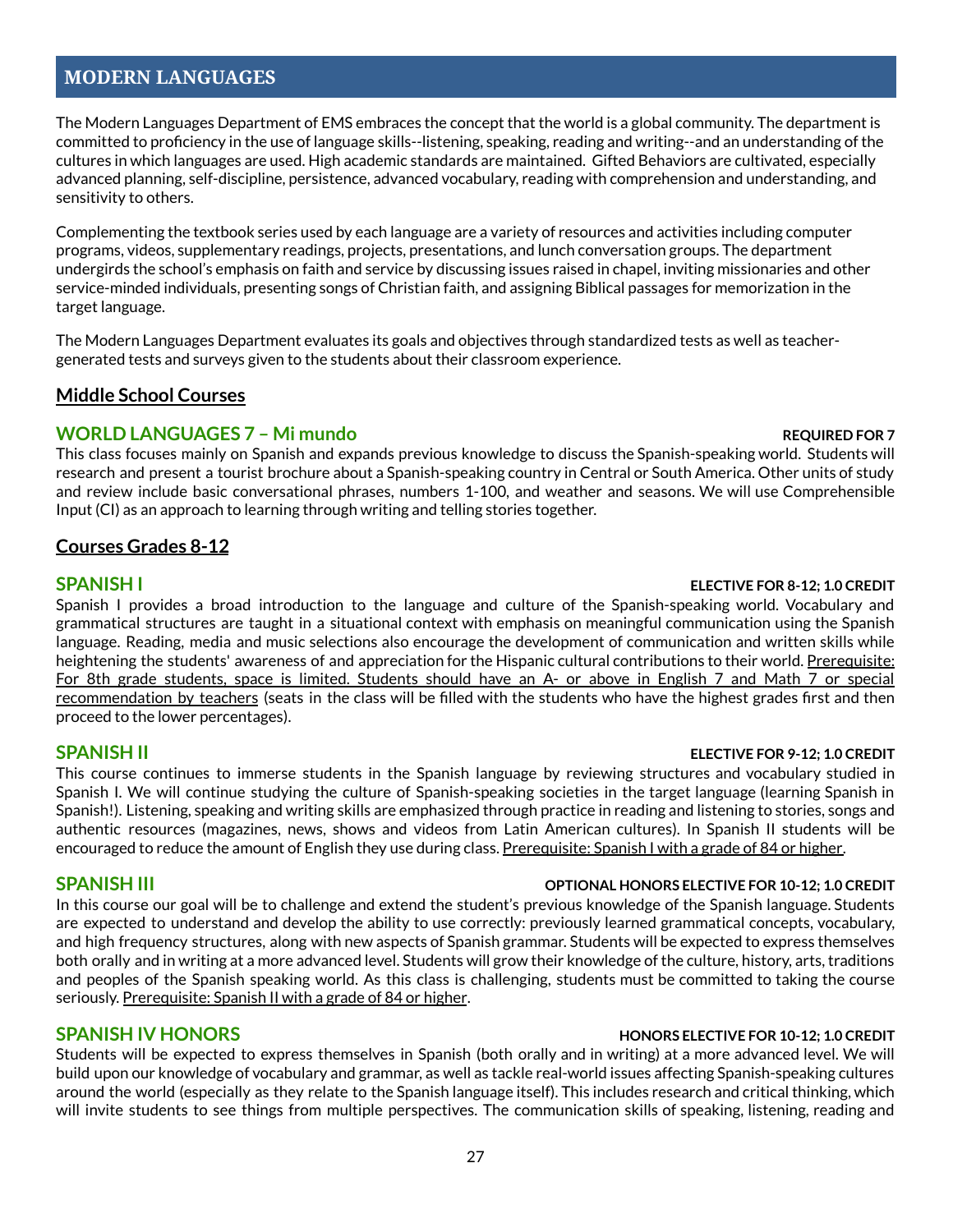# MODERN LANGUAGES

The Modern Languages Department of EMS embraces the concept that the world is a global community. The department is committed to proficiency in the use of language skills--listening, speaking, reading and writing--and an understanding of the cultures in which languages are used. High academic standards are maintained. Gifted Behaviors are cultivated, especially advanced planning, self-discipline, persistence, advanced vocabulary, reading with comprehension and understanding, and sensitivity to others.

Complementing the textbook series used by each language are a variety of resources and activities including computer programs, videos, supplementary readings, projects, presentations, and lunch conversation groups. The department undergirds the school's emphasis on faith and service by discussing issues raised in chapel, inviting missionaries and other service-minded individuals, presenting songs of Christian faith, and assigning Biblical passages for memorization in the target language.

The Modern Languages Department evaluates its goals and objectives through standardized tests as well as teacher-generated tests and surveys given to the students about their classroom experience.

## Middle School Courses

### WORLD LANGUAGES 7 – Mi mundo

**REQUIRED FOR 7**

This class focuses mainly on Spanish and expands previous knowledge to discuss the Spanish-speaking world. Students will research and present a tourist brochure about a Spanish-speaking country in Central or South America. Other units of study and review include basic conversational phrases, numbers 1-100, and weather and seasons. We will use Comprehensible Input (CI) as an approach to learning through writing and telling stories together.

## Courses Grades 8-12

### SPANISH I

**ELECTIVE FOR 8-12; 1.0 CREDIT**

Spanish I provides a broad introduction to the language and culture of the Spanish-speaking world. Vocabulary and grammatical structures are taught in a situational context with emphasis on meaningful communication using the Spanish language. Reading, media and music selections also encourage the development of communication and written skills while heightening the students' awareness of and appreciation for the Hispanic cultural contributions to their world. Prerequisite: For 8th grade students, space is limited. Students should have an A- or above in English 7 and Math 7 or special recommendation by teachers (seats in the class will be filled with the students who have the highest grades first and then proceed to the lower percentages).

### SPANISH II

**ELECTIVE FOR 9-12; 1.0 CREDIT**

This course continues to immerse students in the Spanish language by reviewing structures and vocabulary studied in Spanish I. We will continue studying the culture of Spanish-speaking societies in the target language (learning Spanish in Spanish!). Listening, speaking and writing skills are emphasized through practice in reading and listening to stories, songs and authentic resources (magazines, news, shows and videos from Latin American cultures). In Spanish II students will be encouraged to reduce the amount of English they use during class. Prerequisite: Spanish I with a grade of 84 or higher.

### SPANISH III

**OPTIONAL HONORS ELECTIVE FOR 10-12; 1.0 CREDIT**

In this course our goal will be to challenge and extend the student's previous knowledge of the Spanish language. Students are expected to understand and develop the ability to use correctly: previously learned grammatical concepts, vocabulary, and high frequency structures, along with new aspects of Spanish grammar. Students will be expected to express themselves both orally and in writing at a more advanced level. Students will grow their knowledge of the culture, history, arts, traditions and peoples of the Spanish speaking world. As this class is challenging, students must be committed to taking the course seriously. Prerequisite: Spanish II with a grade of 84 or higher.

### SPANISH IV HONORS

**HONORS ELECTIVE FOR 10-12; 1.0 CREDIT**

Students will be expected to express themselves in Spanish (both orally and in writing) at a more advanced level. We will build upon our knowledge of vocabulary and grammar, as well as tackle real-world issues affecting Spanish-speaking cultures around the world (especially as they relate to the Spanish language itself). This includes research and critical thinking, which will invite students to see things from multiple perspectives. The communication skills of speaking, listening, reading and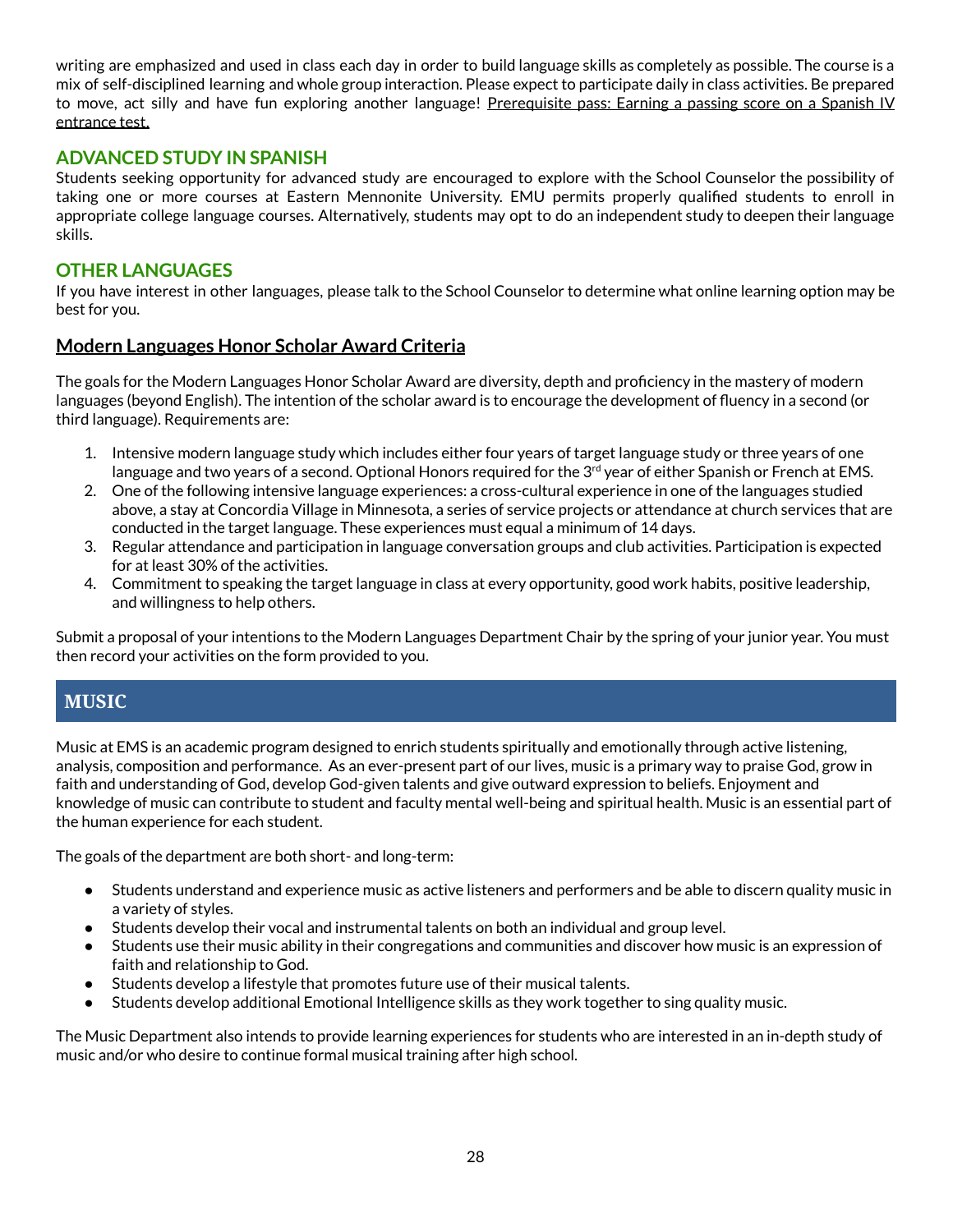writing are emphasized and used in class each day in order to build language skills as completely as possible. The course is a mix of self-disciplined learning and whole group interaction. Please expect to participate daily in class activities. Be prepared to move, act silly and have fun exploring another language! <u>Prerequisite pass: Earning a passing score on a Spanish IV entrance test.</u>

### ADVANCED STUDY IN SPANISH

Students seeking opportunity for advanced study are encouraged to explore with the School Counselor the possibility of taking one or more courses at Eastern Mennonite University. EMU permits properly qualified students to enroll in appropriate college language courses. Alternatively, students may opt to do an independent study to deepen their language skills.

### OTHER LANGUAGES

If you have interest in other languages, please talk to the School Counselor to determine what online learning option may be best for you.

### Modern Languages Honor Scholar Award Criteria

The goals for the Modern Languages Honor Scholar Award are diversity, depth and proficiency in the mastery of modern languages (beyond English). The intention of the scholar award is to encourage the development of fluency in a second (or third language). Requirements are:

1. Intensive modern language study which includes either four years of target language study or three years of one language and two years of a second. Optional Honors required for the 3rd year of either Spanish or French at EMS.
2. One of the following intensive language experiences: a cross-cultural experience in one of the languages studied above, a stay at Concordia Village in Minnesota, a series of service projects or attendance at church services that are conducted in the target language. These experiences must equal a minimum of 14 days.
3. Regular attendance and participation in language conversation groups and club activities. Participation is expected for at least 30% of the activities.
4. Commitment to speaking the target language in class at every opportunity, good work habits, positive leadership, and willingness to help others.

Submit a proposal of your intentions to the Modern Languages Department Chair by the spring of your junior year. You must then record your activities on the form provided to you.

## MUSIC

Music at EMS is an academic program designed to enrich students spiritually and emotionally through active listening, analysis, composition and performance. As an ever-present part of our lives, music is a primary way to praise God, grow in faith and understanding of God, develop God-given talents and give outward expression to beliefs. Enjoyment and knowledge of music can contribute to student and faculty mental well-being and spiritual health. Music is an essential part of the human experience for each student.

The goals of the department are both short- and long-term:

- Students understand and experience music as active listeners and performers and be able to discern quality music in a variety of styles.
- Students develop their vocal and instrumental talents on both an individual and group level.
- Students use their music ability in their congregations and communities and discover how music is an expression of faith and relationship to God.
- Students develop a lifestyle that promotes future use of their musical talents.
- Students develop additional Emotional Intelligence skills as they work together to sing quality music.

The Music Department also intends to provide learning experiences for students who are interested in an in-depth study of music and/or who desire to continue formal musical training after high school.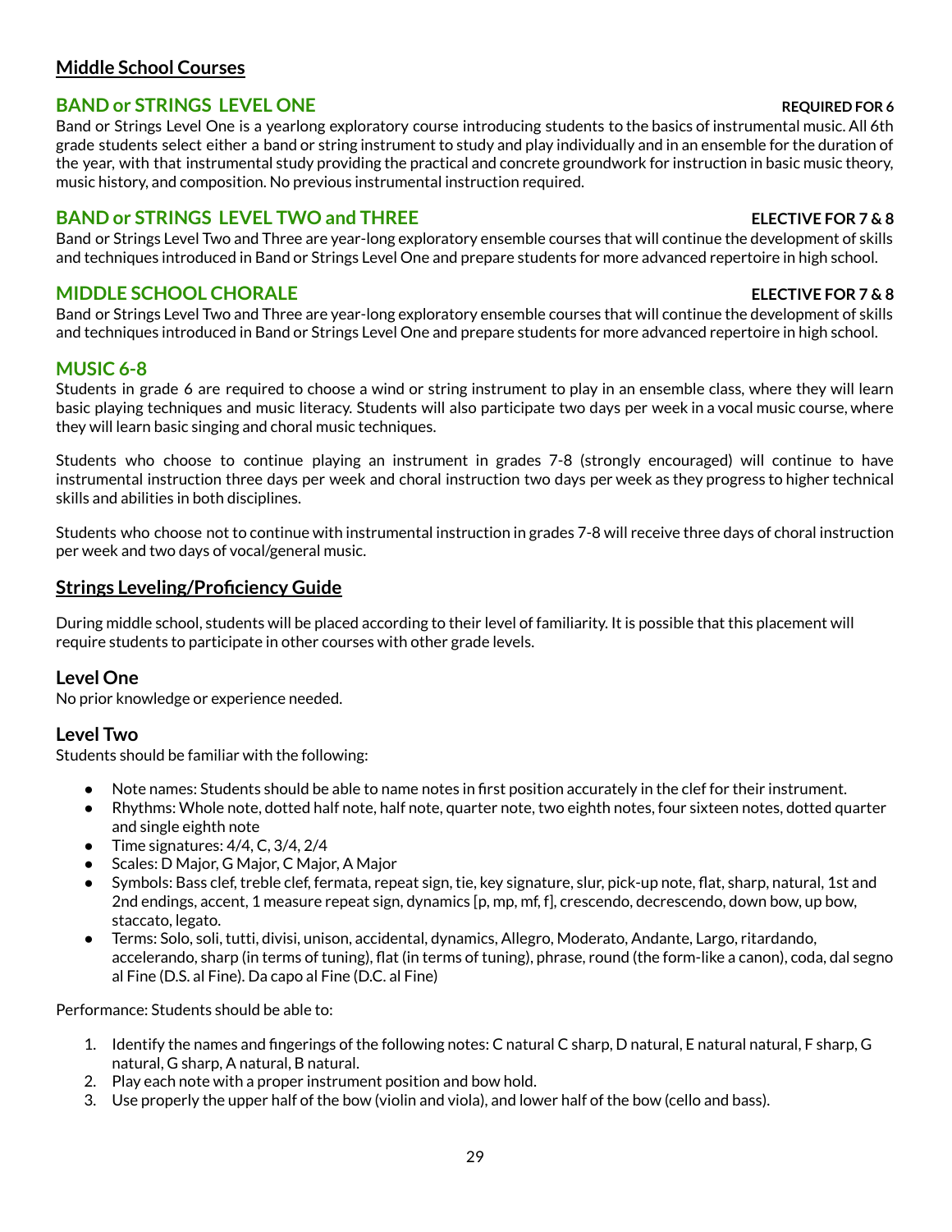## Middle School Courses

### BAND or STRINGS LEVEL ONE **REQUIRED FOR 6**

Band or Strings Level One is a yearlong exploratory course introducing students to the basics of instrumental music. All 6th grade students select either a band or string instrument to study and play individually and in an ensemble for the duration of the year, with that instrumental study providing the practical and concrete groundwork for instruction in basic music theory, music history, and composition. No previous instrumental instruction required.

### BAND or STRINGS LEVEL TWO and THREE **ELECTIVE FOR 7 & 8**

Band or Strings Level Two and Three are year-long exploratory ensemble courses that will continue the development of skills and techniques introduced in Band or Strings Level One and prepare students for more advanced repertoire in high school.

### MIDDLE SCHOOL CHORALE **ELECTIVE FOR 7 & 8**

Band or Strings Level Two and Three are year-long exploratory ensemble courses that will continue the development of skills and techniques introduced in Band or Strings Level One and prepare students for more advanced repertoire in high school.

### MUSIC 6-8

Students in grade 6 are required to choose a wind or string instrument to play in an ensemble class, where they will learn basic playing techniques and music literacy. Students will also participate two days per week in a vocal music course, where they will learn basic singing and choral music techniques.

Students who choose to continue playing an instrument in grades 7-8 (strongly encouraged) will continue to have instrumental instruction three days per week and choral instruction two days per week as they progress to higher technical skills and abilities in both disciplines.

Students who choose not to continue with instrumental instruction in grades 7-8 will receive three days of choral instruction per week and two days of vocal/general music.

## Strings Leveling/Proficiency Guide

During middle school, students will be placed according to their level of familiarity. It is possible that this placement will require students to participate in other courses with other grade levels.

### Level One

No prior knowledge or experience needed.

### Level Two

Students should be familiar with the following:

- Note names: Students should be able to name notes in first position accurately in the clef for their instrument.
- Rhythms: Whole note, dotted half note, half note, quarter note, two eighth notes, four sixteen notes, dotted quarter and single eighth note
- Time signatures: 4/4, C, 3/4, 2/4
- Scales: D Major, G Major, C Major, A Major
- Symbols: Bass clef, treble clef, fermata, repeat sign, tie, key signature, slur, pick-up note, flat, sharp, natural, 1st and 2nd endings, accent, 1 measure repeat sign, dynamics [p, mp, mf, f], crescendo, decrescendo, down bow, up bow, staccato, legato.
- Terms: Solo, soli, tutti, divisi, unison, accidental, dynamics, Allegro, Moderato, Andante, Largo, ritardando, accelerando, sharp (in terms of tuning), flat (in terms of tuning), phrase, round (the form-like a canon), coda, dal segno al Fine (D.S. al Fine). Da capo al Fine (D.C. al Fine)

Performance: Students should be able to:

1. Identify the names and fingerings of the following notes: C natural C sharp, D natural, E natural natural, F sharp, G natural, G sharp, A natural, B natural.
2. Play each note with a proper instrument position and bow hold.
3. Use properly the upper half of the bow (violin and viola), and lower half of the bow (cello and bass).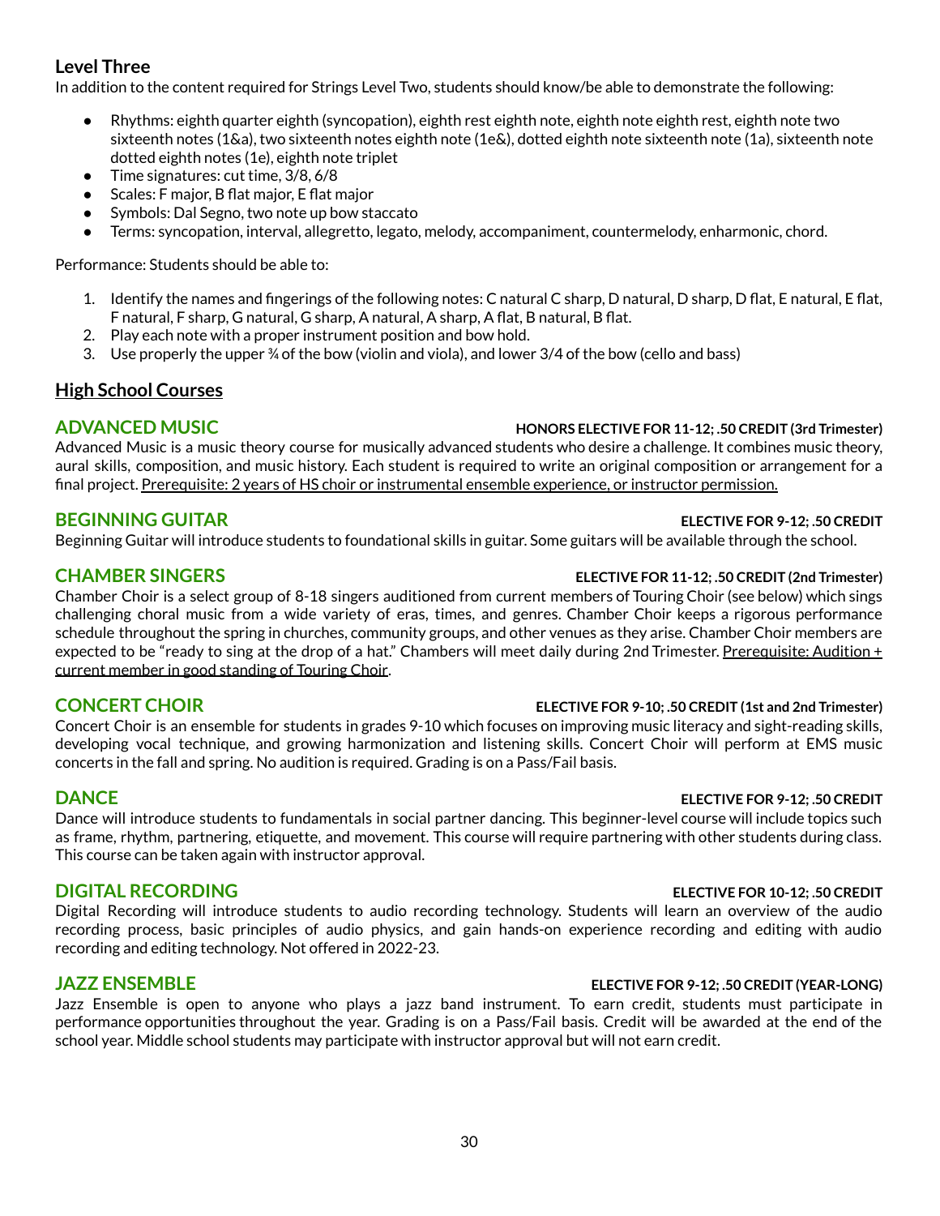### Level Three

In addition to the content required for Strings Level Two, students should know/be able to demonstrate the following:

- Rhythms: eighth quarter eighth (syncopation), eighth rest eighth note, eighth note eighth rest, eighth note two sixteenth notes (1&a), two sixteenth notes eighth note (1e&), dotted eighth note sixteenth note (1a), sixteenth note dotted eighth notes (1e), eighth note triplet
- Time signatures: cut time, 3/8, 6/8
- Scales: F major, B flat major, E flat major
- Symbols: Dal Segno, two note up bow staccato
- Terms: syncopation, interval, allegretto, legato, melody, accompaniment, countermelody, enharmonic, chord.

Performance: Students should be able to:

1. Identify the names and fingerings of the following notes: C natural C sharp, D natural, D sharp, D flat, E natural, E flat, F natural, F sharp, G natural, G sharp, A natural, A sharp, A flat, B natural, B flat.
2. Play each note with a proper instrument position and bow hold.
3. Use properly the upper ¾ of the bow (violin and viola), and lower 3/4 of the bow (cello and bass)

## High School Courses

### ADVANCED MUSIC
**HONORS ELECTIVE FOR 11-12; .50 CREDIT (3rd Trimester)**

Advanced Music is a music theory course for musically advanced students who desire a challenge. It combines music theory, aural skills, composition, and music history. Each student is required to write an original composition or arrangement for a final project. Prerequisite: 2 years of HS choir or instrumental ensemble experience, or instructor permission.

### BEGINNING GUITAR
**ELECTIVE FOR 9-12; .50 CREDIT**

Beginning Guitar will introduce students to foundational skills in guitar. Some guitars will be available through the school.

### CHAMBER SINGERS
**ELECTIVE FOR 11-12; .50 CREDIT (2nd Trimester)**

Chamber Choir is a select group of 8-18 singers auditioned from current members of Touring Choir (see below) which sings challenging choral music from a wide variety of eras, times, and genres. Chamber Choir keeps a rigorous performance schedule throughout the spring in churches, community groups, and other venues as they arise. Chamber Choir members are expected to be "ready to sing at the drop of a hat." Chambers will meet daily during 2nd Trimester. Prerequisite: Audition + current member in good standing of Touring Choir.

### CONCERT CHOIR
**ELECTIVE FOR 9-10; .50 CREDIT (1st and 2nd Trimester)**

Concert Choir is an ensemble for students in grades 9-10 which focuses on improving music literacy and sight-reading skills, developing vocal technique, and growing harmonization and listening skills. Concert Choir will perform at EMS music concerts in the fall and spring. No audition is required. Grading is on a Pass/Fail basis.

### DANCE
**ELECTIVE FOR 9-12; .50 CREDIT**

Dance will introduce students to fundamentals in social partner dancing. This beginner-level course will include topics such as frame, rhythm, partnering, etiquette, and movement. This course will require partnering with other students during class. This course can be taken again with instructor approval.

### DIGITAL RECORDING
**ELECTIVE FOR 10-12; .50 CREDIT**

Digital Recording will introduce students to audio recording technology. Students will learn an overview of the audio recording process, basic principles of audio physics, and gain hands-on experience recording and editing with audio recording and editing technology. Not offered in 2022-23.

### JAZZ ENSEMBLE
**ELECTIVE FOR 9-12; .50 CREDIT (YEAR-LONG)**

Jazz Ensemble is open to anyone who plays a jazz band instrument. To earn credit, students must participate in performance opportunities throughout the year. Grading is on a Pass/Fail basis. Credit will be awarded at the end of the school year. Middle school students may participate with instructor approval but will not earn credit.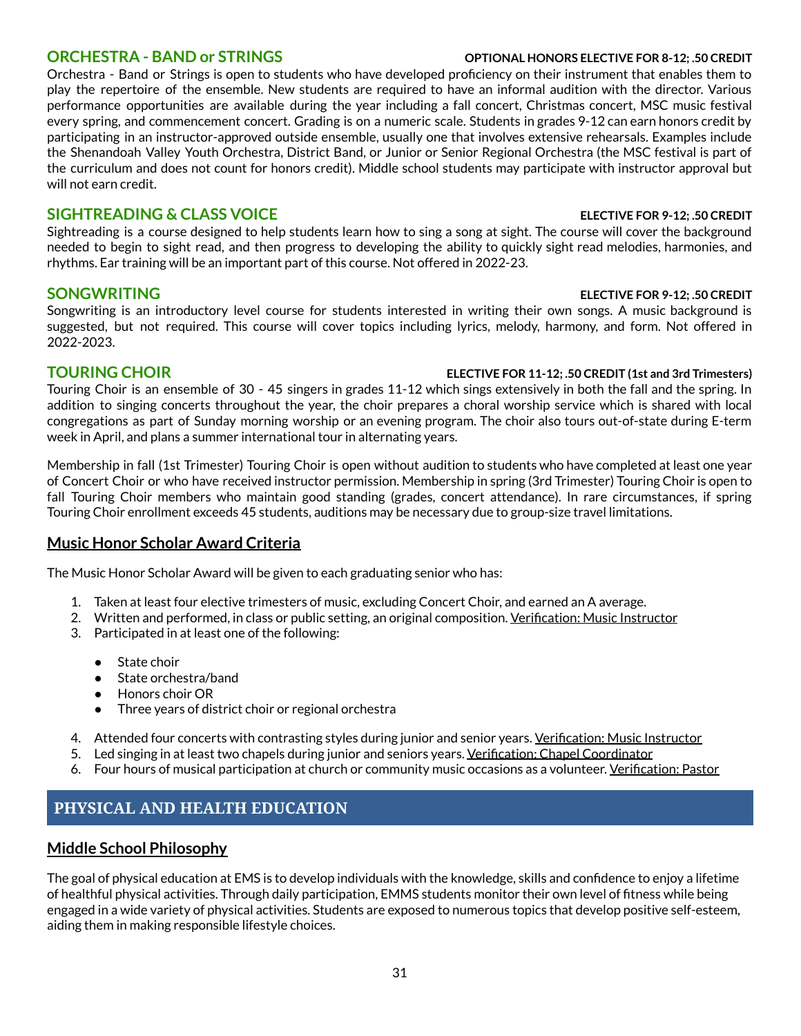### ORCHESTRA - BAND or STRINGS

**OPTIONAL HONORS ELECTIVE FOR 8-12; .50 CREDIT**

Orchestra - Band or Strings is open to students who have developed proficiency on their instrument that enables them to play the repertoire of the ensemble. New students are required to have an informal audition with the director. Various performance opportunities are available during the year including a fall concert, Christmas concert, MSC music festival every spring, and commencement concert. Grading is on a numeric scale. Students in grades 9-12 can earn honors credit by participating in an instructor-approved outside ensemble, usually one that involves extensive rehearsals. Examples include the Shenandoah Valley Youth Orchestra, District Band, or Junior or Senior Regional Orchestra (the MSC festival is part of the curriculum and does not count for honors credit). Middle school students may participate with instructor approval but will not earn credit.

### SIGHTREADING & CLASS VOICE

**ELECTIVE FOR 9-12; .50 CREDIT**

Sightreading is a course designed to help students learn how to sing a song at sight. The course will cover the background needed to begin to sight read, and then progress to developing the ability to quickly sight read melodies, harmonies, and rhythms. Ear training will be an important part of this course. Not offered in 2022-23.

### SONGWRITING

**ELECTIVE FOR 9-12; .50 CREDIT**

Songwriting is an introductory level course for students interested in writing their own songs. A music background is suggested, but not required. This course will cover topics including lyrics, melody, harmony, and form. Not offered in 2022-2023.

### TOURING CHOIR

**ELECTIVE FOR 11-12; .50 CREDIT (1st and 3rd Trimesters)**

Touring Choir is an ensemble of 30 - 45 singers in grades 11-12 which sings extensively in both the fall and the spring. In addition to singing concerts throughout the year, the choir prepares a choral worship service which is shared with local congregations as part of Sunday morning worship or an evening program. The choir also tours out-of-state during E-term week in April, and plans a summer international tour in alternating years.

Membership in fall (1st Trimester) Touring Choir is open without audition to students who have completed at least one year of Concert Choir or who have received instructor permission. Membership in spring (3rd Trimester) Touring Choir is open to fall Touring Choir members who maintain good standing (grades, concert attendance). In rare circumstances, if spring Touring Choir enrollment exceeds 45 students, auditions may be necessary due to group-size travel limitations.

### Music Honor Scholar Award Criteria

The Music Honor Scholar Award will be given to each graduating senior who has:

1. Taken at least four elective trimesters of music, excluding Concert Choir, and earned an A average.
2. Written and performed, in class or public setting, an original composition. Verification: Music Instructor
3. Participated in at least one of the following:
   - State choir
   - State orchestra/band
   - Honors choir OR
   - Three years of district choir or regional orchestra
4. Attended four concerts with contrasting styles during junior and senior years. Verification: Music Instructor
5. Led singing in at least two chapels during junior and seniors years. Verification: Chapel Coordinator
6. Four hours of musical participation at church or community music occasions as a volunteer. Verification: Pastor

## PHYSICAL AND HEALTH EDUCATION

### Middle School Philosophy

The goal of physical education at EMS is to develop individuals with the knowledge, skills and confidence to enjoy a lifetime of healthful physical activities. Through daily participation, EMMS students monitor their own level of fitness while being engaged in a wide variety of physical activities. Students are exposed to numerous topics that develop positive self-esteem, aiding them in making responsible lifestyle choices.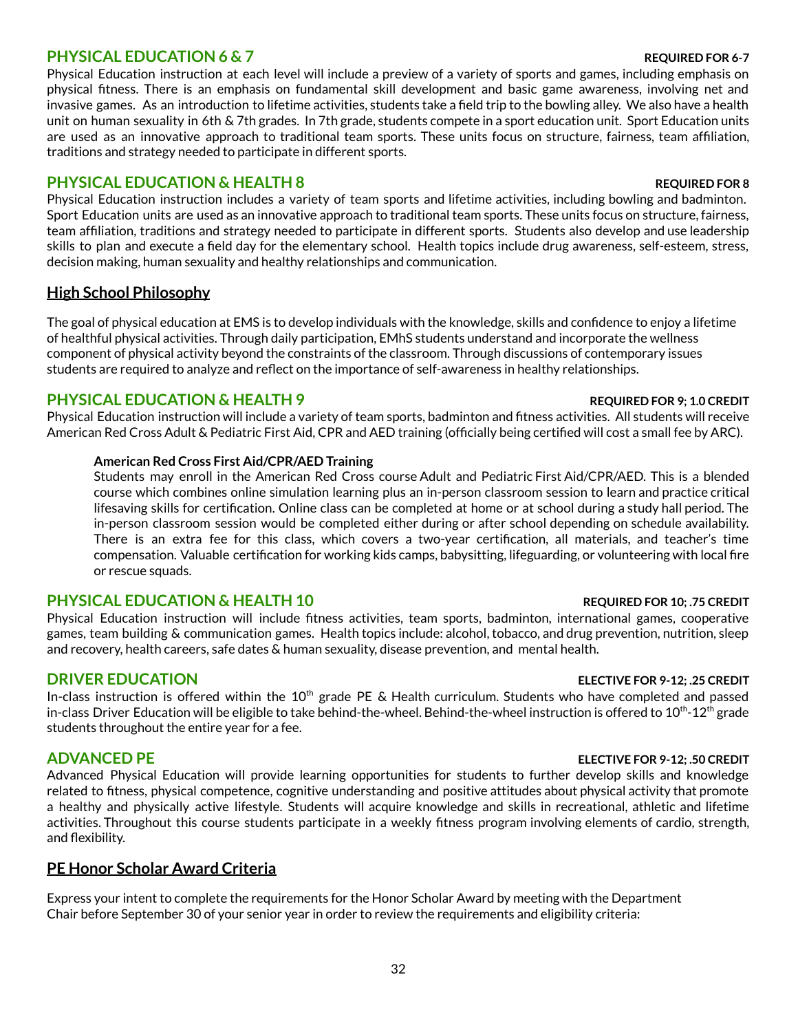## PHYSICAL EDUCATION 6 & 7

**REQUIRED FOR 6-7**

Physical Education instruction at each level will include a preview of a variety of sports and games, including emphasis on physical fitness. There is an emphasis on fundamental skill development and basic game awareness, involving net and invasive games. As an introduction to lifetime activities, students take a field trip to the bowling alley. We also have a health unit on human sexuality in 6th & 7th grades. In 7th grade, students compete in a sport education unit. Sport Education units are used as an innovative approach to traditional team sports. These units focus on structure, fairness, team affiliation, traditions and strategy needed to participate in different sports.

## PHYSICAL EDUCATION & HEALTH 8

**REQUIRED FOR 8**

Physical Education instruction includes a variety of team sports and lifetime activities, including bowling and badminton. Sport Education units are used as an innovative approach to traditional team sports. These units focus on structure, fairness, team affiliation, traditions and strategy needed to participate in different sports. Students also develop and use leadership skills to plan and execute a field day for the elementary school. Health topics include drug awareness, self-esteem, stress, decision making, human sexuality and healthy relationships and communication.

## High School Philosophy

The goal of physical education at EMS is to develop individuals with the knowledge, skills and confidence to enjoy a lifetime of healthful physical activities. Through daily participation, EMhS students understand and incorporate the wellness component of physical activity beyond the constraints of the classroom. Through discussions of contemporary issues students are required to analyze and reflect on the importance of self-awareness in healthy relationships.

## PHYSICAL EDUCATION & HEALTH 9

**REQUIRED FOR 9; 1.0 CREDIT**

Physical Education instruction will include a variety of team sports, badminton and fitness activities. All students will receive American Red Cross Adult & Pediatric First Aid, CPR and AED training (officially being certified will cost a small fee by ARC).

**American Red Cross First Aid/CPR/AED Training**

Students may enroll in the American Red Cross course Adult and Pediatric First Aid/CPR/AED. This is a blended course which combines online simulation learning plus an in-person classroom session to learn and practice critical lifesaving skills for certification. Online class can be completed at home or at school during a study hall period. The in-person classroom session would be completed either during or after school depending on schedule availability. There is an extra fee for this class, which covers a two-year certification, all materials, and teacher's time compensation. Valuable certification for working kids camps, babysitting, lifeguarding, or volunteering with local fire or rescue squads.

## PHYSICAL EDUCATION & HEALTH 10

**REQUIRED FOR 10; .75 CREDIT**

Physical Education instruction will include fitness activities, team sports, badminton, international games, cooperative games, team building & communication games. Health topics include: alcohol, tobacco, and drug prevention, nutrition, sleep and recovery, health careers, safe dates & human sexuality, disease prevention, and mental health.

## DRIVER EDUCATION

**ELECTIVE FOR 9-12; .25 CREDIT**

In-class instruction is offered within the 10th grade PE & Health curriculum. Students who have completed and passed in-class Driver Education will be eligible to take behind-the-wheel. Behind-the-wheel instruction is offered to 10th-12th grade students throughout the entire year for a fee.

## ADVANCED PE

**ELECTIVE FOR 9-12; .50 CREDIT**

Advanced Physical Education will provide learning opportunities for students to further develop skills and knowledge related to fitness, physical competence, cognitive understanding and positive attitudes about physical activity that promote a healthy and physically active lifestyle. Students will acquire knowledge and skills in recreational, athletic and lifetime activities. Throughout this course students participate in a weekly fitness program involving elements of cardio, strength, and flexibility.

## PE Honor Scholar Award Criteria

Express your intent to complete the requirements for the Honor Scholar Award by meeting with the Department Chair before September 30 of your senior year in order to review the requirements and eligibility criteria: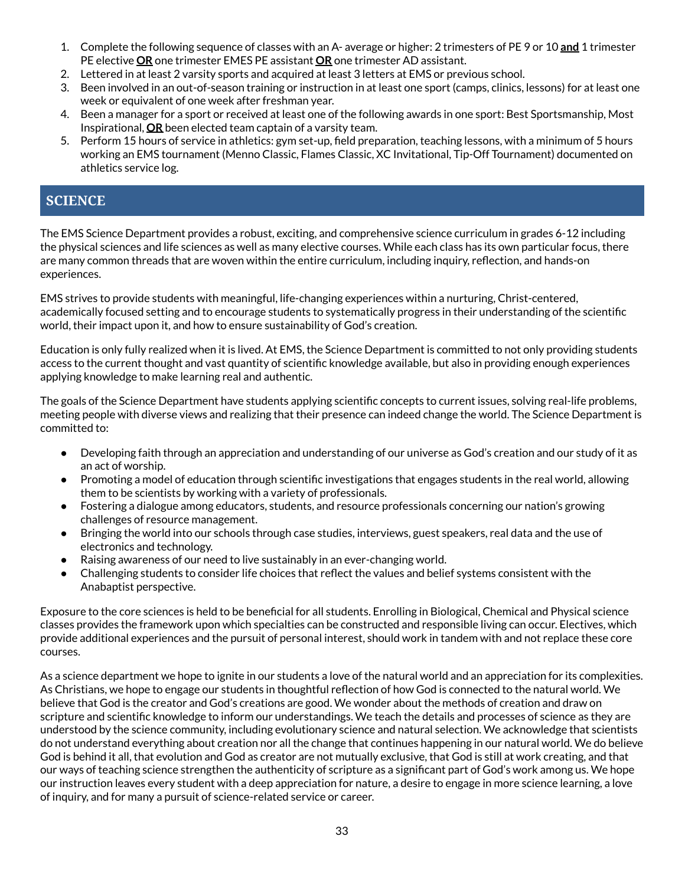1. Complete the following sequence of classes with an A- average or higher: 2 trimesters of PE 9 or 10 **and** 1 trimester PE elective **OR** one trimester EMES PE assistant **OR** one trimester AD assistant.
2. Lettered in at least 2 varsity sports and acquired at least 3 letters at EMS or previous school.
3. Been involved in an out-of-season training or instruction in at least one sport (camps, clinics, lessons) for at least one week or equivalent of one week after freshman year.
4. Been a manager for a sport or received at least one of the following awards in one sport: Best Sportsmanship, Most Inspirational, **OR** been elected team captain of a varsity team.
5. Perform 15 hours of service in athletics: gym set-up, field preparation, teaching lessons, with a minimum of 5 hours working an EMS tournament (Menno Classic, Flames Classic, XC Invitational, Tip-Off Tournament) documented on athletics service log.

## SCIENCE

The EMS Science Department provides a robust, exciting, and comprehensive science curriculum in grades 6-12 including the physical sciences and life sciences as well as many elective courses. While each class has its own particular focus, there are many common threads that are woven within the entire curriculum, including inquiry, reflection, and hands-on experiences.

EMS strives to provide students with meaningful, life-changing experiences within a nurturing, Christ-centered, academically focused setting and to encourage students to systematically progress in their understanding of the scientific world, their impact upon it, and how to ensure sustainability of God's creation.

Education is only fully realized when it is lived. At EMS, the Science Department is committed to not only providing students access to the current thought and vast quantity of scientific knowledge available, but also in providing enough experiences applying knowledge to make learning real and authentic.

The goals of the Science Department have students applying scientific concepts to current issues, solving real-life problems, meeting people with diverse views and realizing that their presence can indeed change the world. The Science Department is committed to:

- Developing faith through an appreciation and understanding of our universe as God's creation and our study of it as an act of worship.
- Promoting a model of education through scientific investigations that engages students in the real world, allowing them to be scientists by working with a variety of professionals.
- Fostering a dialogue among educators, students, and resource professionals concerning our nation's growing challenges of resource management.
- Bringing the world into our schools through case studies, interviews, guest speakers, real data and the use of electronics and technology.
- Raising awareness of our need to live sustainably in an ever-changing world.
- Challenging students to consider life choices that reflect the values and belief systems consistent with the Anabaptist perspective.

Exposure to the core sciences is held to be beneficial for all students. Enrolling in Biological, Chemical and Physical science classes provides the framework upon which specialties can be constructed and responsible living can occur. Electives, which provide additional experiences and the pursuit of personal interest, should work in tandem with and not replace these core courses.

As a science department we hope to ignite in our students a love of the natural world and an appreciation for its complexities. As Christians, we hope to engage our students in thoughtful reflection of how God is connected to the natural world. We believe that God is the creator and God's creations are good. We wonder about the methods of creation and draw on scripture and scientific knowledge to inform our understandings. We teach the details and processes of science as they are understood by the science community, including evolutionary science and natural selection. We acknowledge that scientists do not understand everything about creation nor all the change that continues happening in our natural world. We do believe God is behind it all, that evolution and God as creator are not mutually exclusive, that God is still at work creating, and that our ways of teaching science strengthen the authenticity of scripture as a significant part of God's work among us. We hope our instruction leaves every student with a deep appreciation for nature, a desire to engage in more science learning, a love of inquiry, and for many a pursuit of science-related service or career.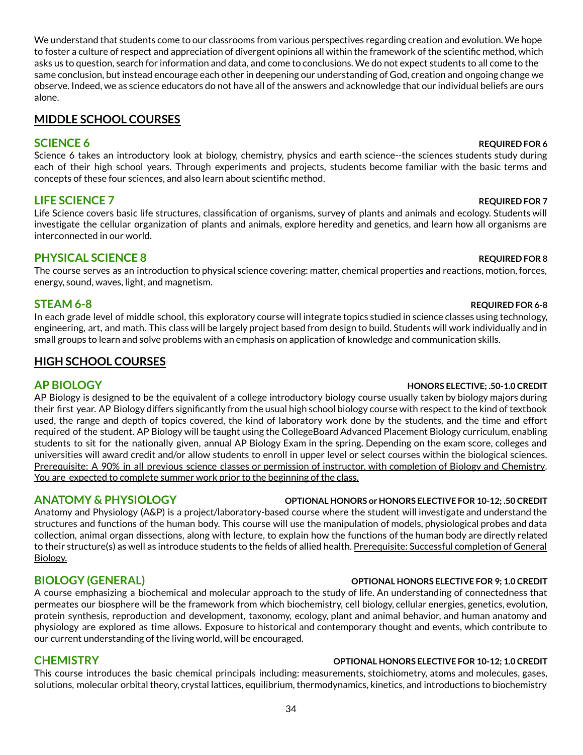We understand that students come to our classrooms from various perspectives regarding creation and evolution. We hope to foster a culture of respect and appreciation of divergent opinions all within the framework of the scientific method, which asks us to question, search for information and data, and come to conclusions. We do not expect students to all come to the same conclusion, but instead encourage each other in deepening our understanding of God, creation and ongoing change we observe. Indeed, we as science educators do not have all of the answers and acknowledge that our individual beliefs are ours alone.

## MIDDLE SCHOOL COURSES

### SCIENCE 6 — REQUIRED FOR 6

Science 6 takes an introductory look at biology, chemistry, physics and earth science--the sciences students study during each of their high school years. Through experiments and projects, students become familiar with the basic terms and concepts of these four sciences, and also learn about scientific method.

### LIFE SCIENCE 7 — REQUIRED FOR 7

Life Science covers basic life structures, classification of organisms, survey of plants and animals and ecology. Students will investigate the cellular organization of plants and animals, explore heredity and genetics, and learn how all organisms are interconnected in our world.

### PHYSICAL SCIENCE 8 — REQUIRED FOR 8

The course serves as an introduction to physical science covering: matter, chemical properties and reactions, motion, forces, energy, sound, waves, light, and magnetism.

### STEAM 6-8 — REQUIRED FOR 6-8

In each grade level of middle school, this exploratory course will integrate topics studied in science classes using technology, engineering, art, and math. This class will be largely project based from design to build. Students will work individually and in small groups to learn and solve problems with an emphasis on application of knowledge and communication skills.

## HIGH SCHOOL COURSES

### AP BIOLOGY — HONORS ELECTIVE; .50-1.0 CREDIT

AP Biology is designed to be the equivalent of a college introductory biology course usually taken by biology majors during their first year. AP Biology differs significantly from the usual high school biology course with respect to the kind of textbook used, the range and depth of topics covered, the kind of laboratory work done by the students, and the time and effort required of the student. AP Biology will be taught using the CollegeBoard Advanced Placement Biology curriculum, enabling students to sit for the nationally given, annual AP Biology Exam in the spring. Depending on the exam score, colleges and universities will award credit and/or allow students to enroll in upper level or select courses within the biological sciences. Prerequisite: A 90% in all previous science classes or permission of instructor, with completion of Biology and Chemistry. You are expected to complete summer work prior to the beginning of the class.

### ANATOMY & PHYSIOLOGY — OPTIONAL HONORS or HONORS ELECTIVE FOR 10-12; .50 CREDIT

Anatomy and Physiology (A&P) is a project/laboratory-based course where the student will investigate and understand the structures and functions of the human body. This course will use the manipulation of models, physiological probes and data collection, animal organ dissections, along with lecture, to explain how the functions of the human body are directly related to their structure(s) as well as introduce students to the fields of allied health. Prerequisite: Successful completion of General Biology.

### BIOLOGY (GENERAL) — OPTIONAL HONORS ELECTIVE FOR 9; 1.0 CREDIT

A course emphasizing a biochemical and molecular approach to the study of life. An understanding of connectedness that permeates our biosphere will be the framework from which biochemistry, cell biology, cellular energies, genetics, evolution, protein synthesis, reproduction and development, taxonomy, ecology, plant and animal behavior, and human anatomy and physiology are explored as time allows. Exposure to historical and contemporary thought and events, which contribute to our current understanding of the living world, will be encouraged.

### CHEMISTRY — OPTIONAL HONORS ELECTIVE FOR 10-12; 1.0 CREDIT

This course introduces the basic chemical principals including: measurements, stoichiometry, atoms and molecules, gases, solutions, molecular orbital theory, crystal lattices, equilibrium, thermodynamics, kinetics, and introductions to biochemistry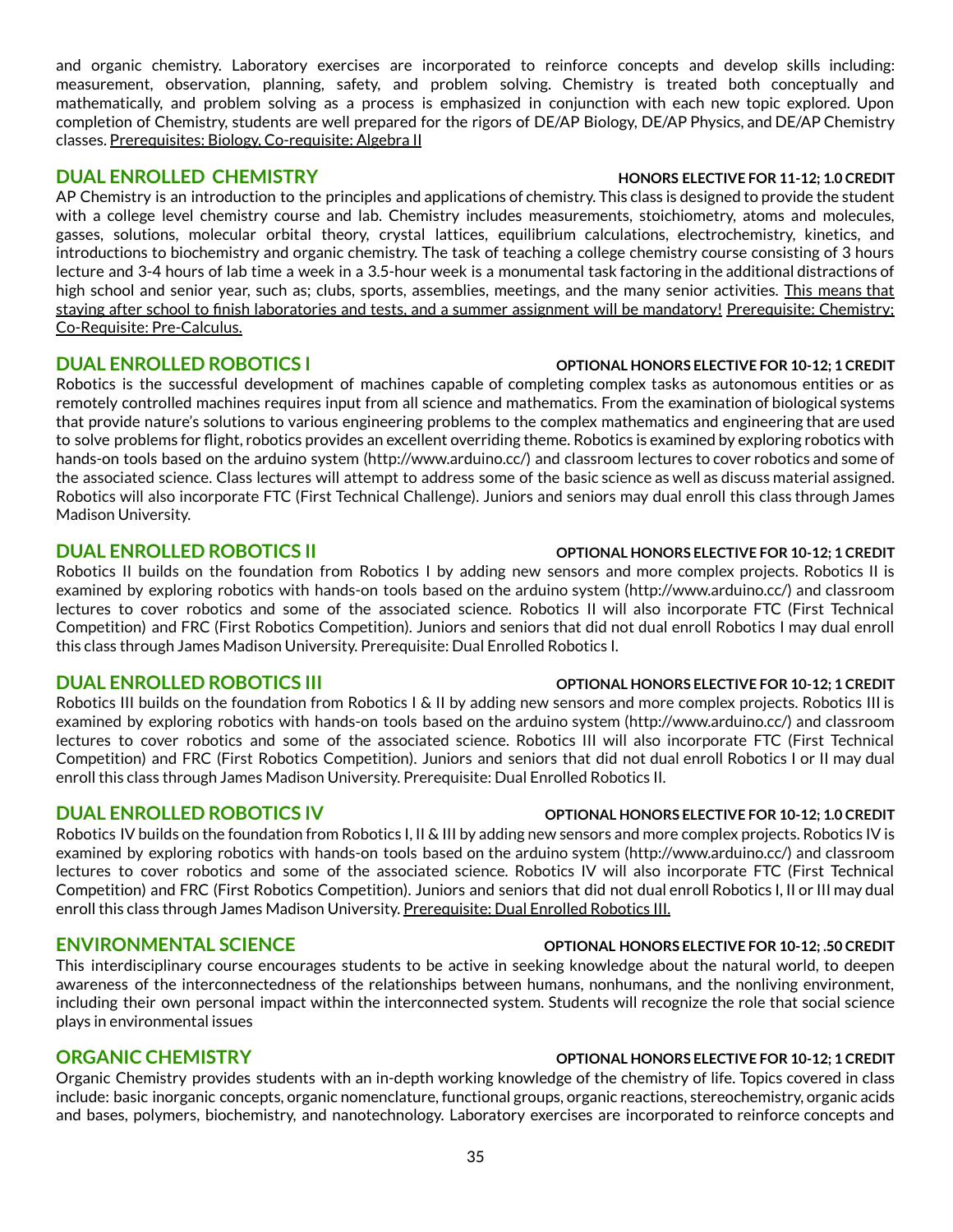and organic chemistry. Laboratory exercises are incorporated to reinforce concepts and develop skills including: measurement, observation, planning, safety, and problem solving. Chemistry is treated both conceptually and mathematically, and problem solving as a process is emphasized in conjunction with each new topic explored. Upon completion of Chemistry, students are well prepared for the rigors of DE/AP Biology, DE/AP Physics, and DE/AP Chemistry classes. Prerequisites: Biology, Co-requisite: Algebra II

## DUAL ENROLLED CHEMISTRY

**HONORS ELECTIVE FOR 11-12; 1.0 CREDIT**

AP Chemistry is an introduction to the principles and applications of chemistry. This class is designed to provide the student with a college level chemistry course and lab. Chemistry includes measurements, stoichiometry, atoms and molecules, gasses, solutions, molecular orbital theory, crystal lattices, equilibrium calculations, electrochemistry, kinetics, and introductions to biochemistry and organic chemistry. The task of teaching a college chemistry course consisting of 3 hours lecture and 3-4 hours of lab time a week in a 3.5-hour week is a monumental task factoring in the additional distractions of high school and senior year, such as; clubs, sports, assemblies, meetings, and the many senior activities. This means that staying after school to finish laboratories and tests, and a summer assignment will be mandatory! Prerequisite: Chemistry; Co-Requisite: Pre-Calculus.

## DUAL ENROLLED ROBOTICS I

**OPTIONAL HONORS ELECTIVE FOR 10-12; 1 CREDIT**

Robotics is the successful development of machines capable of completing complex tasks as autonomous entities or as remotely controlled machines requires input from all science and mathematics. From the examination of biological systems that provide nature's solutions to various engineering problems to the complex mathematics and engineering that are used to solve problems for flight, robotics provides an excellent overriding theme. Robotics is examined by exploring robotics with hands-on tools based on the arduino system (http://www.arduino.cc/) and classroom lectures to cover robotics and some of the associated science. Class lectures will attempt to address some of the basic science as well as discuss material assigned. Robotics will also incorporate FTC (First Technical Challenge). Juniors and seniors may dual enroll this class through James Madison University.

## DUAL ENROLLED ROBOTICS II

**OPTIONAL HONORS ELECTIVE FOR 10-12; 1 CREDIT**

Robotics II builds on the foundation from Robotics I by adding new sensors and more complex projects. Robotics II is examined by exploring robotics with hands-on tools based on the arduino system (http://www.arduino.cc/) and classroom lectures to cover robotics and some of the associated science. Robotics II will also incorporate FTC (First Technical Competition) and FRC (First Robotics Competition). Juniors and seniors that did not dual enroll Robotics I may dual enroll this class through James Madison University. Prerequisite: Dual Enrolled Robotics I.

## DUAL ENROLLED ROBOTICS III

**OPTIONAL HONORS ELECTIVE FOR 10-12; 1 CREDIT**

Robotics III builds on the foundation from Robotics I & II by adding new sensors and more complex projects. Robotics III is examined by exploring robotics with hands-on tools based on the arduino system (http://www.arduino.cc/) and classroom lectures to cover robotics and some of the associated science. Robotics III will also incorporate FTC (First Technical Competition) and FRC (First Robotics Competition). Juniors and seniors that did not dual enroll Robotics I or II may dual enroll this class through James Madison University. Prerequisite: Dual Enrolled Robotics II.

## DUAL ENROLLED ROBOTICS IV

**OPTIONAL HONORS ELECTIVE FOR 10-12; 1.0 CREDIT**

Robotics IV builds on the foundation from Robotics I, II & III by adding new sensors and more complex projects. Robotics IV is examined by exploring robotics with hands-on tools based on the arduino system (http://www.arduino.cc/) and classroom lectures to cover robotics and some of the associated science. Robotics IV will also incorporate FTC (First Technical Competition) and FRC (First Robotics Competition). Juniors and seniors that did not dual enroll Robotics I, II or III may dual enroll this class through James Madison University. Prerequisite: Dual Enrolled Robotics III.

## ENVIRONMENTAL SCIENCE

**OPTIONAL HONORS ELECTIVE FOR 10-12; .50 CREDIT**

This interdisciplinary course encourages students to be active in seeking knowledge about the natural world, to deepen awareness of the interconnectedness of the relationships between humans, nonhumans, and the nonliving environment, including their own personal impact within the interconnected system. Students will recognize the role that social science plays in environmental issues

## ORGANIC CHEMISTRY

**OPTIONAL HONORS ELECTIVE FOR 10-12; 1 CREDIT**

Organic Chemistry provides students with an in-depth working knowledge of the chemistry of life. Topics covered in class include: basic inorganic concepts, organic nomenclature, functional groups, organic reactions, stereochemistry, organic acids and bases, polymers, biochemistry, and nanotechnology. Laboratory exercises are incorporated to reinforce concepts and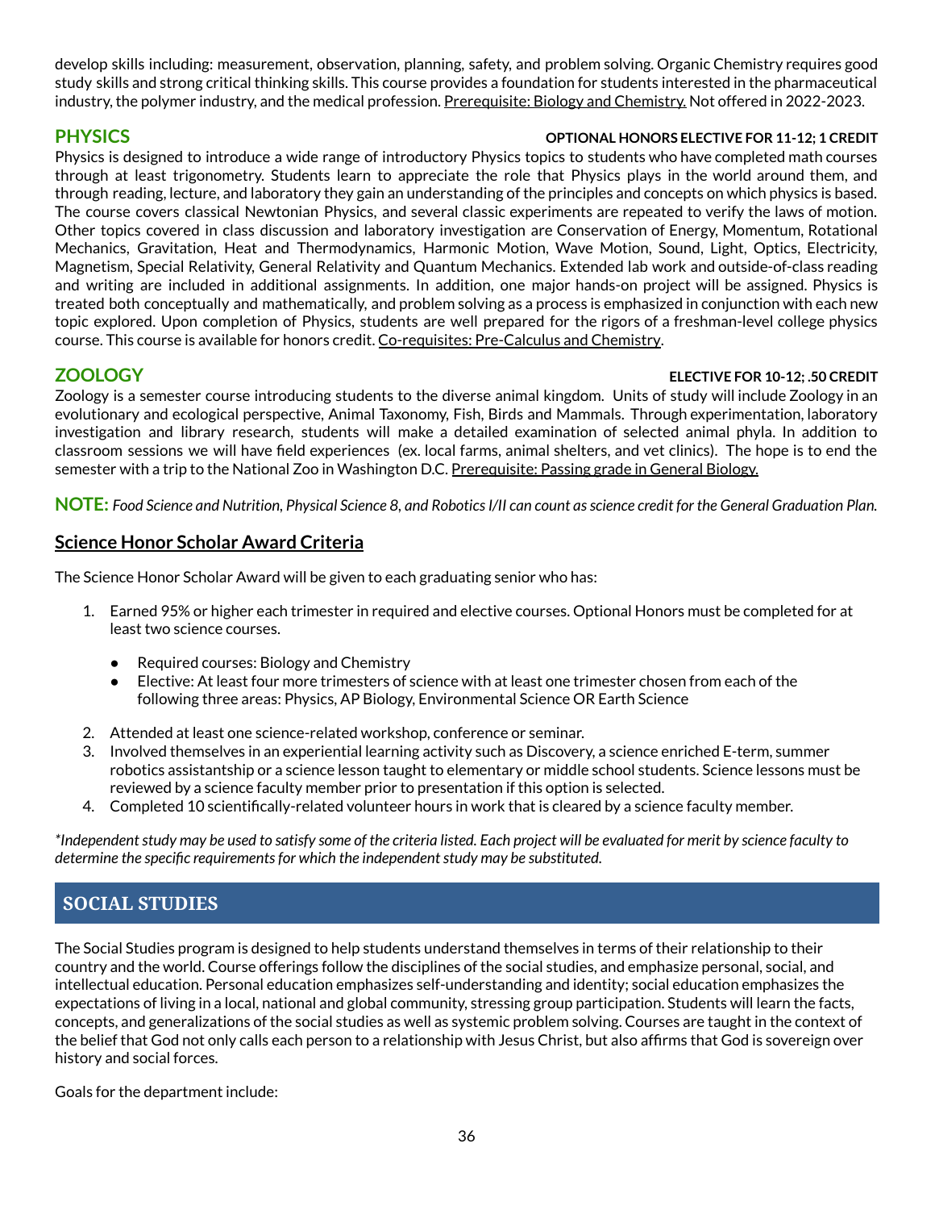develop skills including: measurement, observation, planning, safety, and problem solving. Organic Chemistry requires good study skills and strong critical thinking skills. This course provides a foundation for students interested in the pharmaceutical industry, the polymer industry, and the medical profession. Prerequisite: Biology and Chemistry. Not offered in 2022-2023.

## PHYSICS

**OPTIONAL HONORS ELECTIVE FOR 11-12; 1 CREDIT**

Physics is designed to introduce a wide range of introductory Physics topics to students who have completed math courses through at least trigonometry. Students learn to appreciate the role that Physics plays in the world around them, and through reading, lecture, and laboratory they gain an understanding of the principles and concepts on which physics is based. The course covers classical Newtonian Physics, and several classic experiments are repeated to verify the laws of motion. Other topics covered in class discussion and laboratory investigation are Conservation of Energy, Momentum, Rotational Mechanics, Gravitation, Heat and Thermodynamics, Harmonic Motion, Wave Motion, Sound, Light, Optics, Electricity, Magnetism, Special Relativity, General Relativity and Quantum Mechanics. Extended lab work and outside-of-class reading and writing are included in additional assignments. In addition, one major hands-on project will be assigned. Physics is treated both conceptually and mathematically, and problem solving as a process is emphasized in conjunction with each new topic explored. Upon completion of Physics, students are well prepared for the rigors of a freshman-level college physics course. This course is available for honors credit. Co-requisites: Pre-Calculus and Chemistry.

## ZOOLOGY

**ELECTIVE FOR 10-12; .50 CREDIT**

Zoology is a semester course introducing students to the diverse animal kingdom. Units of study will include Zoology in an evolutionary and ecological perspective, Animal Taxonomy, Fish, Birds and Mammals. Through experimentation, laboratory investigation and library research, students will make a detailed examination of selected animal phyla. In addition to classroom sessions we will have field experiences (ex. local farms, animal shelters, and vet clinics). The hope is to end the semester with a trip to the National Zoo in Washington D.C. Prerequisite: Passing grade in General Biology.

**NOTE:** *Food Science and Nutrition, Physical Science 8, and Robotics I/II can count as science credit for the General Graduation Plan.*

### Science Honor Scholar Award Criteria

The Science Honor Scholar Award will be given to each graduating senior who has:

1. Earned 95% or higher each trimester in required and elective courses. Optional Honors must be completed for at least two science courses.
   - Required courses: Biology and Chemistry
   - Elective: At least four more trimesters of science with at least one trimester chosen from each of the following three areas: Physics, AP Biology, Environmental Science OR Earth Science
2. Attended at least one science-related workshop, conference or seminar.
3. Involved themselves in an experiential learning activity such as Discovery, a science enriched E-term, summer robotics assistantship or a science lesson taught to elementary or middle school students. Science lessons must be reviewed by a science faculty member prior to presentation if this option is selected.
4. Completed 10 scientifically-related volunteer hours in work that is cleared by a science faculty member.

*\*Independent study may be used to satisfy some of the criteria listed. Each project will be evaluated for merit by science faculty to determine the specific requirements for which the independent study may be substituted.*

# SOCIAL STUDIES

The Social Studies program is designed to help students understand themselves in terms of their relationship to their country and the world. Course offerings follow the disciplines of the social studies, and emphasize personal, social, and intellectual education. Personal education emphasizes self-understanding and identity; social education emphasizes the expectations of living in a local, national and global community, stressing group participation. Students will learn the facts, concepts, and generalizations of the social studies as well as systemic problem solving. Courses are taught in the context of the belief that God not only calls each person to a relationship with Jesus Christ, but also affirms that God is sovereign over history and social forces.

Goals for the department include: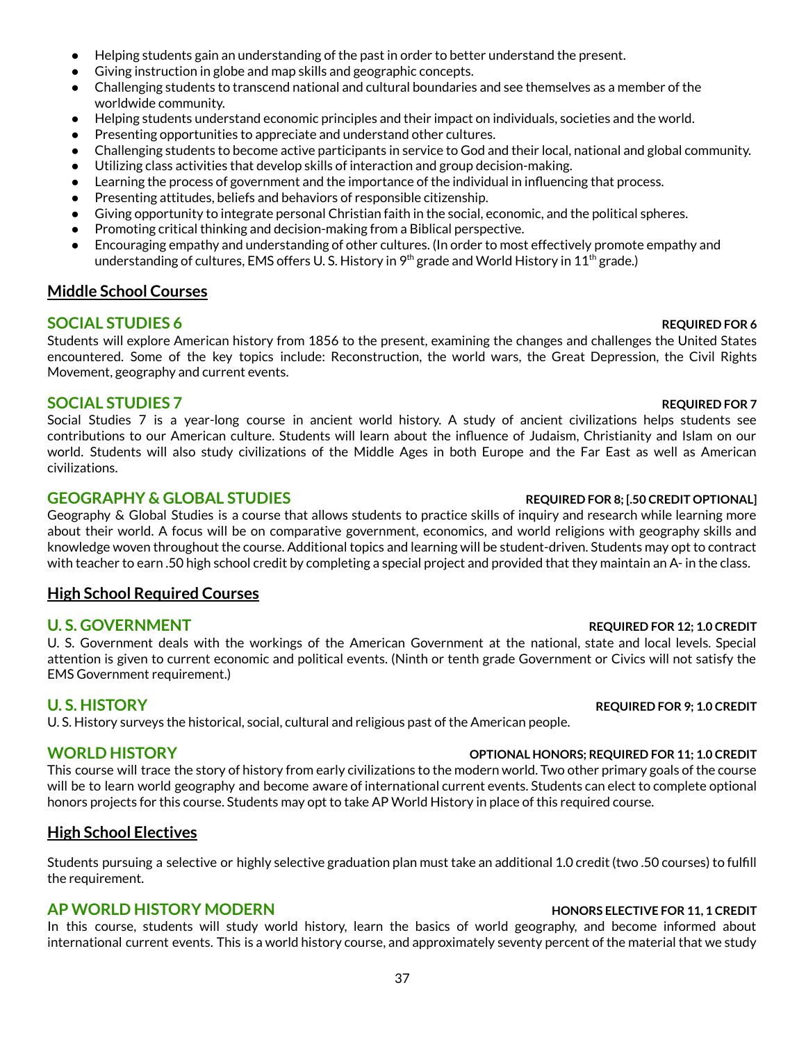- Helping students gain an understanding of the past in order to better understand the present.
- Giving instruction in globe and map skills and geographic concepts.
- Challenging students to transcend national and cultural boundaries and see themselves as a member of the worldwide community.
- Helping students understand economic principles and their impact on individuals, societies and the world.
- Presenting opportunities to appreciate and understand other cultures.
- Challenging students to become active participants in service to God and their local, national and global community.
- Utilizing class activities that develop skills of interaction and group decision-making.
- Learning the process of government and the importance of the individual in influencing that process.
- Presenting attitudes, beliefs and behaviors of responsible citizenship.
- Giving opportunity to integrate personal Christian faith in the social, economic, and the political spheres.
- Promoting critical thinking and decision-making from a Biblical perspective.
- Encouraging empathy and understanding of other cultures. (In order to most effectively promote empathy and understanding of cultures, EMS offers U. S. History in 9th grade and World History in 11th grade.)

## Middle School Courses

### SOCIAL STUDIES 6 — REQUIRED FOR 6

Students will explore American history from 1856 to the present, examining the changes and challenges the United States encountered. Some of the key topics include: Reconstruction, the world wars, the Great Depression, the Civil Rights Movement, geography and current events.

### SOCIAL STUDIES 7 — REQUIRED FOR 7

Social Studies 7 is a year-long course in ancient world history. A study of ancient civilizations helps students see contributions to our American culture. Students will learn about the influence of Judaism, Christianity and Islam on our world. Students will also study civilizations of the Middle Ages in both Europe and the Far East as well as American civilizations.

### GEOGRAPHY & GLOBAL STUDIES — REQUIRED FOR 8; [.50 CREDIT OPTIONAL]

Geography & Global Studies is a course that allows students to practice skills of inquiry and research while learning more about their world. A focus will be on comparative government, economics, and world religions with geography skills and knowledge woven throughout the course. Additional topics and learning will be student-driven. Students may opt to contract with teacher to earn .50 high school credit by completing a special project and provided that they maintain an A- in the class.

## High School Required Courses

### U. S. GOVERNMENT — REQUIRED FOR 12; 1.0 CREDIT

U. S. Government deals with the workings of the American Government at the national, state and local levels. Special attention is given to current economic and political events. (Ninth or tenth grade Government or Civics will not satisfy the EMS Government requirement.)

### U. S. HISTORY — REQUIRED FOR 9; 1.0 CREDIT

U. S. History surveys the historical, social, cultural and religious past of the American people.

### WORLD HISTORY — OPTIONAL HONORS; REQUIRED FOR 11; 1.0 CREDIT

This course will trace the story of history from early civilizations to the modern world. Two other primary goals of the course will be to learn world geography and become aware of international current events. Students can elect to complete optional honors projects for this course. Students may opt to take AP World History in place of this required course.

## High School Electives

Students pursuing a selective or highly selective graduation plan must take an additional 1.0 credit (two .50 courses) to fulfill the requirement.

### AP WORLD HISTORY MODERN — HONORS ELECTIVE FOR 11, 1 CREDIT

In this course, students will study world history, learn the basics of world geography, and become informed about international current events. This is a world history course, and approximately seventy percent of the material that we study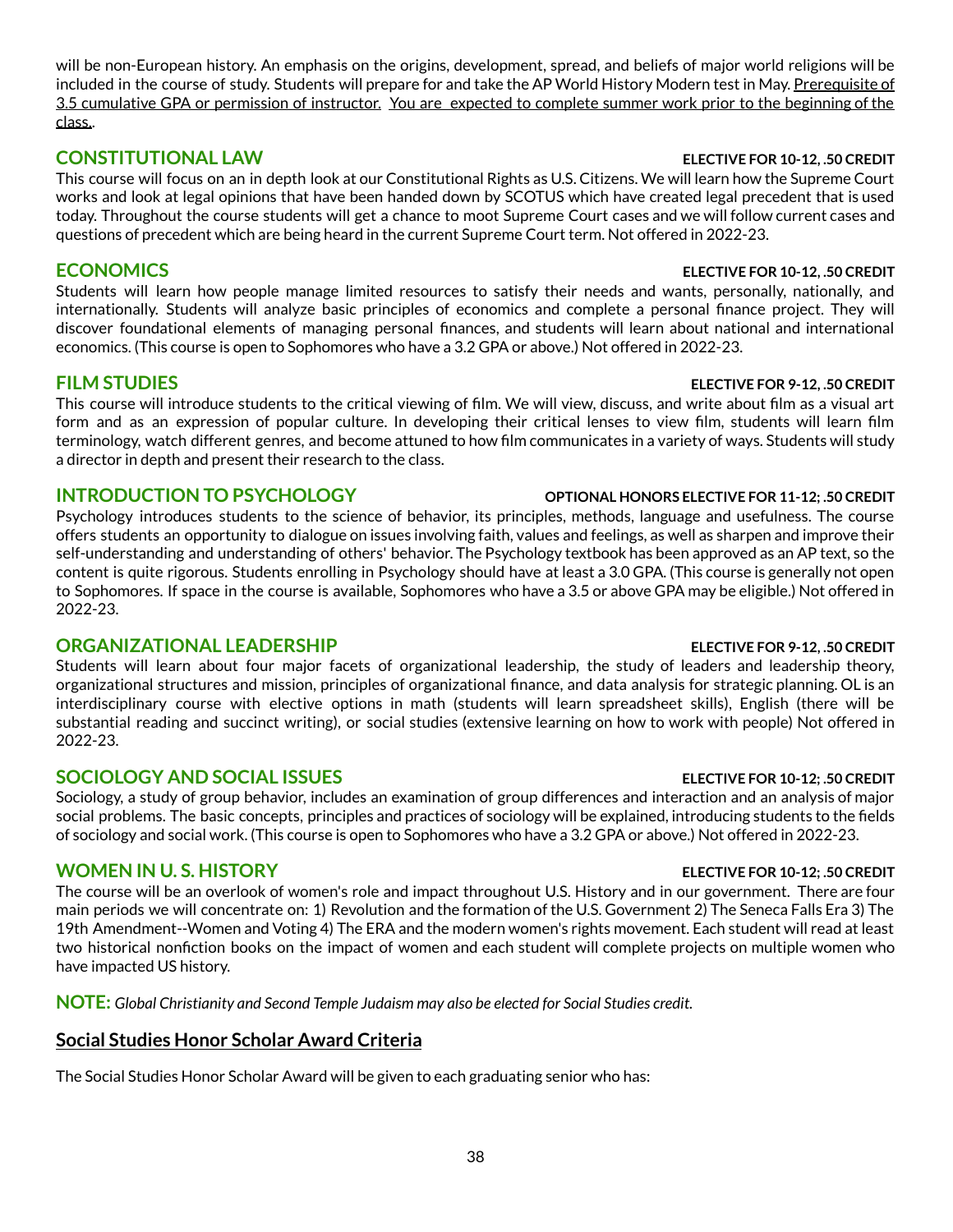will be non-European history. An emphasis on the origins, development, spread, and beliefs of major world religions will be included in the course of study. Students will prepare for and take the AP World History Modern test in May. Prerequisite of 3.5 cumulative GPA or permission of instructor. You are expected to complete summer work prior to the beginning of the class..

## CONSTITUTIONAL LAW

**ELECTIVE FOR 10-12, .50 CREDIT**

This course will focus on an in depth look at our Constitutional Rights as U.S. Citizens. We will learn how the Supreme Court works and look at legal opinions that have been handed down by SCOTUS which have created legal precedent that is used today. Throughout the course students will get a chance to moot Supreme Court cases and we will follow current cases and questions of precedent which are being heard in the current Supreme Court term. Not offered in 2022-23.

## ECONOMICS

**ELECTIVE FOR 10-12, .50 CREDIT**

Students will learn how people manage limited resources to satisfy their needs and wants, personally, nationally, and internationally. Students will analyze basic principles of economics and complete a personal finance project. They will discover foundational elements of managing personal finances, and students will learn about national and international economics. (This course is open to Sophomores who have a 3.2 GPA or above.) Not offered in 2022-23.

## FILM STUDIES

**ELECTIVE FOR 9-12, .50 CREDIT**

This course will introduce students to the critical viewing of film. We will view, discuss, and write about film as a visual art form and as an expression of popular culture. In developing their critical lenses to view film, students will learn film terminology, watch different genres, and become attuned to how film communicates in a variety of ways. Students will study a director in depth and present their research to the class.

## INTRODUCTION TO PSYCHOLOGY

**OPTIONAL HONORS ELECTIVE FOR 11-12; .50 CREDIT**

Psychology introduces students to the science of behavior, its principles, methods, language and usefulness. The course offers students an opportunity to dialogue on issues involving faith, values and feelings, as well as sharpen and improve their self-understanding and understanding of others' behavior. The Psychology textbook has been approved as an AP text, so the content is quite rigorous. Students enrolling in Psychology should have at least a 3.0 GPA. (This course is generally not open to Sophomores. If space in the course is available, Sophomores who have a 3.5 or above GPA may be eligible.) Not offered in 2022-23.

## ORGANIZATIONAL LEADERSHIP

**ELECTIVE FOR 9-12, .50 CREDIT**

Students will learn about four major facets of organizational leadership, the study of leaders and leadership theory, organizational structures and mission, principles of organizational finance, and data analysis for strategic planning. OL is an interdisciplinary course with elective options in math (students will learn spreadsheet skills), English (there will be substantial reading and succinct writing), or social studies (extensive learning on how to work with people) Not offered in 2022-23.

## SOCIOLOGY AND SOCIAL ISSUES

**ELECTIVE FOR 10-12; .50 CREDIT**

Sociology, a study of group behavior, includes an examination of group differences and interaction and an analysis of major social problems. The basic concepts, principles and practices of sociology will be explained, introducing students to the fields of sociology and social work. (This course is open to Sophomores who have a 3.2 GPA or above.) Not offered in 2022-23.

## WOMEN IN U. S. HISTORY

**ELECTIVE FOR 10-12; .50 CREDIT**

The course will be an overlook of women's role and impact throughout U.S. History and in our government. There are four main periods we will concentrate on: 1) Revolution and the formation of the U.S. Government 2) The Seneca Falls Era 3) The 19th Amendment--Women and Voting 4) The ERA and the modern women's rights movement. Each student will read at least two historical nonfiction books on the impact of women and each student will complete projects on multiple women who have impacted US history.

**NOTE:** *Global Christianity and Second Temple Judaism may also be elected for Social Studies credit.*

## Social Studies Honor Scholar Award Criteria

The Social Studies Honor Scholar Award will be given to each graduating senior who has: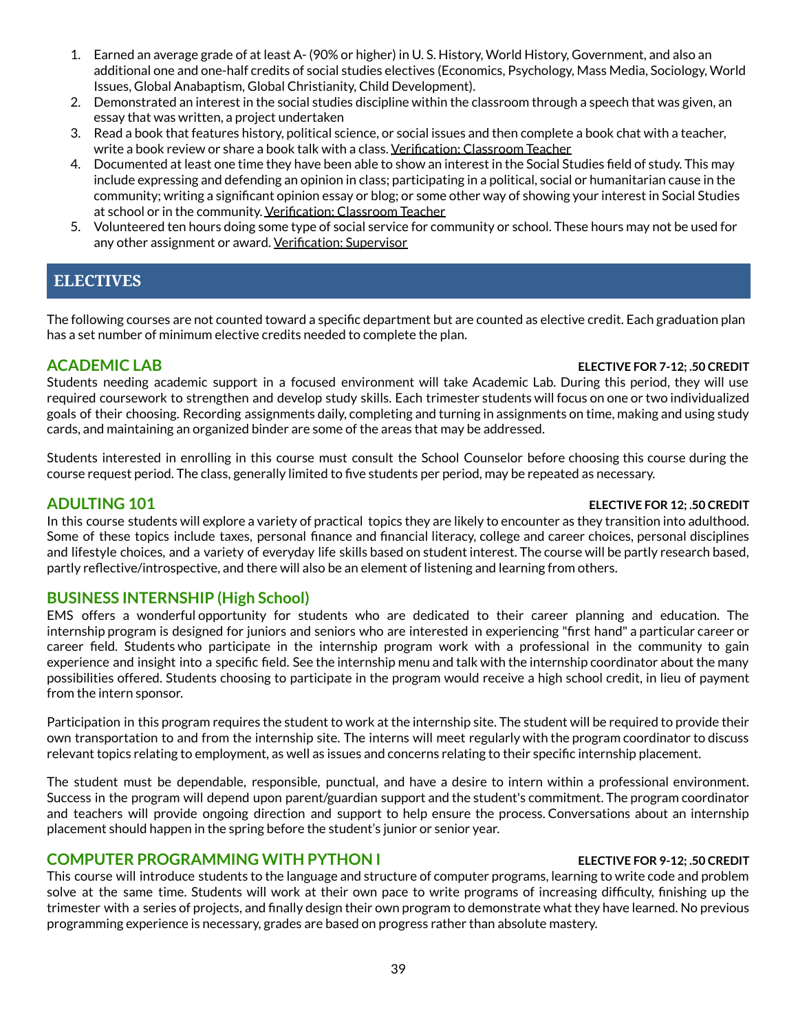1. Earned an average grade of at least A- (90% or higher) in U. S. History, World History, Government, and also an additional one and one-half credits of social studies electives (Economics, Psychology, Mass Media, Sociology, World Issues, Global Anabaptism, Global Christianity, Child Development).
2. Demonstrated an interest in the social studies discipline within the classroom through a speech that was given, an essay that was written, a project undertaken
3. Read a book that features history, political science, or social issues and then complete a book chat with a teacher, write a book review or share a book talk with a class. Verification: Classroom Teacher
4. Documented at least one time they have been able to show an interest in the Social Studies field of study. This may include expressing and defending an opinion in class; participating in a political, social or humanitarian cause in the community; writing a significant opinion essay or blog; or some other way of showing your interest in Social Studies at school or in the community. Verification: Classroom Teacher
5. Volunteered ten hours doing some type of social service for community or school. These hours may not be used for any other assignment or award. Verification: Supervisor

## ELECTIVES

The following courses are not counted toward a specific department but are counted as elective credit. Each graduation plan has a set number of minimum elective credits needed to complete the plan.

### ACADEMIC LAB

**ELECTIVE FOR 7-12; .50 CREDIT**

Students needing academic support in a focused environment will take Academic Lab. During this period, they will use required coursework to strengthen and develop study skills. Each trimester students will focus on one or two individualized goals of their choosing. Recording assignments daily, completing and turning in assignments on time, making and using study cards, and maintaining an organized binder are some of the areas that may be addressed.

Students interested in enrolling in this course must consult the School Counselor before choosing this course during the course request period. The class, generally limited to five students per period, may be repeated as necessary.

### ADULTING 101

**ELECTIVE FOR 12; .50 CREDIT**

In this course students will explore a variety of practical topics they are likely to encounter as they transition into adulthood. Some of these topics include taxes, personal finance and financial literacy, college and career choices, personal disciplines and lifestyle choices, and a variety of everyday life skills based on student interest. The course will be partly research based, partly reflective/introspective, and there will also be an element of listening and learning from others.

### BUSINESS INTERNSHIP (High School)

EMS offers a wonderful opportunity for students who are dedicated to their career planning and education. The internship program is designed for juniors and seniors who are interested in experiencing "first hand" a particular career or career field. Students who participate in the internship program work with a professional in the community to gain experience and insight into a specific field. See the internship menu and talk with the internship coordinator about the many possibilities offered. Students choosing to participate in the program would receive a high school credit, in lieu of payment from the intern sponsor.

Participation in this program requires the student to work at the internship site. The student will be required to provide their own transportation to and from the internship site. The interns will meet regularly with the program coordinator to discuss relevant topics relating to employment, as well as issues and concerns relating to their specific internship placement.

The student must be dependable, responsible, punctual, and have a desire to intern within a professional environment. Success in the program will depend upon parent/guardian support and the student's commitment. The program coordinator and teachers will provide ongoing direction and support to help ensure the process. Conversations about an internship placement should happen in the spring before the student's junior or senior year.

### COMPUTER PROGRAMMING WITH PYTHON I

**ELECTIVE FOR 9-12; .50 CREDIT**

This course will introduce students to the language and structure of computer programs, learning to write code and problem solve at the same time. Students will work at their own pace to write programs of increasing difficulty, finishing up the trimester with a series of projects, and finally design their own program to demonstrate what they have learned. No previous programming experience is necessary, grades are based on progress rather than absolute mastery.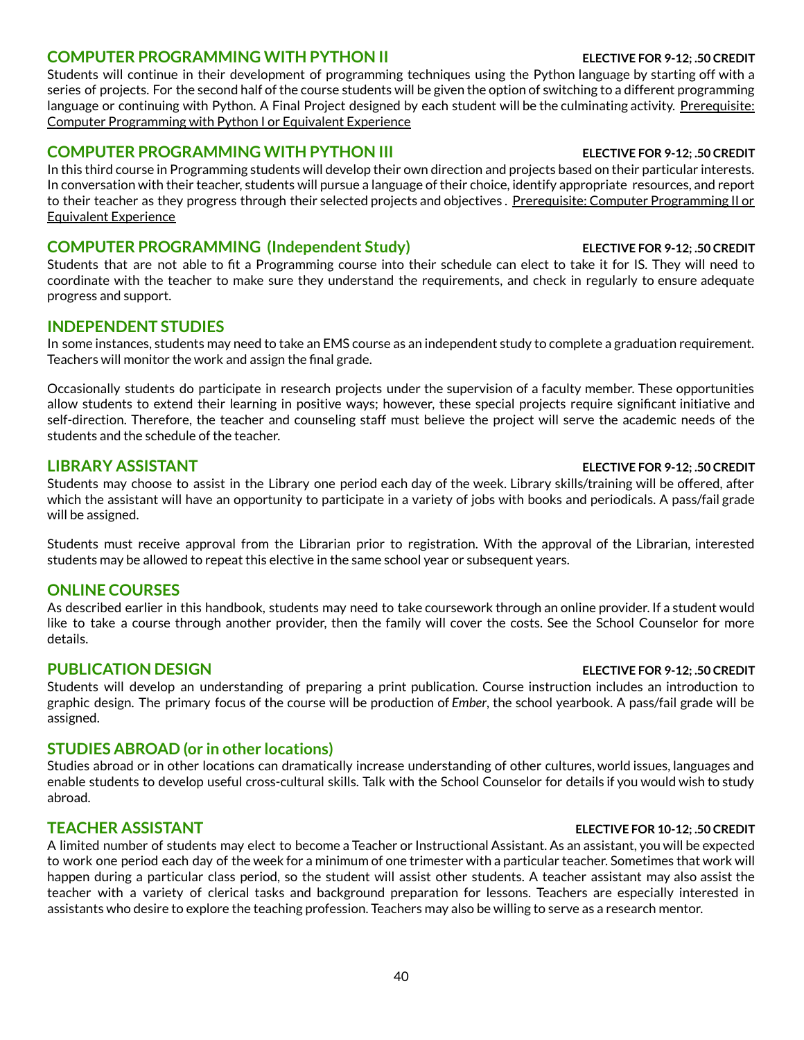## COMPUTER PROGRAMMING WITH PYTHON II

**ELECTIVE FOR 9-12; .50 CREDIT**

Students will continue in their development of programming techniques using the Python language by starting off with a series of projects. For the second half of the course students will be given the option of switching to a different programming language or continuing with Python. A Final Project designed by each student will be the culminating activity. Prerequisite: Computer Programming with Python I or Equivalent Experience

## COMPUTER PROGRAMMING WITH PYTHON III

**ELECTIVE FOR 9-12; .50 CREDIT**

In this third course in Programming students will develop their own direction and projects based on their particular interests. In conversation with their teacher, students will pursue a language of their choice, identify appropriate resources, and report to their teacher as they progress through their selected projects and objectives . Prerequisite: Computer Programming II or Equivalent Experience

## COMPUTER PROGRAMMING (Independent Study)

**ELECTIVE FOR 9-12; .50 CREDIT**

Students that are not able to fit a Programming course into their schedule can elect to take it for IS. They will need to coordinate with the teacher to make sure they understand the requirements, and check in regularly to ensure adequate progress and support.

## INDEPENDENT STUDIES

In some instances, students may need to take an EMS course as an independent study to complete a graduation requirement. Teachers will monitor the work and assign the final grade.

Occasionally students do participate in research projects under the supervision of a faculty member. These opportunities allow students to extend their learning in positive ways; however, these special projects require significant initiative and self-direction. Therefore, the teacher and counseling staff must believe the project will serve the academic needs of the students and the schedule of the teacher.

## LIBRARY ASSISTANT

**ELECTIVE FOR 9-12; .50 CREDIT**

Students may choose to assist in the Library one period each day of the week. Library skills/training will be offered, after which the assistant will have an opportunity to participate in a variety of jobs with books and periodicals. A pass/fail grade will be assigned.

Students must receive approval from the Librarian prior to registration. With the approval of the Librarian, interested students may be allowed to repeat this elective in the same school year or subsequent years.

## ONLINE COURSES

As described earlier in this handbook, students may need to take coursework through an online provider. If a student would like to take a course through another provider, then the family will cover the costs. See the School Counselor for more details.

## PUBLICATION DESIGN

**ELECTIVE FOR 9-12; .50 CREDIT**

Students will develop an understanding of preparing a print publication. Course instruction includes an introduction to graphic design. The primary focus of the course will be production of *Ember*, the school yearbook. A pass/fail grade will be assigned.

## STUDIES ABROAD (or in other locations)

Studies abroad or in other locations can dramatically increase understanding of other cultures, world issues, languages and enable students to develop useful cross-cultural skills. Talk with the School Counselor for details if you would wish to study abroad.

## TEACHER ASSISTANT

**ELECTIVE FOR 10-12; .50 CREDIT**

A limited number of students may elect to become a Teacher or Instructional Assistant. As an assistant, you will be expected to work one period each day of the week for a minimum of one trimester with a particular teacher. Sometimes that work will happen during a particular class period, so the student will assist other students. A teacher assistant may also assist the teacher with a variety of clerical tasks and background preparation for lessons. Teachers are especially interested in assistants who desire to explore the teaching profession. Teachers may also be willing to serve as a research mentor.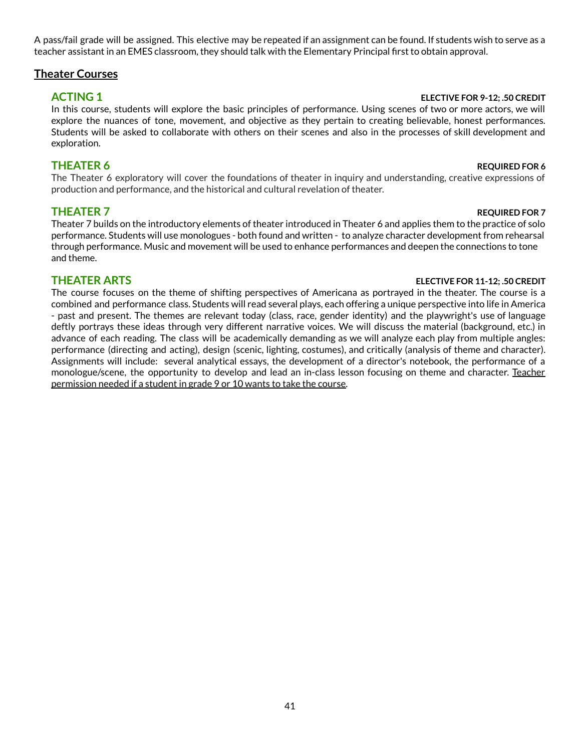A pass/fail grade will be assigned. This elective may be repeated if an assignment can be found. If students wish to serve as a teacher assistant in an EMES classroom, they should talk with the Elementary Principal first to obtain approval.

## Theater Courses

### ACTING 1

**ELECTIVE FOR 9-12; .50 CREDIT**

In this course, students will explore the basic principles of performance. Using scenes of two or more actors, we will explore the nuances of tone, movement, and objective as they pertain to creating believable, honest performances. Students will be asked to collaborate with others on their scenes and also in the processes of skill development and exploration.

### THEATER 6

**REQUIRED FOR 6**

The Theater 6 exploratory will cover the foundations of theater in inquiry and understanding, creative expressions of production and performance, and the historical and cultural revelation of theater.

### THEATER 7

**REQUIRED FOR 7**

Theater 7 builds on the introductory elements of theater introduced in Theater 6 and applies them to the practice of solo performance. Students will use monologues - both found and written - to analyze character development from rehearsal through performance. Music and movement will be used to enhance performances and deepen the connections to tone and theme.

### THEATER ARTS

**ELECTIVE FOR 11-12; .50 CREDIT**

The course focuses on the theme of shifting perspectives of Americana as portrayed in the theater. The course is a combined and performance class. Students will read several plays, each offering a unique perspective into life in America - past and present. The themes are relevant today (class, race, gender identity) and the playwright's use of language deftly portrays these ideas through very different narrative voices. We will discuss the material (background, etc.) in advance of each reading. The class will be academically demanding as we will analyze each play from multiple angles: performance (directing and acting), design (scenic, lighting, costumes), and critically (analysis of theme and character). Assignments will include: several analytical essays, the development of a director's notebook, the performance of a monologue/scene, the opportunity to develop and lead an in-class lesson focusing on theme and character. <u>Teacher permission needed if a student in grade 9 or 10 wants to take the course</u>.